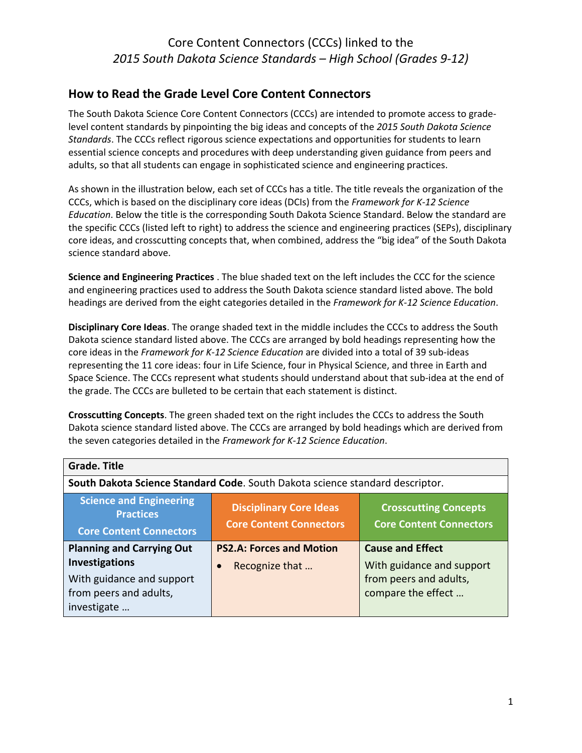# Core Content Connectors (CCCs) linked to the
# *2015 South Dakota Science Standards – High School (Grades 9-12)*

## How to Read the Grade Level Core Content Connectors

The South Dakota Science Core Content Connectors (CCCs) are intended to promote access to grade-level content standards by pinpointing the big ideas and concepts of the *2015 South Dakota Science Standards*. The CCCs reflect rigorous science expectations and opportunities for students to learn essential science concepts and procedures with deep understanding given guidance from peers and adults, so that all students can engage in sophisticated science and engineering practices.

As shown in the illustration below, each set of CCCs has a title. The title reveals the organization of the CCCs, which is based on the disciplinary core ideas (DCIs) from the *Framework for K-12 Science Education*. Below the title is the corresponding South Dakota Science Standard. Below the standard are the specific CCCs (listed left to right) to address the science and engineering practices (SEPs), disciplinary core ideas, and crosscutting concepts that, when combined, address the "big idea" of the South Dakota science standard above.

**Science and Engineering Practices** . The blue shaded text on the left includes the CCC for the science and engineering practices used to address the South Dakota science standard listed above. The bold headings are derived from the eight categories detailed in the *Framework for K-12 Science Education*.

**Disciplinary Core Ideas**. The orange shaded text in the middle includes the CCCs to address the South Dakota science standard listed above. The CCCs are arranged by bold headings representing how the core ideas in the *Framework for K-12 Science Education* are divided into a total of 39 sub-ideas representing the 11 core ideas: four in Life Science, four in Physical Science, and three in Earth and Space Science. The CCCs represent what students should understand about that sub-idea at the end of the grade. The CCCs are bulleted to be certain that each statement is distinct.

**Crosscutting Concepts**. The green shaded text on the right includes the CCCs to address the South Dakota science standard listed above. The CCCs are arranged by bold headings which are derived from the seven categories detailed in the *Framework for K-12 Science Education*.

| **Grade. Title** | | |
|---|---|---|
| **South Dakota Science Standard Code**. South Dakota science standard descriptor. | | |
| **Science and Engineering Practices Core Content Connectors** | **Disciplinary Core Ideas Core Content Connectors** | **Crosscutting Concepts Core Content Connectors** |
| **Planning and Carrying Out Investigations** With guidance and support from peers and adults, investigate … | **PS2.A: Forces and Motion** • Recognize that … | **Cause and Effect** With guidance and support from peers and adults, compare the effect … |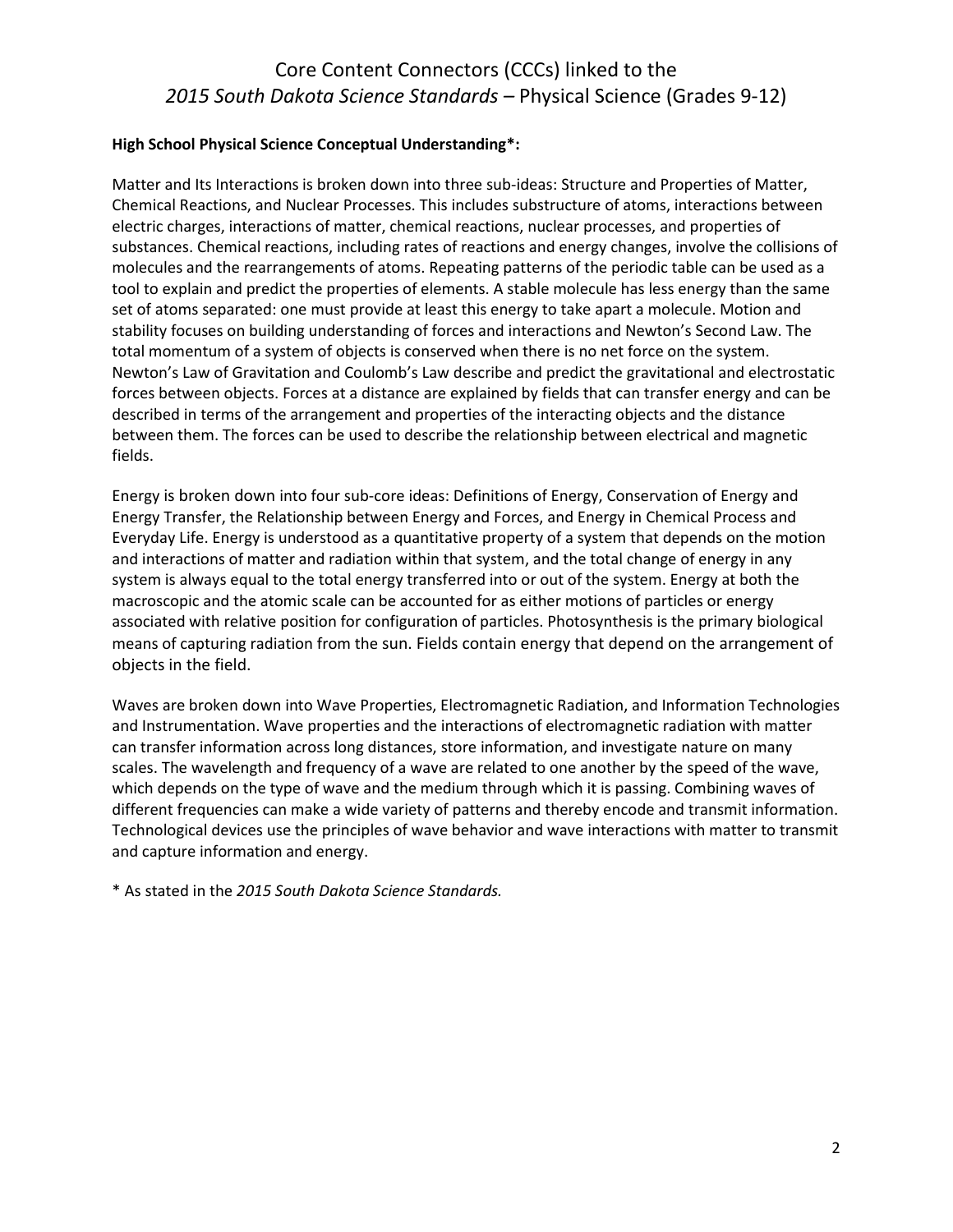# Core Content Connectors (CCCs) linked to the *2015 South Dakota Science Standards* – Physical Science (Grades 9-12)

**High School Physical Science Conceptual Understanding*:**

Matter and Its Interactions is broken down into three sub-ideas: Structure and Properties of Matter, Chemical Reactions, and Nuclear Processes. This includes substructure of atoms, interactions between electric charges, interactions of matter, chemical reactions, nuclear processes, and properties of substances. Chemical reactions, including rates of reactions and energy changes, involve the collisions of molecules and the rearrangements of atoms. Repeating patterns of the periodic table can be used as a tool to explain and predict the properties of elements. A stable molecule has less energy than the same set of atoms separated: one must provide at least this energy to take apart a molecule. Motion and stability focuses on building understanding of forces and interactions and Newton's Second Law. The total momentum of a system of objects is conserved when there is no net force on the system. Newton's Law of Gravitation and Coulomb's Law describe and predict the gravitational and electrostatic forces between objects. Forces at a distance are explained by fields that can transfer energy and can be described in terms of the arrangement and properties of the interacting objects and the distance between them. The forces can be used to describe the relationship between electrical and magnetic fields.

Energy is broken down into four sub-core ideas: Definitions of Energy, Conservation of Energy and Energy Transfer, the Relationship between Energy and Forces, and Energy in Chemical Process and Everyday Life. Energy is understood as a quantitative property of a system that depends on the motion and interactions of matter and radiation within that system, and the total change of energy in any system is always equal to the total energy transferred into or out of the system. Energy at both the macroscopic and the atomic scale can be accounted for as either motions of particles or energy associated with relative position for configuration of particles. Photosynthesis is the primary biological means of capturing radiation from the sun. Fields contain energy that depend on the arrangement of objects in the field.

Waves are broken down into Wave Properties, Electromagnetic Radiation, and Information Technologies and Instrumentation. Wave properties and the interactions of electromagnetic radiation with matter can transfer information across long distances, store information, and investigate nature on many scales. The wavelength and frequency of a wave are related to one another by the speed of the wave, which depends on the type of wave and the medium through which it is passing. Combining waves of different frequencies can make a wide variety of patterns and thereby encode and transmit information. Technological devices use the principles of wave behavior and wave interactions with matter to transmit and capture information and energy.

* As stated in the *2015 South Dakota Science Standards.*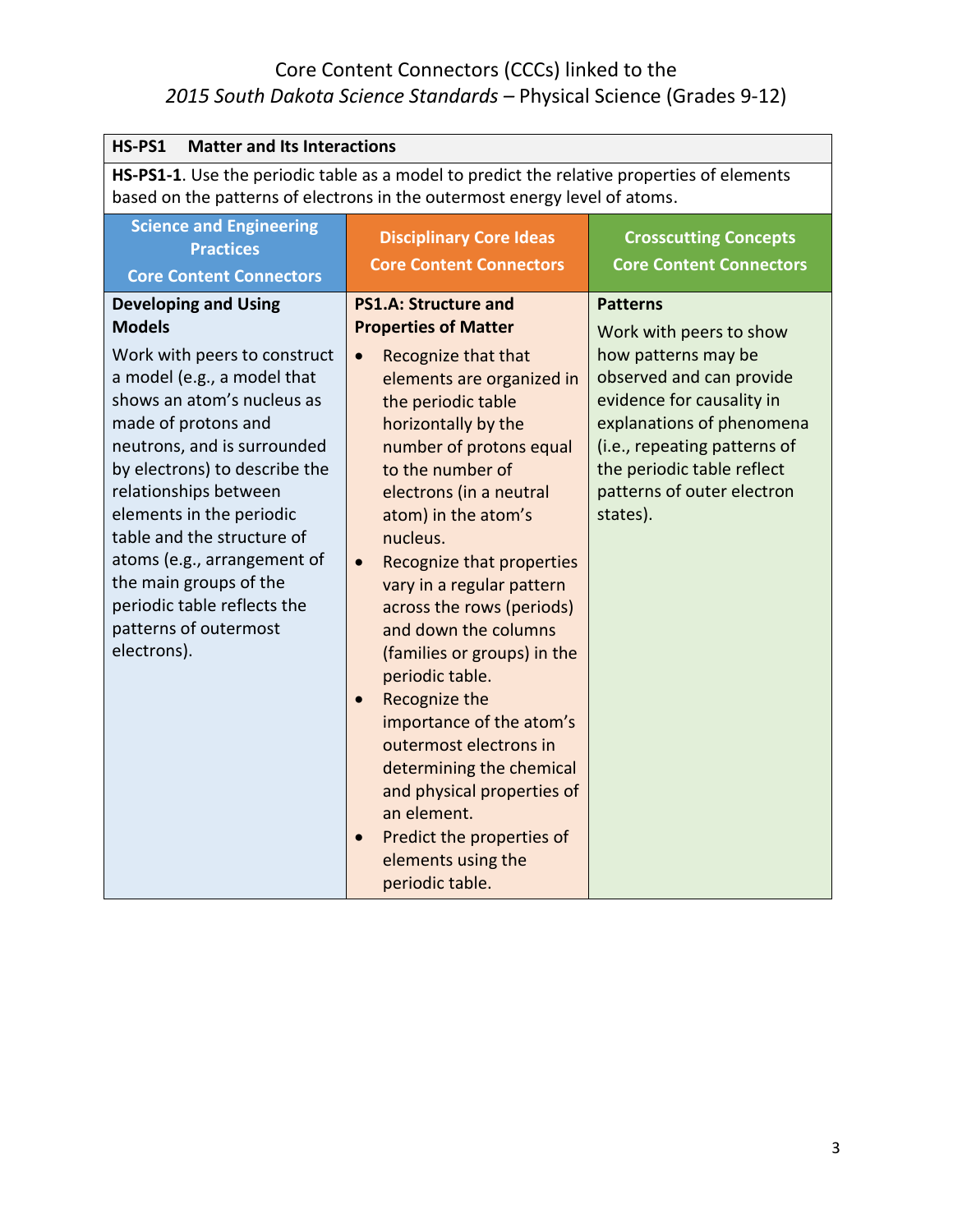# Core Content Connectors (CCCs) linked to the *2015 South Dakota Science Standards* – Physical Science (Grades 9-12)

| **HS-PS1 Matter and Its Interactions** | | |
|---|---|---|
| **HS-PS1-1**. Use the periodic table as a model to predict the relative properties of elements based on the patterns of electrons in the outermost energy level of atoms. | | |
| **Science and Engineering Practices Core Content Connectors** | **Disciplinary Core Ideas Core Content Connectors** | **Crosscutting Concepts Core Content Connectors** |
| **Developing and Using Models**<br><br>Work with peers to construct a model (e.g., a model that shows an atom's nucleus as made of protons and neutrons, and is surrounded by electrons) to describe the relationships between elements in the periodic table and the structure of atoms (e.g., arrangement of the main groups of the periodic table reflects the patterns of outermost electrons). | **PS1.A: Structure and Properties of Matter**<br><br>• Recognize that that elements are organized in the periodic table horizontally by the number of protons equal to the number of electrons (in a neutral atom) in the atom's nucleus.<br>• Recognize that properties vary in a regular pattern across the rows (periods) and down the columns (families or groups) in the periodic table.<br>• Recognize the importance of the atom's outermost electrons in determining the chemical and physical properties of an element.<br>• Predict the properties of elements using the periodic table. | **Patterns**<br><br>Work with peers to show how patterns may be observed and can provide evidence for causality in explanations of phenomena (i.e., repeating patterns of the periodic table reflect patterns of outer electron states). |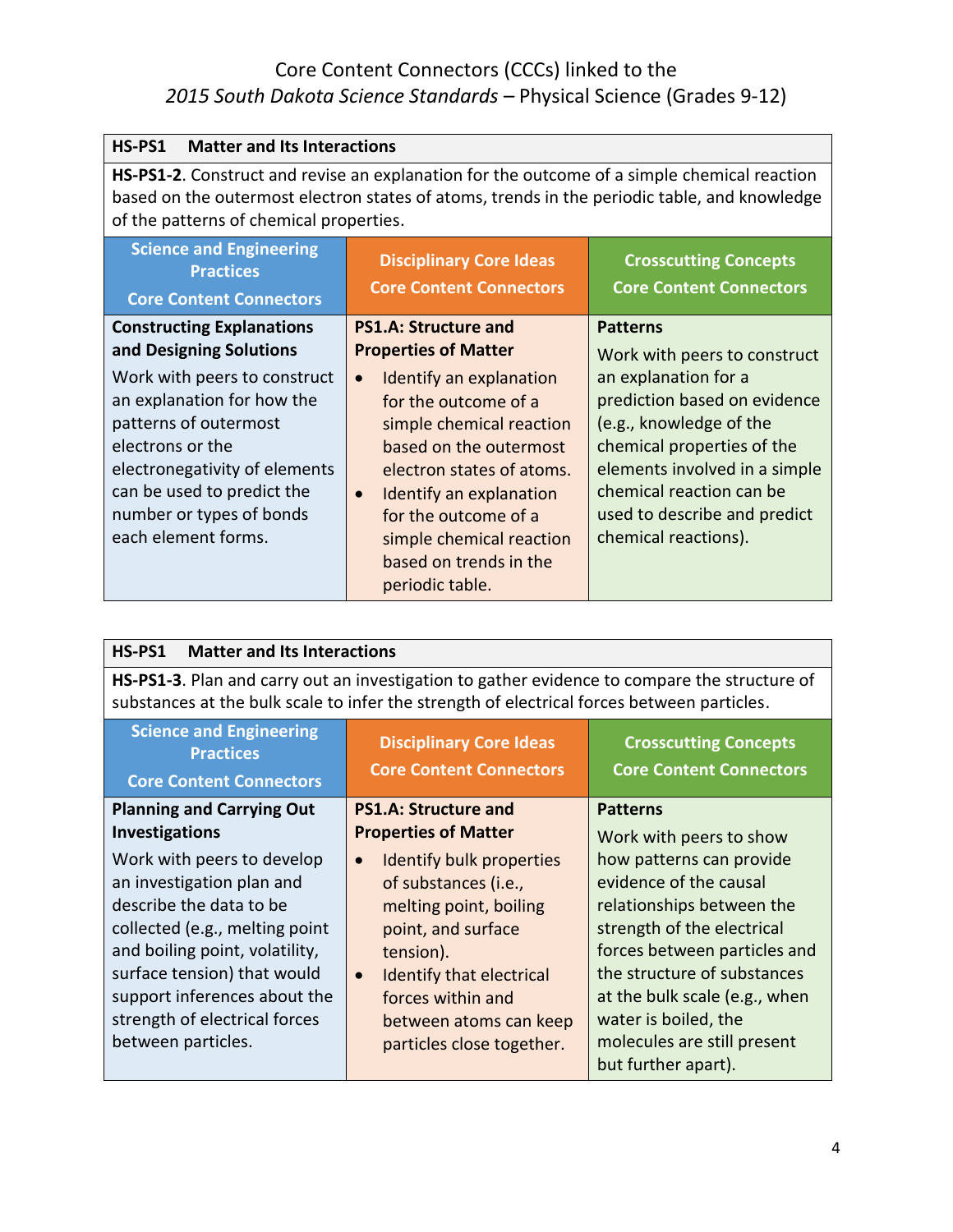# Core Content Connectors (CCCs) linked to the *2015 South Dakota Science Standards* – Physical Science (Grades 9-12)

| **HS-PS1 Matter and Its Interactions** | | |
|---|---|---|
| **HS-PS1-2**. Construct and revise an explanation for the outcome of a simple chemical reaction based on the outermost electron states of atoms, trends in the periodic table, and knowledge of the patterns of chemical properties. | | |
| **Science and Engineering Practices Core Content Connectors** | **Disciplinary Core Ideas Core Content Connectors** | **Crosscutting Concepts Core Content Connectors** |
| **Constructing Explanations and Designing Solutions** Work with peers to construct an explanation for how the patterns of outermost electrons or the electronegativity of elements can be used to predict the number or types of bonds each element forms. | **PS1.A: Structure and Properties of Matter** • Identify an explanation for the outcome of a simple chemical reaction based on the outermost electron states of atoms. • Identify an explanation for the outcome of a simple chemical reaction based on trends in the periodic table. | **Patterns** Work with peers to construct an explanation for a prediction based on evidence (e.g., knowledge of the chemical properties of the elements involved in a simple chemical reaction can be used to describe and predict chemical reactions). |

| **HS-PS1 Matter and Its Interactions** | | |
|---|---|---|
| **HS-PS1-3**. Plan and carry out an investigation to gather evidence to compare the structure of substances at the bulk scale to infer the strength of electrical forces between particles. | | |
| **Science and Engineering Practices Core Content Connectors** | **Disciplinary Core Ideas Core Content Connectors** | **Crosscutting Concepts Core Content Connectors** |
| **Planning and Carrying Out Investigations** Work with peers to develop an investigation plan and describe the data to be collected (e.g., melting point and boiling point, volatility, surface tension) that would support inferences about the strength of electrical forces between particles. | **PS1.A: Structure and Properties of Matter** • Identify bulk properties of substances (i.e., melting point, boiling point, and surface tension). • Identify that electrical forces within and between atoms can keep particles close together. | **Patterns** Work with peers to show how patterns can provide evidence of the causal relationships between the strength of the electrical forces between particles and the structure of substances at the bulk scale (e.g., when water is boiled, the molecules are still present but further apart). |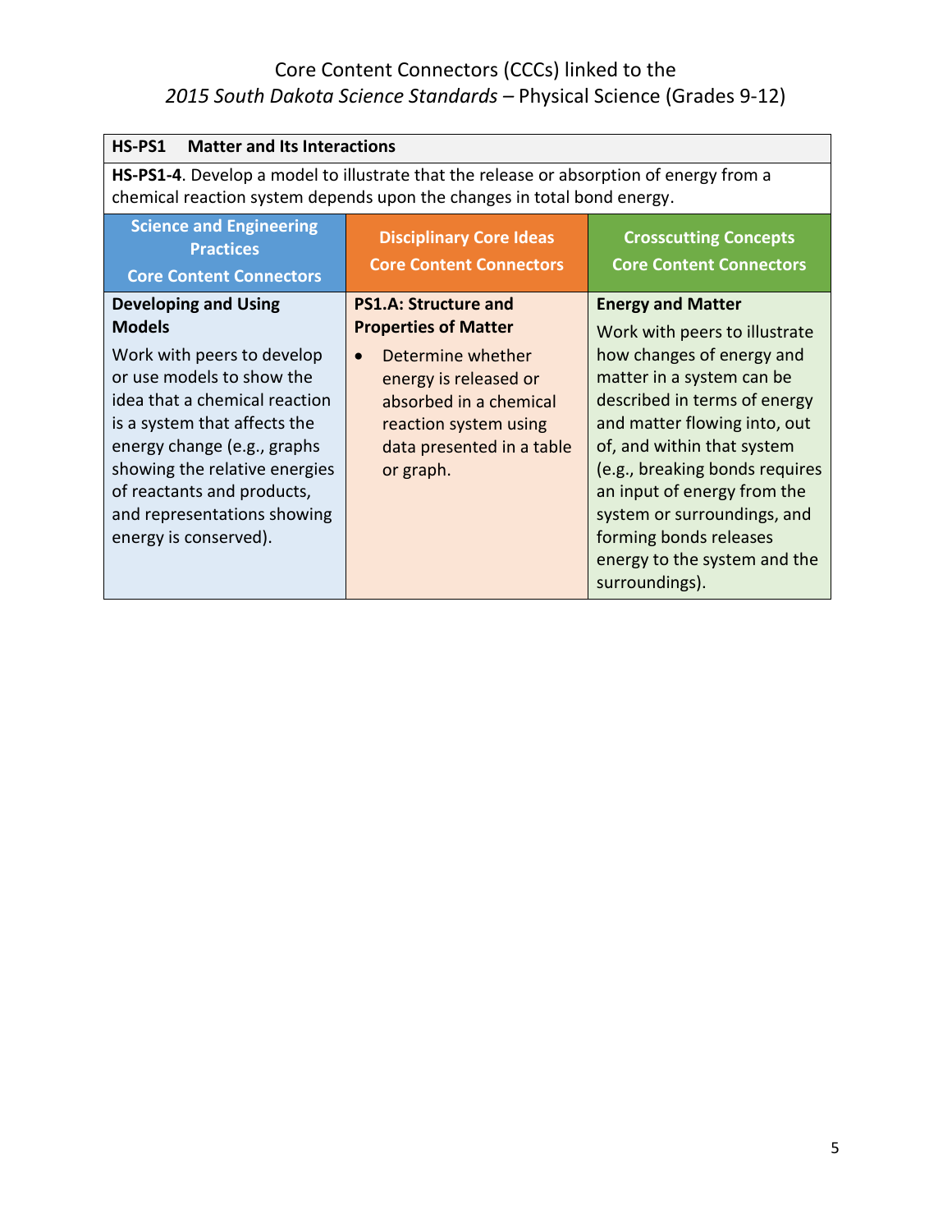Core Content Connectors (CCCs) linked to the
*2015 South Dakota Science Standards* – Physical Science (Grades 9-12)

| **HS-PS1 Matter and Its Interactions** | | |
|---|---|---|
| **HS-PS1-4**. Develop a model to illustrate that the release or absorption of energy from a chemical reaction system depends upon the changes in total bond energy. | | |
| **Science and Engineering Practices Core Content Connectors** | **Disciplinary Core Ideas Core Content Connectors** | **Crosscutting Concepts Core Content Connectors** |
| **Developing and Using Models**<br>Work with peers to develop or use models to show the idea that a chemical reaction is a system that affects the energy change (e.g., graphs showing the relative energies of reactants and products, and representations showing energy is conserved). | **PS1.A: Structure and Properties of Matter**<br>• Determine whether energy is released or absorbed in a chemical reaction system using data presented in a table or graph. | **Energy and Matter**<br>Work with peers to illustrate how changes of energy and matter in a system can be described in terms of energy and matter flowing into, out of, and within that system (e.g., breaking bonds requires an input of energy from the system or surroundings, and forming bonds releases energy to the system and the surroundings). |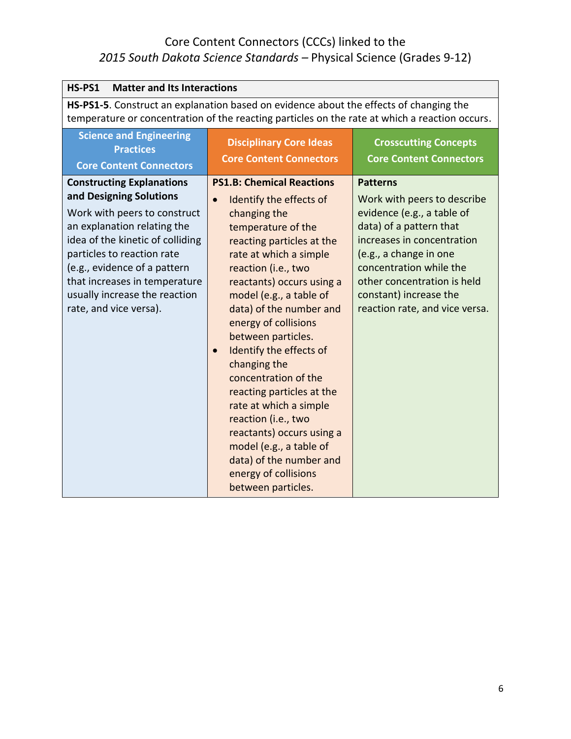# Core Content Connectors (CCCs) linked to the *2015 South Dakota Science Standards* – Physical Science (Grades 9-12)

| **HS-PS1 Matter and Its Interactions** | | |
|---|---|---|
| **HS-PS1-5**. Construct an explanation based on evidence about the effects of changing the temperature or concentration of the reacting particles on the rate at which a reaction occurs. | | |
| **Science and Engineering Practices Core Content Connectors** | **Disciplinary Core Ideas Core Content Connectors** | **Crosscutting Concepts Core Content Connectors** |
| **Constructing Explanations and Designing Solutions**<br>Work with peers to construct an explanation relating the idea of the kinetic of colliding particles to reaction rate (e.g., evidence of a pattern that increases in temperature usually increase the reaction rate, and vice versa). | **PS1.B: Chemical Reactions**<br>• Identify the effects of changing the temperature of the reacting particles at the rate at which a simple reaction (i.e., two reactants) occurs using a model (e.g., a table of data) of the number and energy of collisions between particles.<br>• Identify the effects of changing the concentration of the reacting particles at the rate at which a simple reaction (i.e., two reactants) occurs using a model (e.g., a table of data) of the number and energy of collisions between particles. | **Patterns**<br>Work with peers to describe evidence (e.g., a table of data) of a pattern that increases in concentration (e.g., a change in one concentration while the other concentration is held constant) increase the reaction rate, and vice versa. |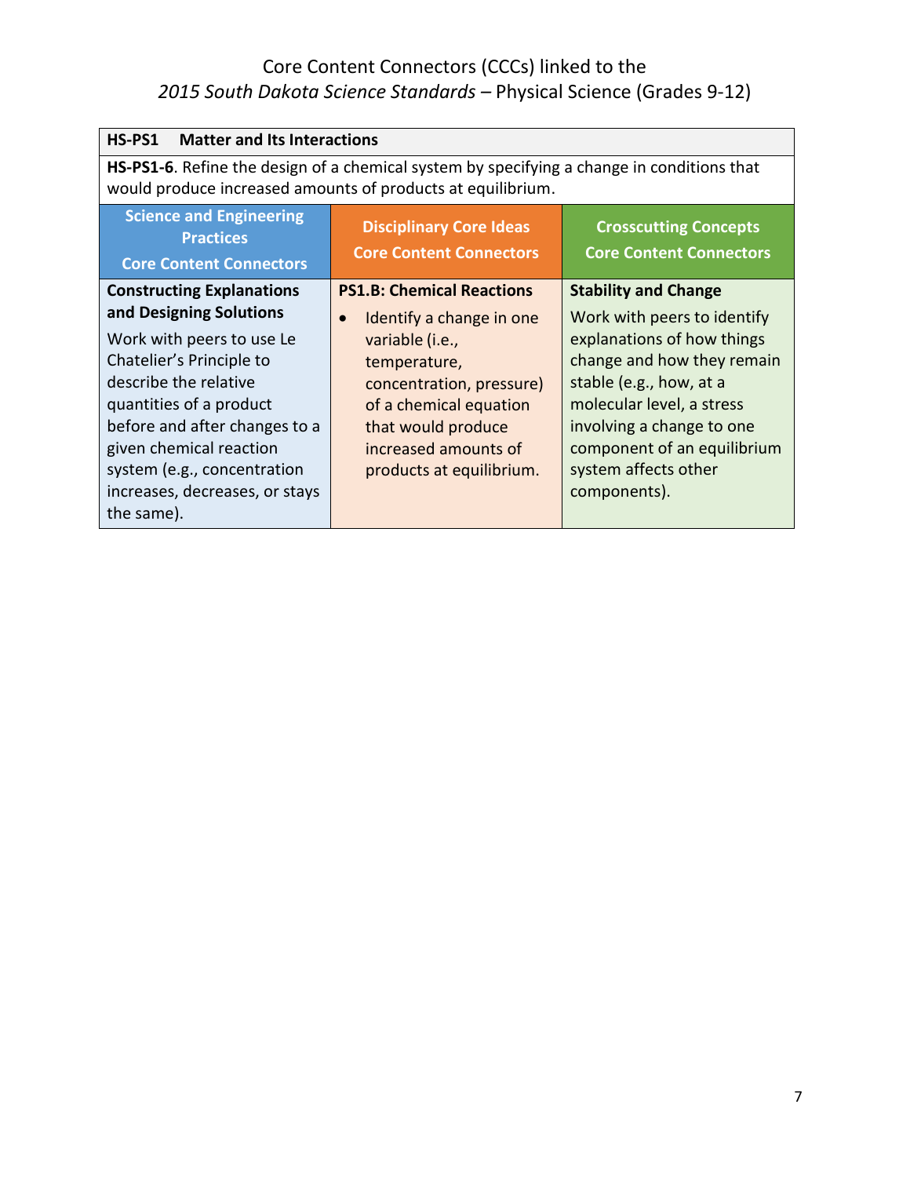Core Content Connectors (CCCs) linked to the
*2015 South Dakota Science Standards* – Physical Science (Grades 9-12)

| **HS-PS1 Matter and Its Interactions** | | |
|---|---|---|
| **HS-PS1-6**. Refine the design of a chemical system by specifying a change in conditions that would produce increased amounts of products at equilibrium. | | |
| **Science and Engineering Practices Core Content Connectors** | **Disciplinary Core Ideas Core Content Connectors** | **Crosscutting Concepts Core Content Connectors** |
| **Constructing Explanations and Designing Solutions**<br>Work with peers to use Le Chatelier's Principle to describe the relative quantities of a product before and after changes to a given chemical reaction system (e.g., concentration increases, decreases, or stays the same). | **PS1.B: Chemical Reactions**<br>• Identify a change in one variable (i.e., temperature, concentration, pressure) of a chemical equation that would produce increased amounts of products at equilibrium. | **Stability and Change**<br>Work with peers to identify explanations of how things change and how they remain stable (e.g., how, at a molecular level, a stress involving a change to one component of an equilibrium system affects other components). |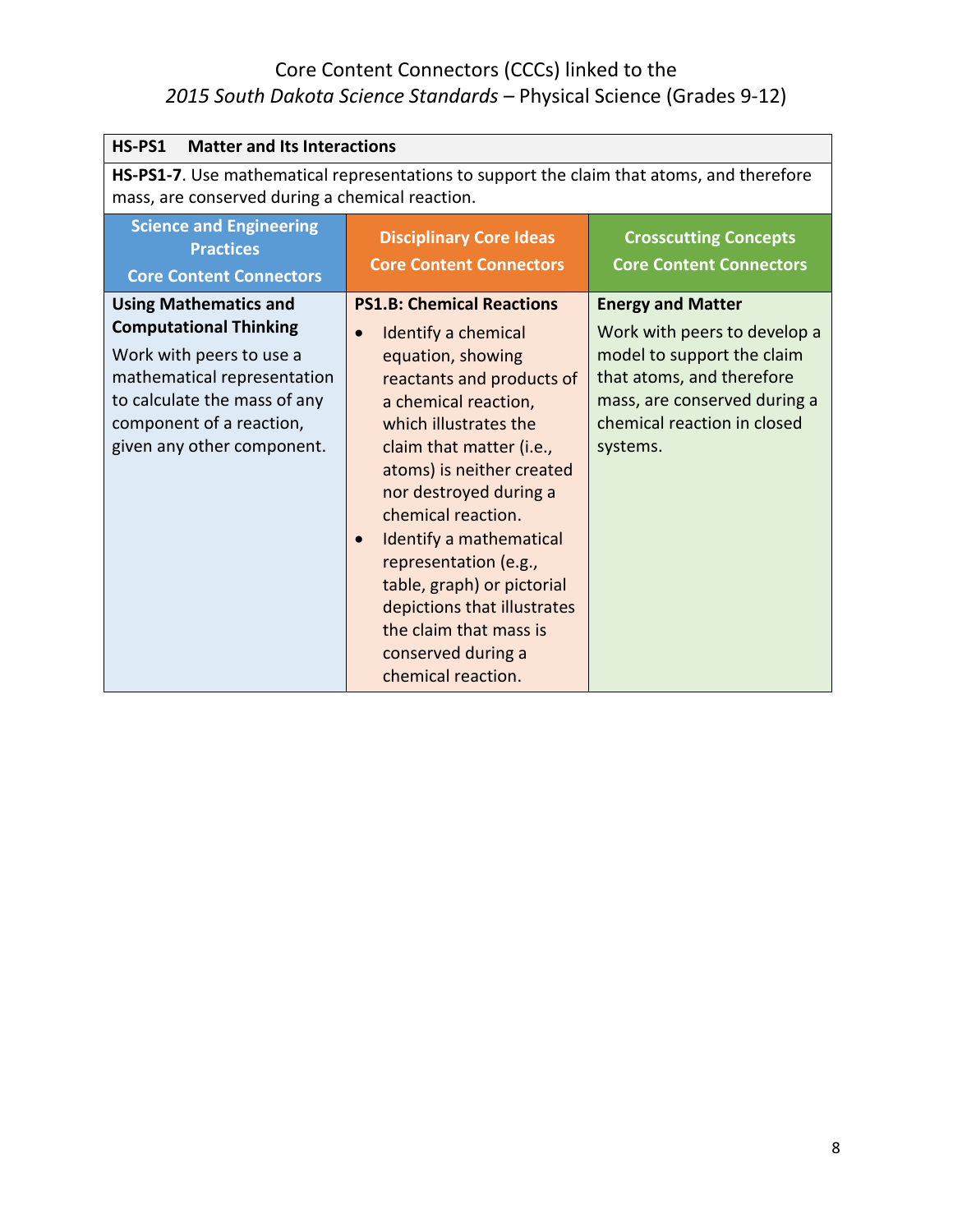Core Content Connectors (CCCs) linked to the
*2015 South Dakota Science Standards* – Physical Science (Grades 9-12)

| **HS-PS1 Matter and Its Interactions** | | |
|---|---|---|
| **HS-PS1-7**. Use mathematical representations to support the claim that atoms, and therefore mass, are conserved during a chemical reaction. | | |
| **Science and Engineering Practices Core Content Connectors** | **Disciplinary Core Ideas Core Content Connectors** | **Crosscutting Concepts Core Content Connectors** |
| **Using Mathematics and Computational Thinking**<br>Work with peers to use a mathematical representation to calculate the mass of any component of a reaction, given any other component. | **PS1.B: Chemical Reactions**<br>• Identify a chemical equation, showing reactants and products of a chemical reaction, which illustrates the claim that matter (i.e., atoms) is neither created nor destroyed during a chemical reaction.<br>• Identify a mathematical representation (e.g., table, graph) or pictorial depictions that illustrates the claim that mass is conserved during a chemical reaction. | **Energy and Matter**<br>Work with peers to develop a model to support the claim that atoms, and therefore mass, are conserved during a chemical reaction in closed systems. |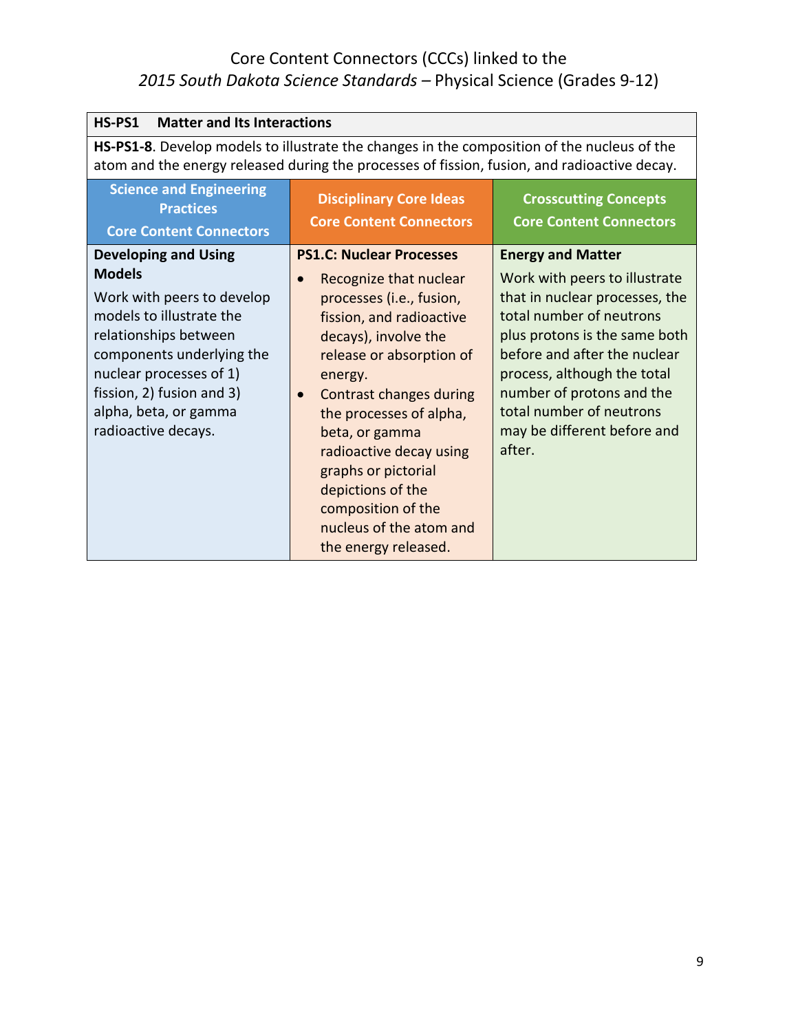Core Content Connectors (CCCs) linked to the
*2015 South Dakota Science Standards* – Physical Science (Grades 9-12)

| **HS-PS1 Matter and Its Interactions** | | |
|---|---|---|
| **HS-PS1-8**. Develop models to illustrate the changes in the composition of the nucleus of the atom and the energy released during the processes of fission, fusion, and radioactive decay. | | |
| **Science and Engineering Practices Core Content Connectors** | **Disciplinary Core Ideas Core Content Connectors** | **Crosscutting Concepts Core Content Connectors** |
| **Developing and Using Models**<br>Work with peers to develop models to illustrate the relationships between components underlying the nuclear processes of 1) fission, 2) fusion and 3) alpha, beta, or gamma radioactive decays. | **PS1.C: Nuclear Processes**<br>• Recognize that nuclear processes (i.e., fusion, fission, and radioactive decays), involve the release or absorption of energy.<br>• Contrast changes during the processes of alpha, beta, or gamma radioactive decay using graphs or pictorial depictions of the composition of the nucleus of the atom and the energy released. | **Energy and Matter**<br>Work with peers to illustrate that in nuclear processes, the total number of neutrons plus protons is the same both before and after the nuclear process, although the total number of protons and the total number of neutrons may be different before and after. |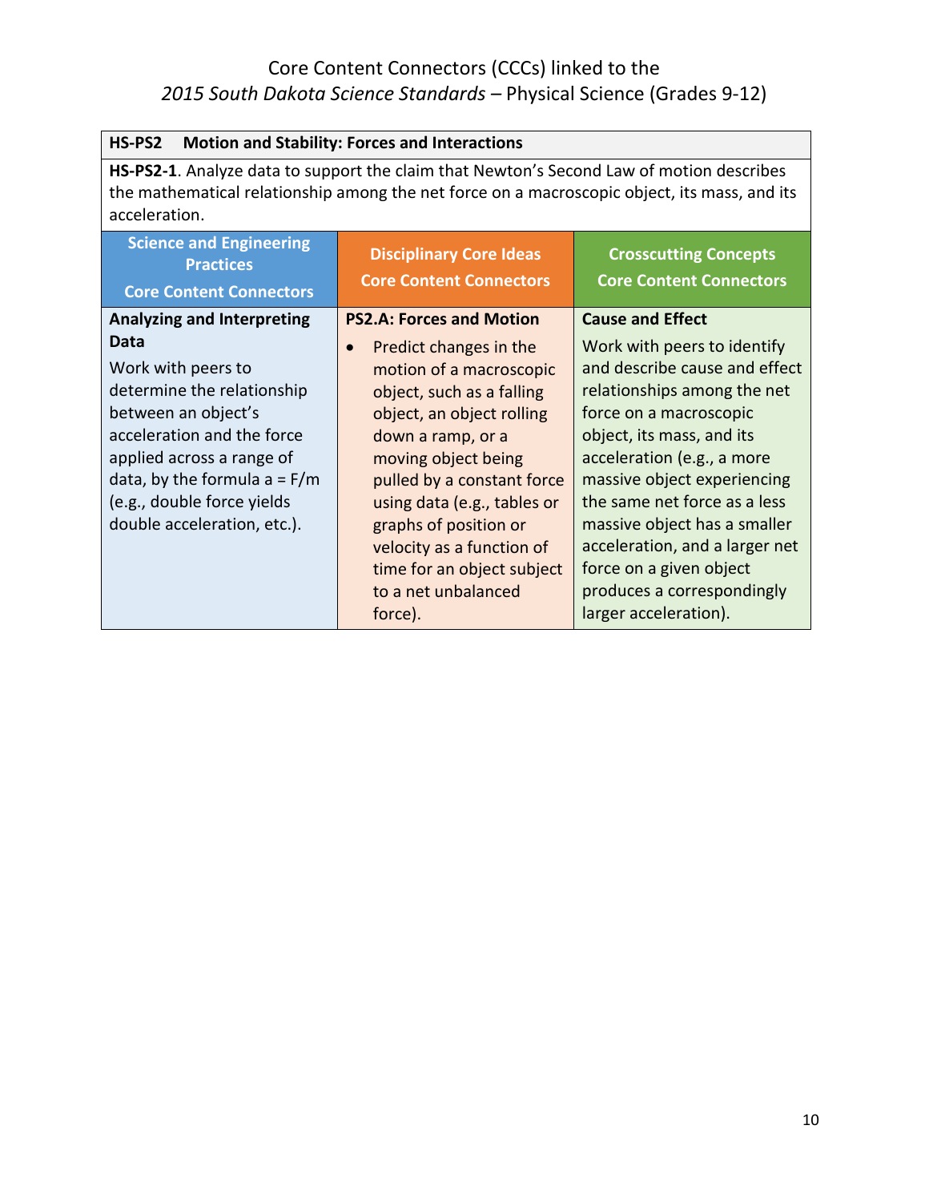Core Content Connectors (CCCs) linked to the
*2015 South Dakota Science Standards* – Physical Science (Grades 9-12)

| **HS-PS2 Motion and Stability: Forces and Interactions** | | |
|---|---|---|
| **HS-PS2-1**. Analyze data to support the claim that Newton's Second Law of motion describes the mathematical relationship among the net force on a macroscopic object, its mass, and its acceleration. | | |
| **Science and Engineering Practices<br>Core Content Connectors** | **Disciplinary Core Ideas<br>Core Content Connectors** | **Crosscutting Concepts<br>Core Content Connectors** |
| **Analyzing and Interpreting Data**<br>Work with peers to determine the relationship between an object's acceleration and the force applied across a range of data, by the formula a = F/m (e.g., double force yields double acceleration, etc.). | **PS2.A: Forces and Motion**<br>• Predict changes in the motion of a macroscopic object, such as a falling object, an object rolling down a ramp, or a moving object being pulled by a constant force using data (e.g., tables or graphs of position or velocity as a function of time for an object subject to a net unbalanced force). | **Cause and Effect**<br>Work with peers to identify and describe cause and effect relationships among the net force on a macroscopic object, its mass, and its acceleration (e.g., a more massive object experiencing the same net force as a less massive object has a smaller acceleration, and a larger net force on a given object produces a correspondingly larger acceleration). |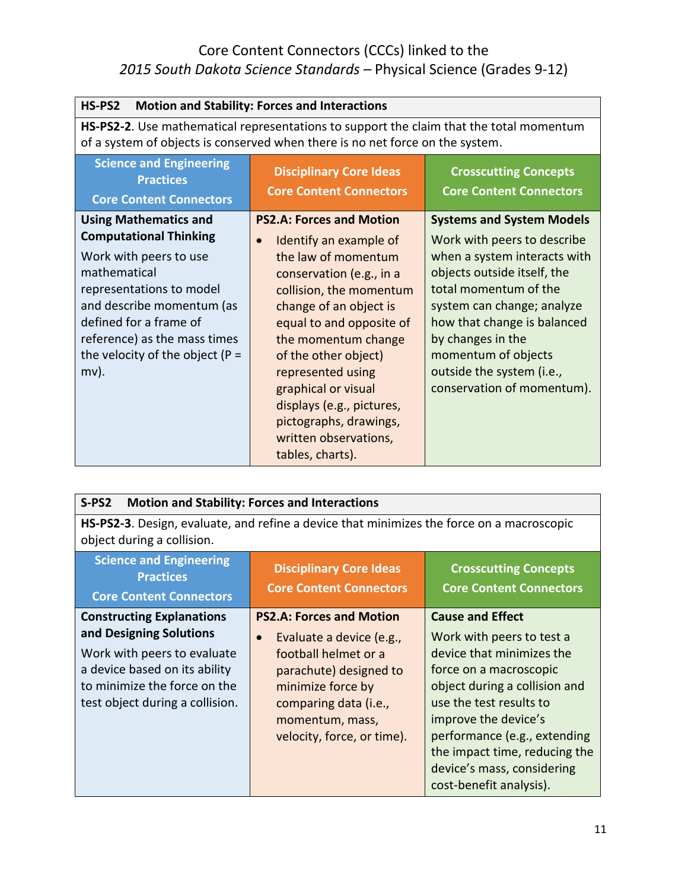# Core Content Connectors (CCCs) linked to the *2015 South Dakota Science Standards* – Physical Science (Grades 9-12)

| **HS-PS2 Motion and Stability: Forces and Interactions** | | |
|---|---|---|
| **HS-PS2-2**. Use mathematical representations to support the claim that the total momentum of a system of objects is conserved when there is no net force on the system. | | |
| **Science and Engineering Practices Core Content Connectors** | **Disciplinary Core Ideas Core Content Connectors** | **Crosscutting Concepts Core Content Connectors** |
| **Using Mathematics and Computational Thinking**<br>Work with peers to use mathematical representations to model and describe momentum (as defined for a frame of reference) as the mass times the velocity of the object (P = mv). | **PS2.A: Forces and Motion**<br>• Identify an example of the law of momentum conservation (e.g., in a collision, the momentum change of an object is equal to and opposite of the momentum change of the other object) represented using graphical or visual displays (e.g., pictures, pictographs, drawings, written observations, tables, charts). | **Systems and System Models**<br>Work with peers to describe when a system interacts with objects outside itself, the total momentum of the system can change; analyze how that change is balanced by changes in the momentum of objects outside the system (i.e., conservation of momentum). |

| **S-PS2 Motion and Stability: Forces and Interactions** | | |
|---|---|---|
| **HS-PS2-3**. Design, evaluate, and refine a device that minimizes the force on a macroscopic object during a collision. | | |
| **Science and Engineering Practices Core Content Connectors** | **Disciplinary Core Ideas Core Content Connectors** | **Crosscutting Concepts Core Content Connectors** |
| **Constructing Explanations and Designing Solutions**<br>Work with peers to evaluate a device based on its ability to minimize the force on the test object during a collision. | **PS2.A: Forces and Motion**<br>• Evaluate a device (e.g., football helmet or a parachute) designed to minimize force by comparing data (i.e., momentum, mass, velocity, force, or time). | **Cause and Effect**<br>Work with peers to test a device that minimizes the force on a macroscopic object during a collision and use the test results to improve the device's performance (e.g., extending the impact time, reducing the device's mass, considering cost-benefit analysis). |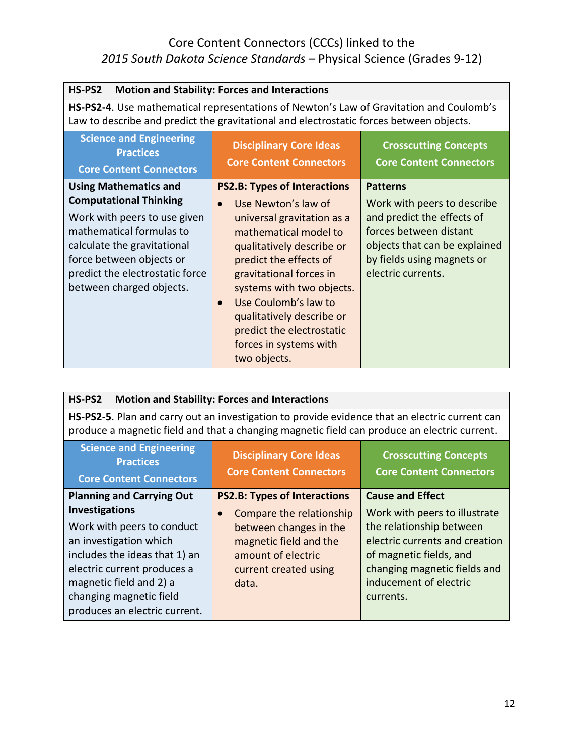Core Content Connectors (CCCs) linked to the
*2015 South Dakota Science Standards* – Physical Science (Grades 9-12)

| **HS-PS2 Motion and Stability: Forces and Interactions** | | |
|---|---|---|
| **HS-PS2-4**. Use mathematical representations of Newton's Law of Gravitation and Coulomb's Law to describe and predict the gravitational and electrostatic forces between objects. | | |
| **Science and Engineering Practices Core Content Connectors** | **Disciplinary Core Ideas Core Content Connectors** | **Crosscutting Concepts Core Content Connectors** |
| **Using Mathematics and Computational Thinking**<br>Work with peers to use given mathematical formulas to calculate the gravitational force between objects or predict the electrostatic force between charged objects. | **PS2.B: Types of Interactions**<br>• Use Newton's law of universal gravitation as a mathematical model to qualitatively describe or predict the effects of gravitational forces in systems with two objects.<br>• Use Coulomb's law to qualitatively describe or predict the electrostatic forces in systems with two objects. | **Patterns**<br>Work with peers to describe and predict the effects of forces between distant objects that can be explained by fields using magnets or electric currents. |

| **HS-PS2 Motion and Stability: Forces and Interactions** | | |
|---|---|---|
| **HS-PS2-5**. Plan and carry out an investigation to provide evidence that an electric current can produce a magnetic field and that a changing magnetic field can produce an electric current. | | |
| **Science and Engineering Practices Core Content Connectors** | **Disciplinary Core Ideas Core Content Connectors** | **Crosscutting Concepts Core Content Connectors** |
| **Planning and Carrying Out Investigations**<br>Work with peers to conduct an investigation which includes the ideas that 1) an electric current produces a magnetic field and 2) a changing magnetic field produces an electric current. | **PS2.B: Types of Interactions**<br>• Compare the relationship between changes in the magnetic field and the amount of electric current created using data. | **Cause and Effect**<br>Work with peers to illustrate the relationship between electric currents and creation of magnetic fields, and changing magnetic fields and inducement of electric currents. |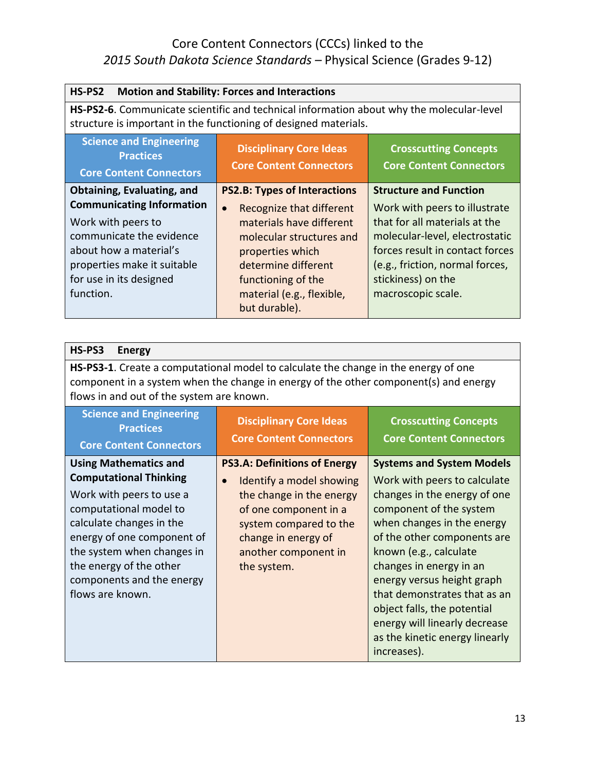# Core Content Connectors (CCCs) linked to the *2015 South Dakota Science Standards* – Physical Science (Grades 9-12)

| **HS-PS2 Motion and Stability: Forces and Interactions** | | |
|---|---|---|
| **HS-PS2-6**. Communicate scientific and technical information about why the molecular-level structure is important in the functioning of designed materials. | | |
| **Science and Engineering Practices Core Content Connectors** | **Disciplinary Core Ideas Core Content Connectors** | **Crosscutting Concepts Core Content Connectors** |
| **Obtaining, Evaluating, and Communicating Information** Work with peers to communicate the evidence about how a material's properties make it suitable for use in its designed function. | **PS2.B: Types of Interactions** • Recognize that different materials have different molecular structures and properties which determine different functioning of the material (e.g., flexible, but durable). | **Structure and Function** Work with peers to illustrate that for all materials at the molecular-level, electrostatic forces result in contact forces (e.g., friction, normal forces, stickiness) on the macroscopic scale. |

| **HS-PS3 Energy** | | |
|---|---|---|
| **HS-PS3-1**. Create a computational model to calculate the change in the energy of one component in a system when the change in energy of the other component(s) and energy flows in and out of the system are known. | | |
| **Science and Engineering Practices Core Content Connectors** | **Disciplinary Core Ideas Core Content Connectors** | **Crosscutting Concepts Core Content Connectors** |
| **Using Mathematics and Computational Thinking** Work with peers to use a computational model to calculate changes in the energy of one component of the system when changes in the energy of the other components and the energy flows are known. | **PS3.A: Definitions of Energy** • Identify a model showing the change in the energy of one component in a system compared to the change in energy of another component in the system. | **Systems and System Models** Work with peers to calculate changes in the energy of one component of the system when changes in the energy of the other components are known (e.g., calculate changes in energy in an energy versus height graph that demonstrates that as an object falls, the potential energy will linearly decrease as the kinetic energy linearly increases). |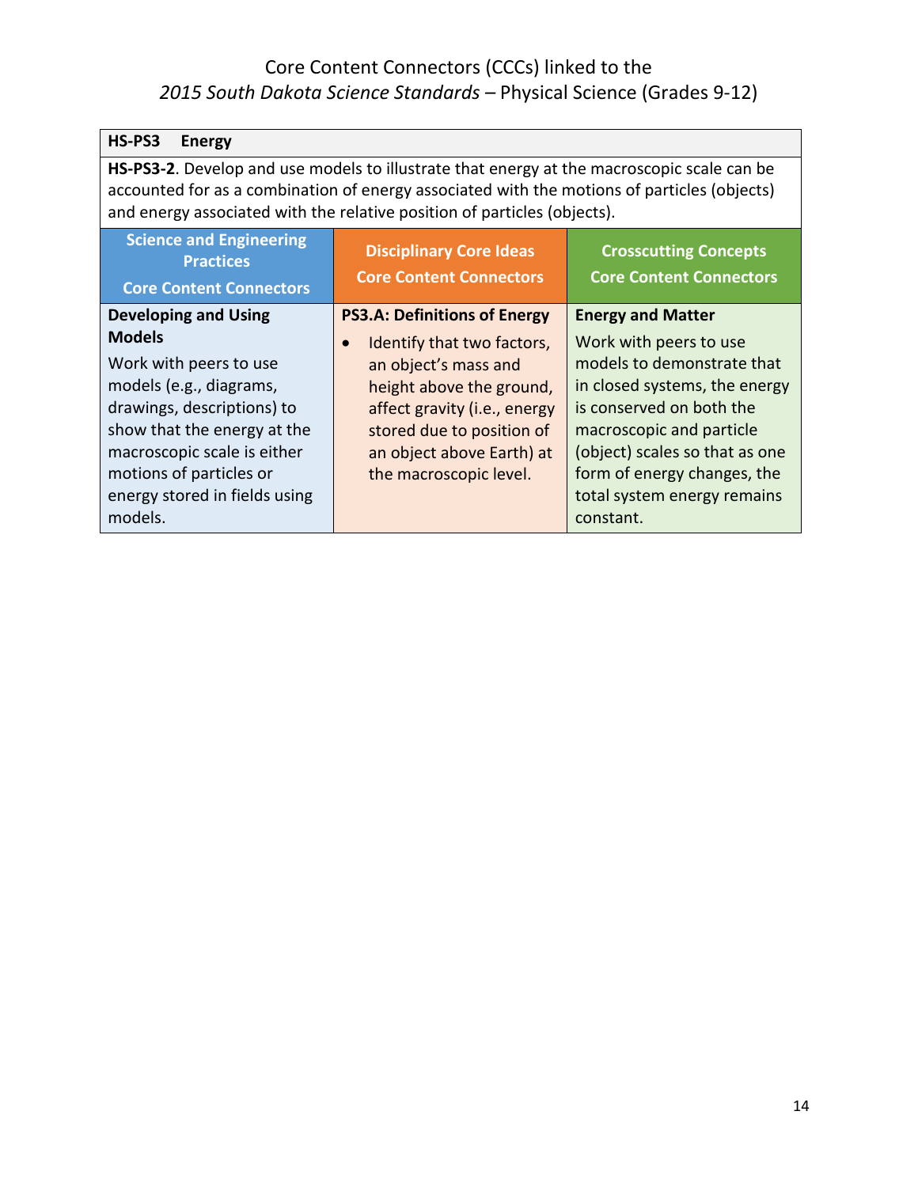Core Content Connectors (CCCs) linked to the
*2015 South Dakota Science Standards* – Physical Science (Grades 9-12)

| **HS-PS3 Energy** | | |
|---|---|---|
| **HS-PS3-2**. Develop and use models to illustrate that energy at the macroscopic scale can be accounted for as a combination of energy associated with the motions of particles (objects) and energy associated with the relative position of particles (objects). | | |
| **Science and Engineering Practices Core Content Connectors** | **Disciplinary Core Ideas Core Content Connectors** | **Crosscutting Concepts Core Content Connectors** |
| **Developing and Using Models** Work with peers to use models (e.g., diagrams, drawings, descriptions) to show that the energy at the macroscopic scale is either motions of particles or energy stored in fields using models. | **PS3.A: Definitions of Energy** • Identify that two factors, an object's mass and height above the ground, affect gravity (i.e., energy stored due to position of an object above Earth) at the macroscopic level. | **Energy and Matter** Work with peers to use models to demonstrate that in closed systems, the energy is conserved on both the macroscopic and particle (object) scales so that as one form of energy changes, the total system energy remains constant. |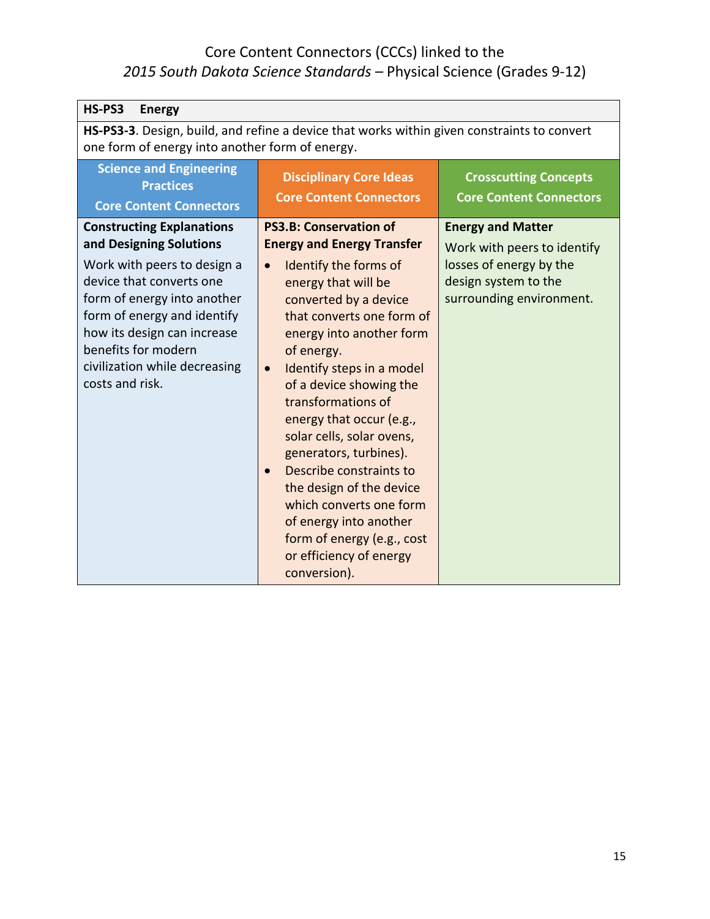Core Content Connectors (CCCs) linked to the
*2015 South Dakota Science Standards* – Physical Science (Grades 9-12)

**HS-PS3 Energy**

**HS-PS3-3**. Design, build, and refine a device that works within given constraints to convert one form of energy into another form of energy.

| Science and Engineering Practices Core Content Connectors | Disciplinary Core Ideas Core Content Connectors | Crosscutting Concepts Core Content Connectors |
| --- | --- | --- |
| **Constructing Explanations and Designing Solutions**<br>Work with peers to design a device that converts one form of energy into another form of energy and identify how its design can increase benefits for modern civilization while decreasing costs and risk. | **PS3.B: Conservation of Energy and Energy Transfer**<br>• Identify the forms of energy that will be converted by a device that converts one form of energy into another form of energy.<br>• Identify steps in a model of a device showing the transformations of energy that occur (e.g., solar cells, solar ovens, generators, turbines).<br>• Describe constraints to the design of the device which converts one form of energy into another form of energy (e.g., cost or efficiency of energy conversion). | **Energy and Matter**<br>Work with peers to identify losses of energy by the design system to the surrounding environment. |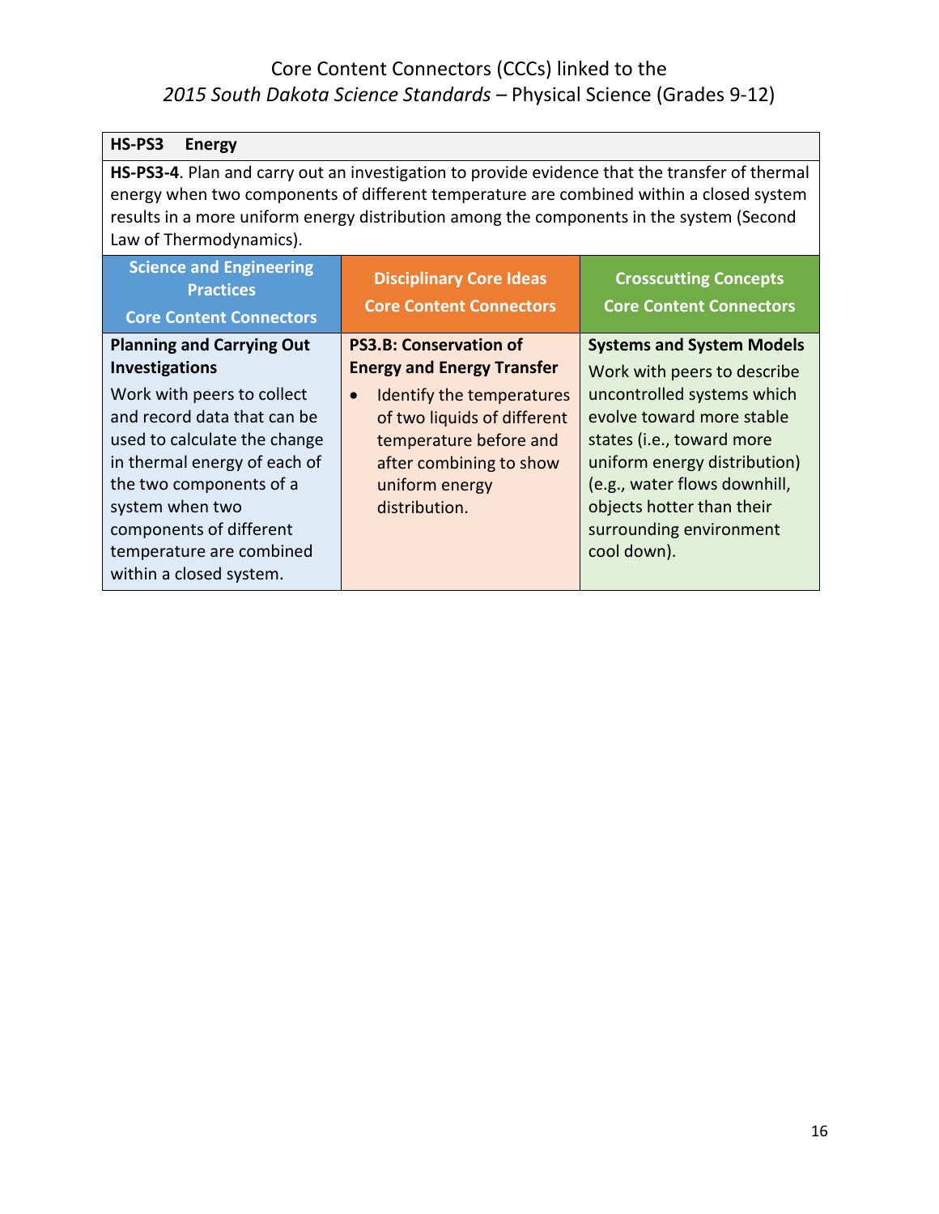Core Content Connectors (CCCs) linked to the
*2015 South Dakota Science Standards* – Physical Science (Grades 9-12)

| **HS-PS3 Energy** | | |
|---|---|---|
| **HS-PS3-4**. Plan and carry out an investigation to provide evidence that the transfer of thermal energy when two components of different temperature are combined within a closed system results in a more uniform energy distribution among the components in the system (Second Law of Thermodynamics). | | |
| **Science and Engineering Practices Core Content Connectors** | **Disciplinary Core Ideas Core Content Connectors** | **Crosscutting Concepts Core Content Connectors** |
| **Planning and Carrying Out Investigations** Work with peers to collect and record data that can be used to calculate the change in thermal energy of each of the two components of a system when two components of different temperature are combined within a closed system. | **PS3.B: Conservation of Energy and Energy Transfer** • Identify the temperatures of two liquids of different temperature before and after combining to show uniform energy distribution. | **Systems and System Models** Work with peers to describe uncontrolled systems which evolve toward more stable states (i.e., toward more uniform energy distribution) (e.g., water flows downhill, objects hotter than their surrounding environment cool down). |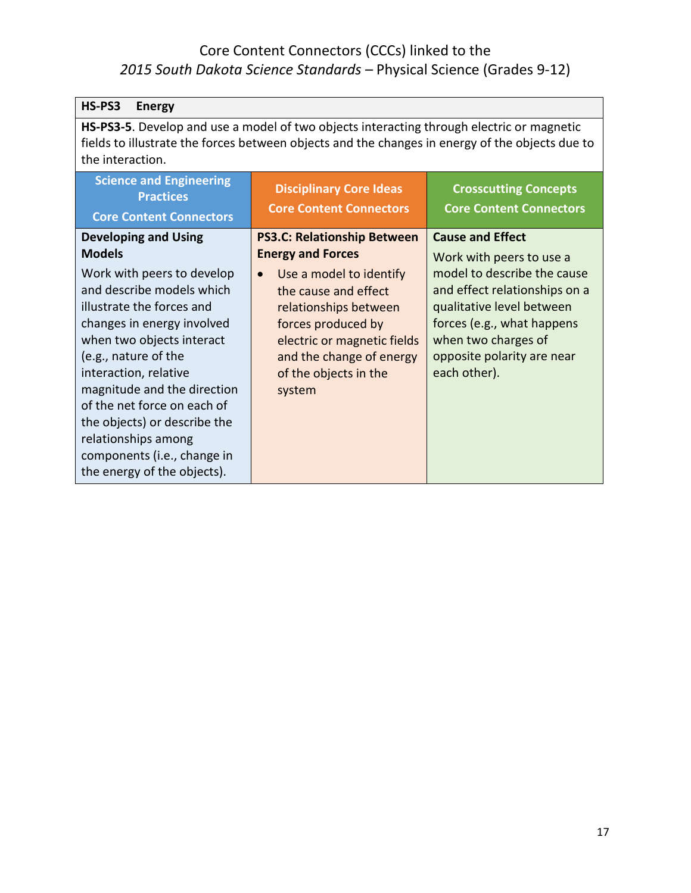Core Content Connectors (CCCs) linked to the
*2015 South Dakota Science Standards* – Physical Science (Grades 9-12)

| **HS-PS3 Energy** | | |
|---|---|---|
| **HS-PS3-5**. Develop and use a model of two objects interacting through electric or magnetic fields to illustrate the forces between objects and the changes in energy of the objects due to the interaction. | | |
| **Science and Engineering Practices**<br><br>**Core Content Connectors** | **Disciplinary Core Ideas**<br>**Core Content Connectors** | **Crosscutting Concepts**<br>**Core Content Connectors** |
| **Developing and Using Models**<br>Work with peers to develop and describe models which illustrate the forces and changes in energy involved when two objects interact (e.g., nature of the interaction, relative magnitude and the direction of the net force on each of the objects) or describe the relationships among components (i.e., change in the energy of the objects). | **PS3.C: Relationship Between Energy and Forces**<br>• Use a model to identify the cause and effect relationships between forces produced by electric or magnetic fields and the change of energy of the objects in the system | **Cause and Effect**<br>Work with peers to use a model to describe the cause and effect relationships on a qualitative level between forces (e.g., what happens when two charges of opposite polarity are near each other). |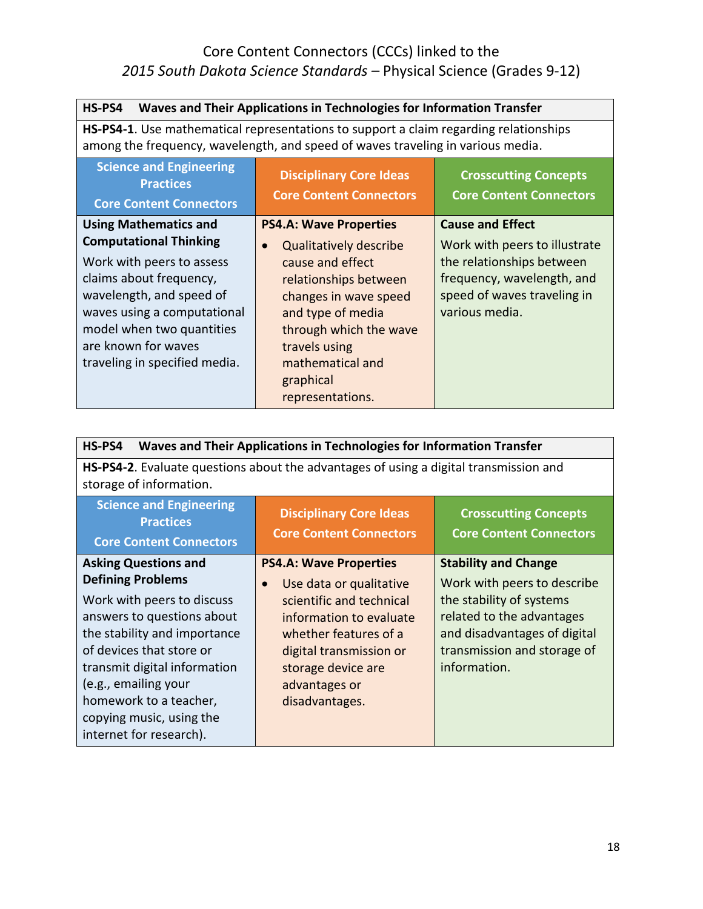Core Content Connectors (CCCs) linked to the
*2015 South Dakota Science Standards* – Physical Science (Grades 9-12)

| **HS-PS4 Waves and Their Applications in Technologies for Information Transfer** | | |
|---|---|---|
| **HS-PS4-1**. Use mathematical representations to support a claim regarding relationships among the frequency, wavelength, and speed of waves traveling in various media. | | |
| **Science and Engineering Practices Core Content Connectors** | **Disciplinary Core Ideas Core Content Connectors** | **Crosscutting Concepts Core Content Connectors** |
| **Using Mathematics and Computational Thinking**<br>Work with peers to assess claims about frequency, wavelength, and speed of waves using a computational model when two quantities are known for waves traveling in specified media. | **PS4.A: Wave Properties**<br>• Qualitatively describe cause and effect relationships between changes in wave speed and type of media through which the wave travels using mathematical and graphical representations. | **Cause and Effect**<br>Work with peers to illustrate the relationships between frequency, wavelength, and speed of waves traveling in various media. |

| **HS-PS4 Waves and Their Applications in Technologies for Information Transfer** | | |
|---|---|---|
| **HS-PS4-2**. Evaluate questions about the advantages of using a digital transmission and storage of information. | | |
| **Science and Engineering Practices Core Content Connectors** | **Disciplinary Core Ideas Core Content Connectors** | **Crosscutting Concepts Core Content Connectors** |
| **Asking Questions and Defining Problems**<br>Work with peers to discuss answers to questions about the stability and importance of devices that store or transmit digital information (e.g., emailing your homework to a teacher, copying music, using the internet for research). | **PS4.A: Wave Properties**<br>• Use data or qualitative scientific and technical information to evaluate whether features of a digital transmission or storage device are advantages or disadvantages. | **Stability and Change**<br>Work with peers to describe the stability of systems related to the advantages and disadvantages of digital transmission and storage of information. |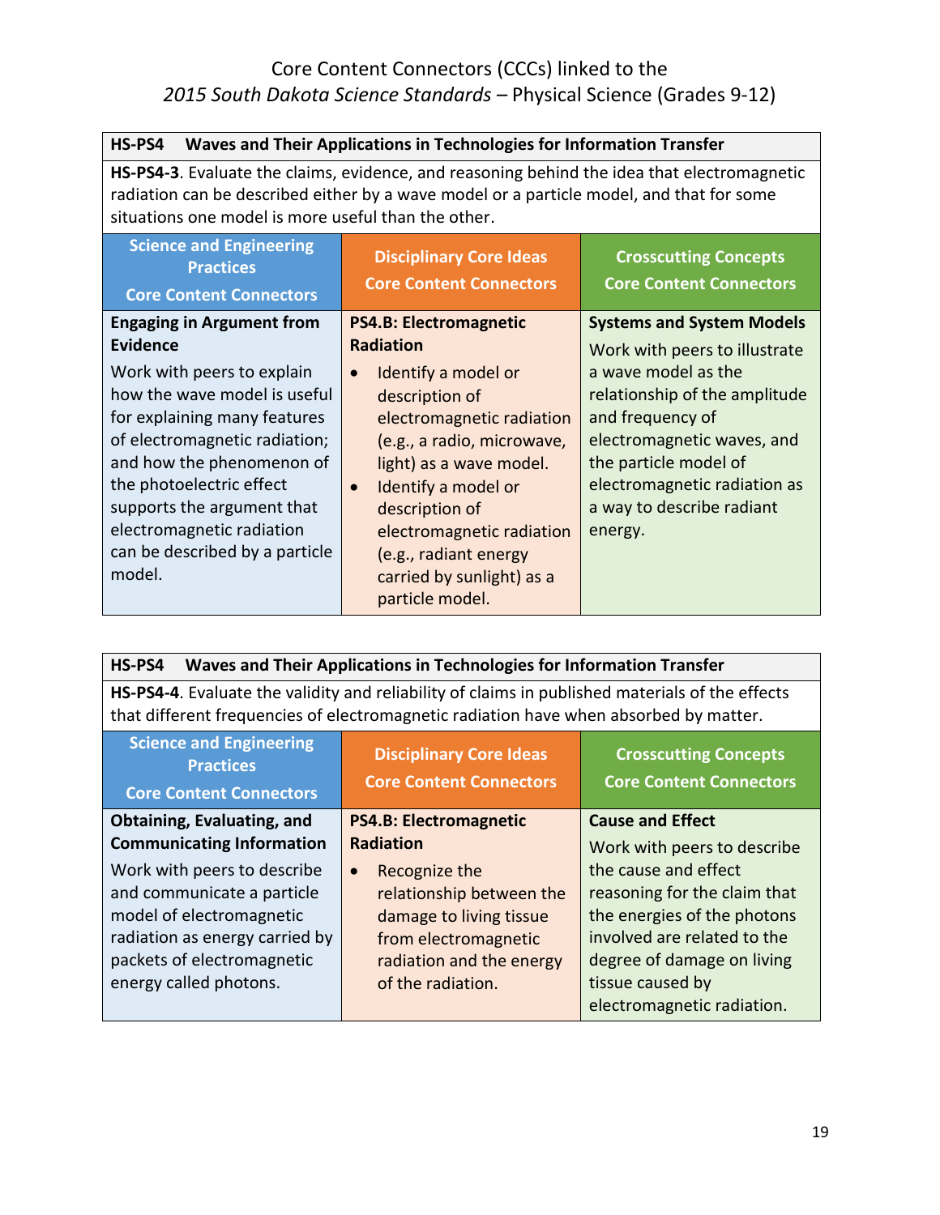Core Content Connectors (CCCs) linked to the
*2015 South Dakota Science Standards* – Physical Science (Grades 9-12)

| **HS-PS4 Waves and Their Applications in Technologies for Information Transfer** | | |
|---|---|---|
| **HS-PS4-3**. Evaluate the claims, evidence, and reasoning behind the idea that electromagnetic radiation can be described either by a wave model or a particle model, and that for some situations one model is more useful than the other. | | |
| **Science and Engineering Practices**<br>**Core Content Connectors** | **Disciplinary Core Ideas**<br>**Core Content Connectors** | **Crosscutting Concepts**<br>**Core Content Connectors** |
| **Engaging in Argument from Evidence**<br>Work with peers to explain how the wave model is useful for explaining many features of electromagnetic radiation; and how the phenomenon of the photoelectric effect supports the argument that electromagnetic radiation can be described by a particle model. | **PS4.B: Electromagnetic Radiation**<br>• Identify a model or description of electromagnetic radiation (e.g., a radio, microwave, light) as a wave model.<br>• Identify a model or description of electromagnetic radiation (e.g., radiant energy carried by sunlight) as a particle model. | **Systems and System Models**<br>Work with peers to illustrate a wave model as the relationship of the amplitude and frequency of electromagnetic waves, and the particle model of electromagnetic radiation as a way to describe radiant energy. |

| **HS-PS4 Waves and Their Applications in Technologies for Information Transfer** | | |
|---|---|---|
| **HS-PS4-4**. Evaluate the validity and reliability of claims in published materials of the effects that different frequencies of electromagnetic radiation have when absorbed by matter. | | |
| **Science and Engineering Practices**<br>**Core Content Connectors** | **Disciplinary Core Ideas**<br>**Core Content Connectors** | **Crosscutting Concepts**<br>**Core Content Connectors** |
| **Obtaining, Evaluating, and Communicating Information**<br>Work with peers to describe and communicate a particle model of electromagnetic radiation as energy carried by packets of electromagnetic energy called photons. | **PS4.B: Electromagnetic Radiation**<br>• Recognize the relationship between the damage to living tissue from electromagnetic radiation and the energy of the radiation. | **Cause and Effect**<br>Work with peers to describe the cause and effect reasoning for the claim that the energies of the photons involved are related to the degree of damage on living tissue caused by electromagnetic radiation. |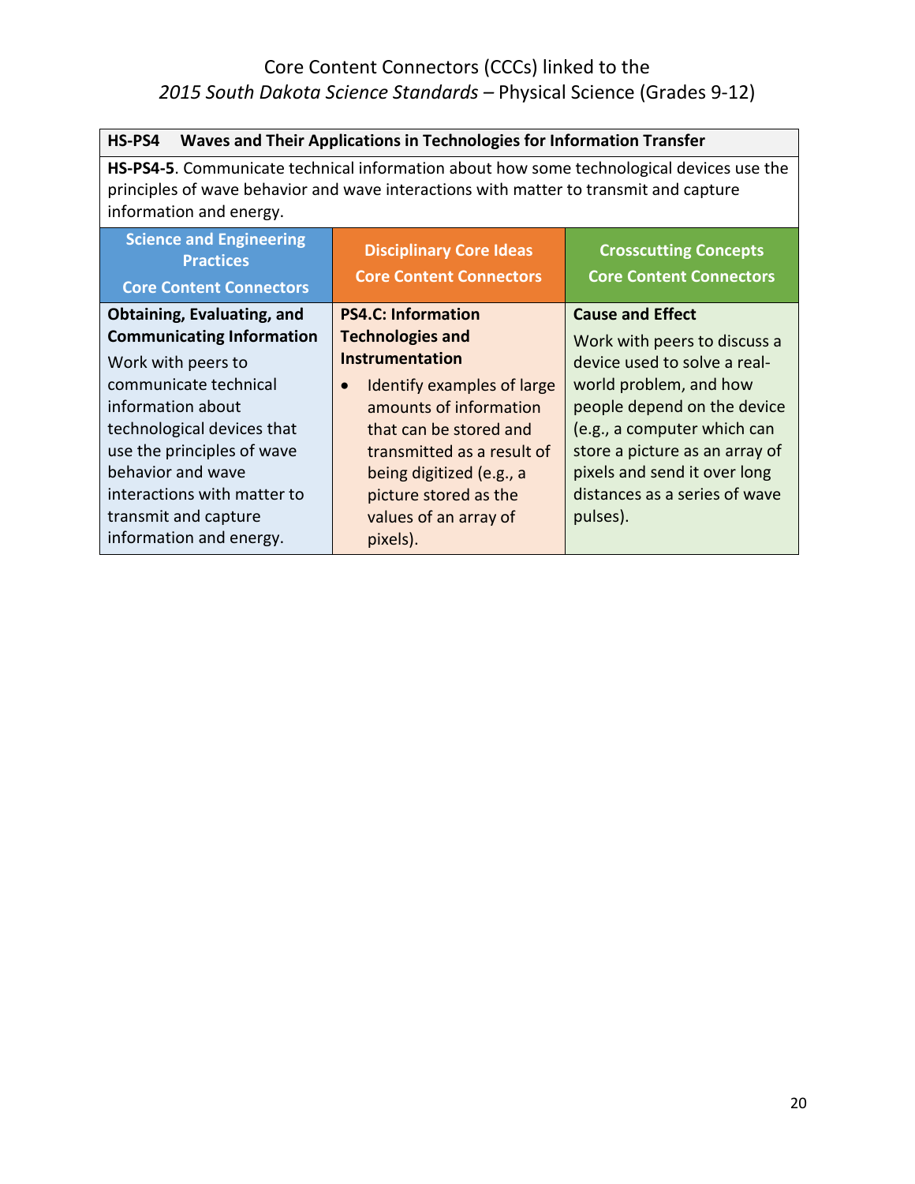Core Content Connectors (CCCs) linked to the
*2015 South Dakota Science Standards* – Physical Science (Grades 9-12)

| **HS-PS4 Waves and Their Applications in Technologies for Information Transfer** | | |
|---|---|---|
| **HS-PS4-5**. Communicate technical information about how some technological devices use the principles of wave behavior and wave interactions with matter to transmit and capture information and energy. | | |
| **Science and Engineering Practices Core Content Connectors** | **Disciplinary Core Ideas Core Content Connectors** | **Crosscutting Concepts Core Content Connectors** |
| **Obtaining, Evaluating, and Communicating Information** Work with peers to communicate technical information about technological devices that use the principles of wave behavior and wave interactions with matter to transmit and capture information and energy. | **PS4.C: Information Technologies and Instrumentation** • Identify examples of large amounts of information that can be stored and transmitted as a result of being digitized (e.g., a picture stored as the values of an array of pixels). | **Cause and Effect** Work with peers to discuss a device used to solve a real-world problem, and how people depend on the device (e.g., a computer which can store a picture as an array of pixels and send it over long distances as a series of wave pulses). |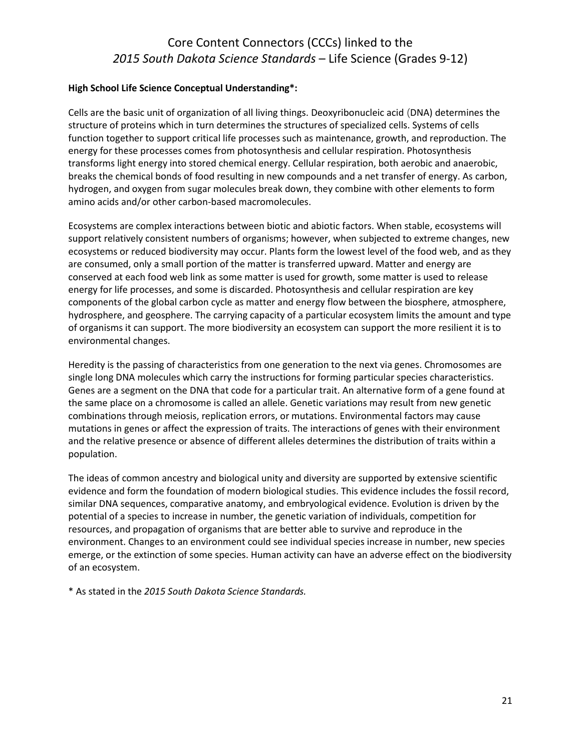# Core Content Connectors (CCCs) linked to the *2015 South Dakota Science Standards* – Life Science (Grades 9-12)

**High School Life Science Conceptual Understanding*:**

Cells are the basic unit of organization of all living things. Deoxyribonucleic acid (DNA) determines the structure of proteins which in turn determines the structures of specialized cells. Systems of cells function together to support critical life processes such as maintenance, growth, and reproduction. The energy for these processes comes from photosynthesis and cellular respiration. Photosynthesis transforms light energy into stored chemical energy. Cellular respiration, both aerobic and anaerobic, breaks the chemical bonds of food resulting in new compounds and a net transfer of energy. As carbon, hydrogen, and oxygen from sugar molecules break down, they combine with other elements to form amino acids and/or other carbon-based macromolecules.

Ecosystems are complex interactions between biotic and abiotic factors. When stable, ecosystems will support relatively consistent numbers of organisms; however, when subjected to extreme changes, new ecosystems or reduced biodiversity may occur. Plants form the lowest level of the food web, and as they are consumed, only a small portion of the matter is transferred upward. Matter and energy are conserved at each food web link as some matter is used for growth, some matter is used to release energy for life processes, and some is discarded. Photosynthesis and cellular respiration are key components of the global carbon cycle as matter and energy flow between the biosphere, atmosphere, hydrosphere, and geosphere. The carrying capacity of a particular ecosystem limits the amount and type of organisms it can support. The more biodiversity an ecosystem can support the more resilient it is to environmental changes.

Heredity is the passing of characteristics from one generation to the next via genes. Chromosomes are single long DNA molecules which carry the instructions for forming particular species characteristics. Genes are a segment on the DNA that code for a particular trait. An alternative form of a gene found at the same place on a chromosome is called an allele. Genetic variations may result from new genetic combinations through meiosis, replication errors, or mutations. Environmental factors may cause mutations in genes or affect the expression of traits. The interactions of genes with their environment and the relative presence or absence of different alleles determines the distribution of traits within a population.

The ideas of common ancestry and biological unity and diversity are supported by extensive scientific evidence and form the foundation of modern biological studies. This evidence includes the fossil record, similar DNA sequences, comparative anatomy, and embryological evidence. Evolution is driven by the potential of a species to increase in number, the genetic variation of individuals, competition for resources, and propagation of organisms that are better able to survive and reproduce in the environment. Changes to an environment could see individual species increase in number, new species emerge, or the extinction of some species. Human activity can have an adverse effect on the biodiversity of an ecosystem.

* As stated in the *2015 South Dakota Science Standards.*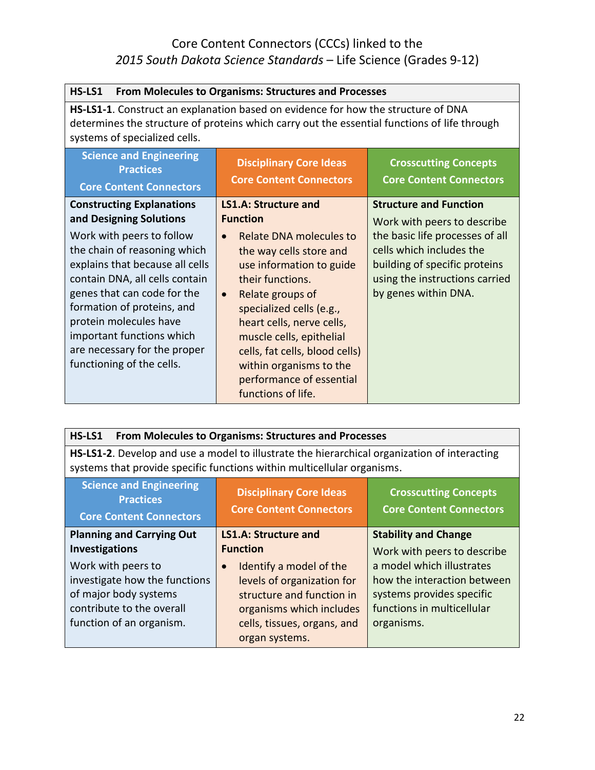# Core Content Connectors (CCCs) linked to the *2015 South Dakota Science Standards* – Life Science (Grades 9-12)

| **HS-LS1 From Molecules to Organisms: Structures and Processes** | | |
|---|---|---|
| **HS-LS1-1**. Construct an explanation based on evidence for how the structure of DNA determines the structure of proteins which carry out the essential functions of life through systems of specialized cells. | | |
| **Science and Engineering Practices Core Content Connectors** | **Disciplinary Core Ideas Core Content Connectors** | **Crosscutting Concepts Core Content Connectors** |
| **Constructing Explanations and Designing Solutions**<br>Work with peers to follow the chain of reasoning which explains that because all cells contain DNA, all cells contain genes that can code for the formation of proteins, and protein molecules have important functions which are necessary for the proper functioning of the cells. | **LS1.A: Structure and Function**<br>• Relate DNA molecules to the way cells store and use information to guide their functions.<br>• Relate groups of specialized cells (e.g., heart cells, nerve cells, muscle cells, epithelial cells, fat cells, blood cells) within organisms to the performance of essential functions of life. | **Structure and Function**<br>Work with peers to describe the basic life processes of all cells which includes the building of specific proteins using the instructions carried by genes within DNA. |

| **HS-LS1 From Molecules to Organisms: Structures and Processes** | | |
|---|---|---|
| **HS-LS1-2**. Develop and use a model to illustrate the hierarchical organization of interacting systems that provide specific functions within multicellular organisms. | | |
| **Science and Engineering Practices Core Content Connectors** | **Disciplinary Core Ideas Core Content Connectors** | **Crosscutting Concepts Core Content Connectors** |
| **Planning and Carrying Out Investigations**<br>Work with peers to investigate how the functions of major body systems contribute to the overall function of an organism. | **LS1.A: Structure and Function**<br>• Identify a model of the levels of organization for structure and function in organisms which includes cells, tissues, organs, and organ systems. | **Stability and Change**<br>Work with peers to describe a model which illustrates how the interaction between systems provides specific functions in multicellular organisms. |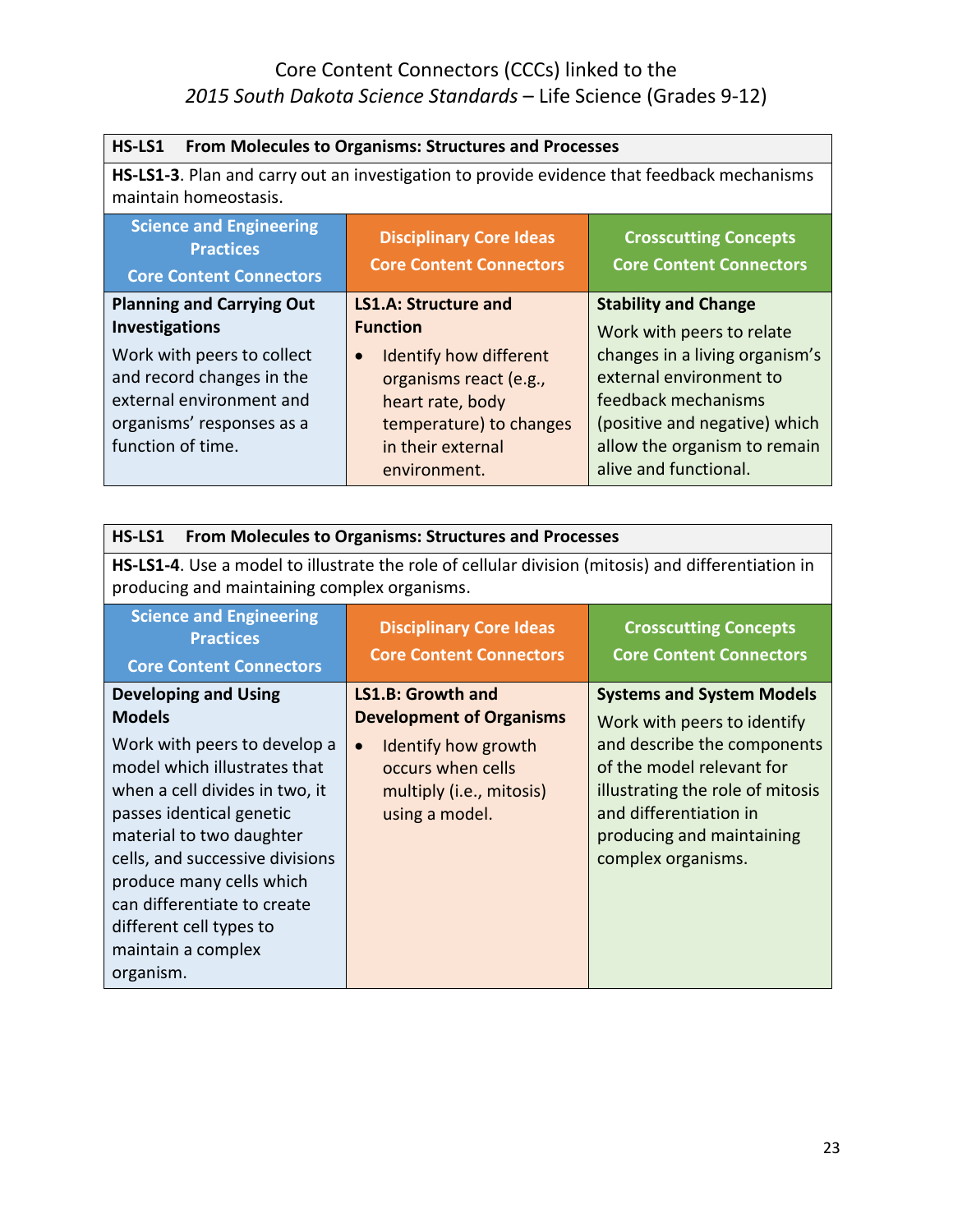# Core Content Connectors (CCCs) linked to the *2015 South Dakota Science Standards* – Life Science (Grades 9-12)

| **HS-LS1 From Molecules to Organisms: Structures and Processes** | | |
|---|---|---|
| **HS-LS1-3**. Plan and carry out an investigation to provide evidence that feedback mechanisms maintain homeostasis. | | |
| **Science and Engineering Practices Core Content Connectors** | **Disciplinary Core Ideas Core Content Connectors** | **Crosscutting Concepts Core Content Connectors** |
| **Planning and Carrying Out Investigations**<br>Work with peers to collect and record changes in the external environment and organisms' responses as a function of time. | **LS1.A: Structure and Function**<br>• Identify how different organisms react (e.g., heart rate, body temperature) to changes in their external environment. | **Stability and Change**<br>Work with peers to relate changes in a living organism's external environment to feedback mechanisms (positive and negative) which allow the organism to remain alive and functional. |

| **HS-LS1 From Molecules to Organisms: Structures and Processes** | | |
|---|---|---|
| **HS-LS1-4**. Use a model to illustrate the role of cellular division (mitosis) and differentiation in producing and maintaining complex organisms. | | |
| **Science and Engineering Practices Core Content Connectors** | **Disciplinary Core Ideas Core Content Connectors** | **Crosscutting Concepts Core Content Connectors** |
| **Developing and Using Models**<br>Work with peers to develop a model which illustrates that when a cell divides in two, it passes identical genetic material to two daughter cells, and successive divisions produce many cells which can differentiate to create different cell types to maintain a complex organism. | **LS1.B: Growth and Development of Organisms**<br>• Identify how growth occurs when cells multiply (i.e., mitosis) using a model. | **Systems and System Models**<br>Work with peers to identify and describe the components of the model relevant for illustrating the role of mitosis and differentiation in producing and maintaining complex organisms. |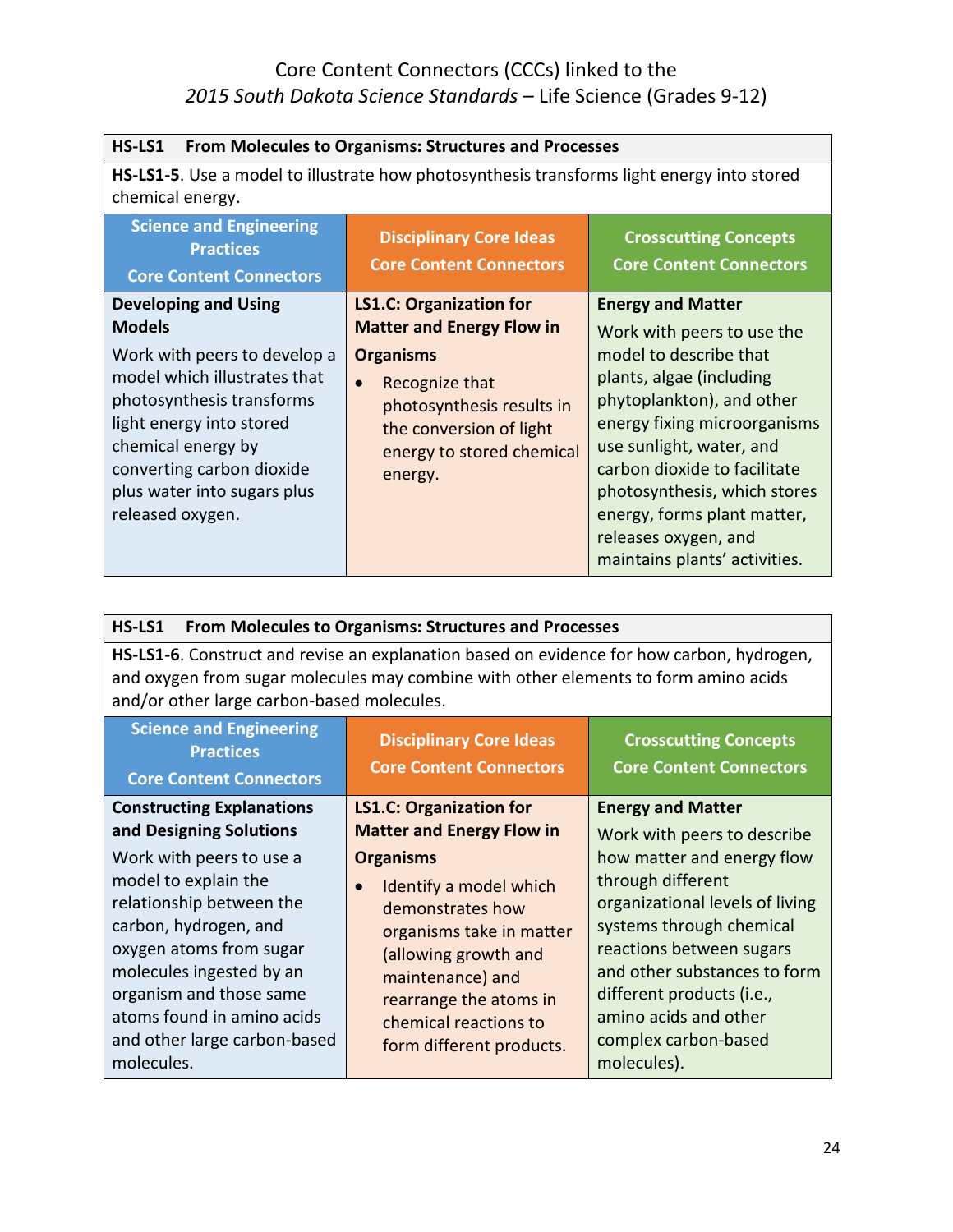# Core Content Connectors (CCCs) linked to the *2015 South Dakota Science Standards* – Life Science (Grades 9-12)

| **HS-LS1 From Molecules to Organisms: Structures and Processes** | | |
|---|---|---|
| **HS-LS1-5**. Use a model to illustrate how photosynthesis transforms light energy into stored chemical energy. | | |
| **Science and Engineering Practices Core Content Connectors** | **Disciplinary Core Ideas Core Content Connectors** | **Crosscutting Concepts Core Content Connectors** |
| **Developing and Using Models**<br>Work with peers to develop a model which illustrates that photosynthesis transforms light energy into stored chemical energy by converting carbon dioxide plus water into sugars plus released oxygen. | **LS1.C: Organization for Matter and Energy Flow in Organisms**<br>• Recognize that photosynthesis results in the conversion of light energy to stored chemical energy. | **Energy and Matter**<br>Work with peers to use the model to describe that plants, algae (including phytoplankton), and other energy fixing microorganisms use sunlight, water, and carbon dioxide to facilitate photosynthesis, which stores energy, forms plant matter, releases oxygen, and maintains plants' activities. |

| **HS-LS1 From Molecules to Organisms: Structures and Processes** | | |
|---|---|---|
| **HS-LS1-6**. Construct and revise an explanation based on evidence for how carbon, hydrogen, and oxygen from sugar molecules may combine with other elements to form amino acids and/or other large carbon-based molecules. | | |
| **Science and Engineering Practices Core Content Connectors** | **Disciplinary Core Ideas Core Content Connectors** | **Crosscutting Concepts Core Content Connectors** |
| **Constructing Explanations and Designing Solutions**<br>Work with peers to use a model to explain the relationship between the carbon, hydrogen, and oxygen atoms from sugar molecules ingested by an organism and those same atoms found in amino acids and other large carbon-based molecules. | **LS1.C: Organization for Matter and Energy Flow in Organisms**<br>• Identify a model which demonstrates how organisms take in matter (allowing growth and maintenance) and rearrange the atoms in chemical reactions to form different products. | **Energy and Matter**<br>Work with peers to describe how matter and energy flow through different organizational levels of living systems through chemical reactions between sugars and other substances to form different products (i.e., amino acids and other complex carbon-based molecules). |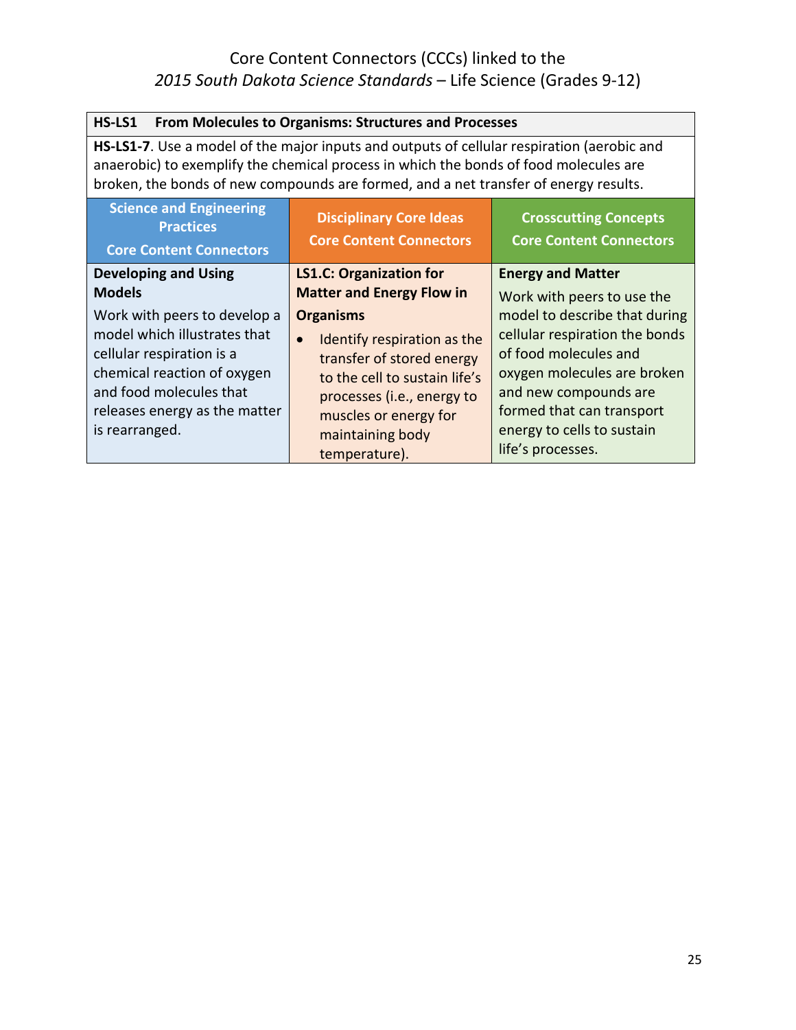# Core Content Connectors (CCCs) linked to the *2015 South Dakota Science Standards* – Life Science (Grades 9-12)

| **HS-LS1 From Molecules to Organisms: Structures and Processes** | | |
|---|---|---|
| **HS-LS1-7**. Use a model of the major inputs and outputs of cellular respiration (aerobic and anaerobic) to exemplify the chemical process in which the bonds of food molecules are broken, the bonds of new compounds are formed, and a net transfer of energy results. | | |
| **Science and Engineering Practices Core Content Connectors** | **Disciplinary Core Ideas Core Content Connectors** | **Crosscutting Concepts Core Content Connectors** |
| **Developing and Using Models**<br>Work with peers to develop a model which illustrates that cellular respiration is a chemical reaction of oxygen and food molecules that releases energy as the matter is rearranged. | **LS1.C: Organization for Matter and Energy Flow in Organisms**<br>• Identify respiration as the transfer of stored energy to the cell to sustain life's processes (i.e., energy to muscles or energy for maintaining body temperature). | **Energy and Matter**<br>Work with peers to use the model to describe that during cellular respiration the bonds of food molecules and oxygen molecules are broken and new compounds are formed that can transport energy to cells to sustain life's processes. |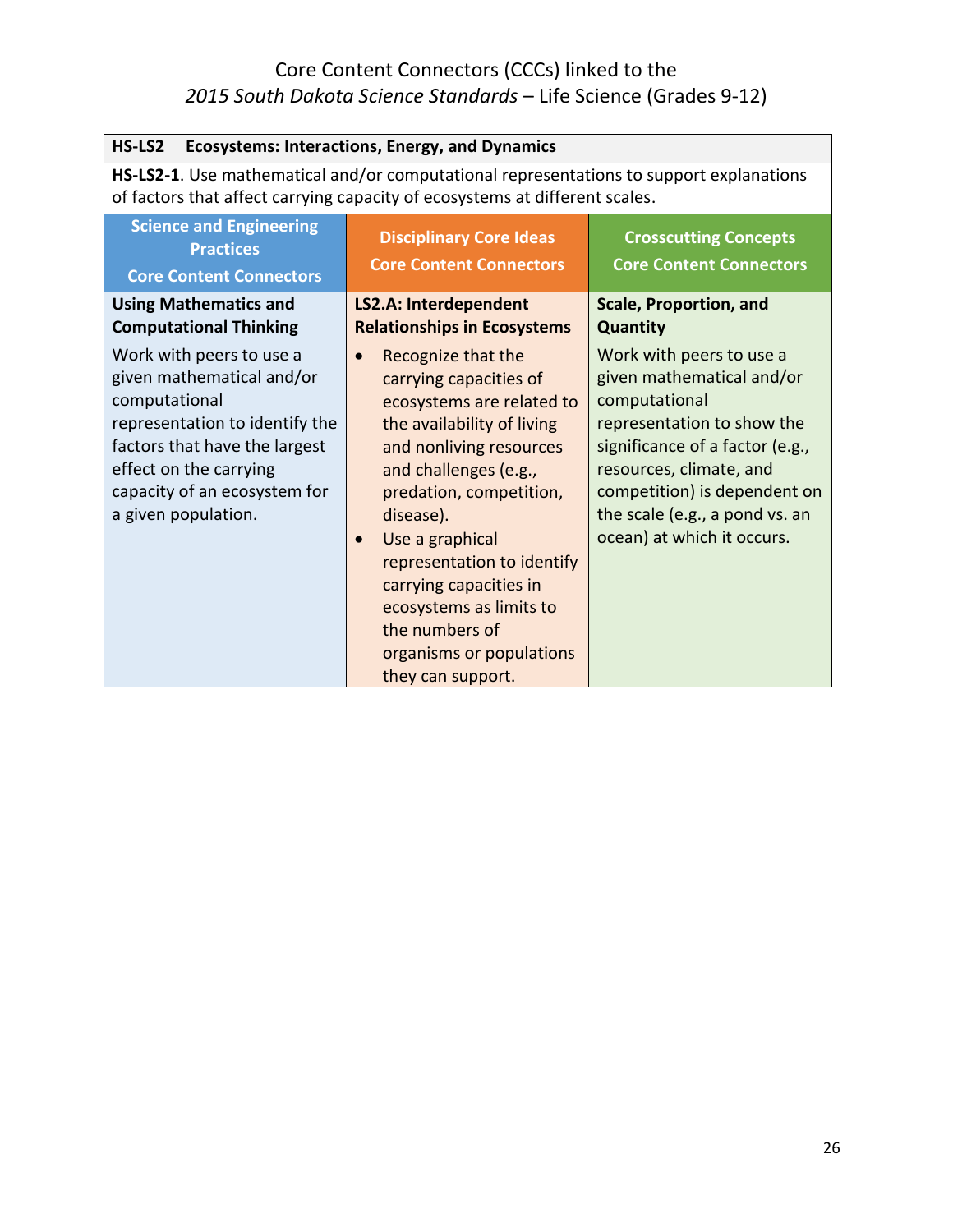# Core Content Connectors (CCCs) linked to the *2015 South Dakota Science Standards* – Life Science (Grades 9-12)

| **HS-LS2 Ecosystems: Interactions, Energy, and Dynamics** | | |
|---|---|---|
| **HS-LS2-1**. Use mathematical and/or computational representations to support explanations of factors that affect carrying capacity of ecosystems at different scales. | | |
| **Science and Engineering Practices Core Content Connectors** | **Disciplinary Core Ideas Core Content Connectors** | **Crosscutting Concepts Core Content Connectors** |
| **Using Mathematics and Computational Thinking**<br>Work with peers to use a given mathematical and/or computational representation to identify the factors that have the largest effect on the carrying capacity of an ecosystem for a given population. | **LS2.A: Interdependent Relationships in Ecosystems**<br>• Recognize that the carrying capacities of ecosystems are related to the availability of living and nonliving resources and challenges (e.g., predation, competition, disease).<br>• Use a graphical representation to identify carrying capacities in ecosystems as limits to the numbers of organisms or populations they can support. | **Scale, Proportion, and Quantity**<br>Work with peers to use a given mathematical and/or computational representation to show the significance of a factor (e.g., resources, climate, and competition) is dependent on the scale (e.g., a pond vs. an ocean) at which it occurs. |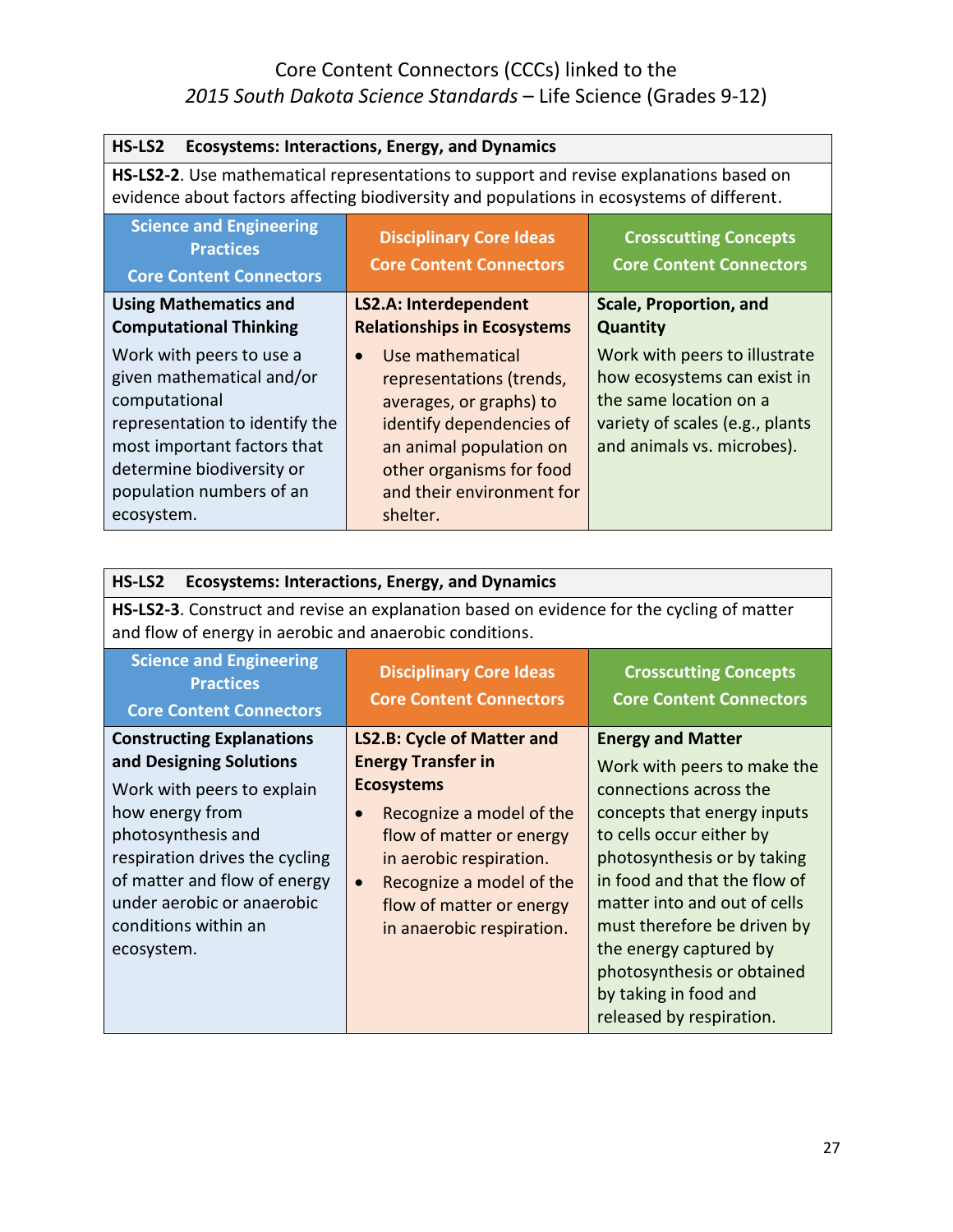Core Content Connectors (CCCs) linked to the
*2015 South Dakota Science Standards* – Life Science (Grades 9-12)

| **HS-LS2 Ecosystems: Interactions, Energy, and Dynamics** | | |
|---|---|---|
| **HS-LS2-2**. Use mathematical representations to support and revise explanations based on evidence about factors affecting biodiversity and populations in ecosystems of different. | | |
| **Science and Engineering Practices Core Content Connectors** | **Disciplinary Core Ideas Core Content Connectors** | **Crosscutting Concepts Core Content Connectors** |
| **Using Mathematics and Computational Thinking**<br>Work with peers to use a given mathematical and/or computational representation to identify the most important factors that determine biodiversity or population numbers of an ecosystem. | **LS2.A: Interdependent Relationships in Ecosystems**<br>• Use mathematical representations (trends, averages, or graphs) to identify dependencies of an animal population on other organisms for food and their environment for shelter. | **Scale, Proportion, and Quantity**<br>Work with peers to illustrate how ecosystems can exist in the same location on a variety of scales (e.g., plants and animals vs. microbes). |

| **HS-LS2 Ecosystems: Interactions, Energy, and Dynamics** | | |
|---|---|---|
| **HS-LS2-3**. Construct and revise an explanation based on evidence for the cycling of matter and flow of energy in aerobic and anaerobic conditions. | | |
| **Science and Engineering Practices Core Content Connectors** | **Disciplinary Core Ideas Core Content Connectors** | **Crosscutting Concepts Core Content Connectors** |
| **Constructing Explanations and Designing Solutions**<br>Work with peers to explain how energy from photosynthesis and respiration drives the cycling of matter and flow of energy under aerobic or anaerobic conditions within an ecosystem. | **LS2.B: Cycle of Matter and Energy Transfer in Ecosystems**<br>• Recognize a model of the flow of matter or energy in aerobic respiration.<br>• Recognize a model of the flow of matter or energy in anaerobic respiration. | **Energy and Matter**<br>Work with peers to make the connections across the concepts that energy inputs to cells occur either by photosynthesis or by taking in food and that the flow of matter into and out of cells must therefore be driven by the energy captured by photosynthesis or obtained by taking in food and released by respiration. |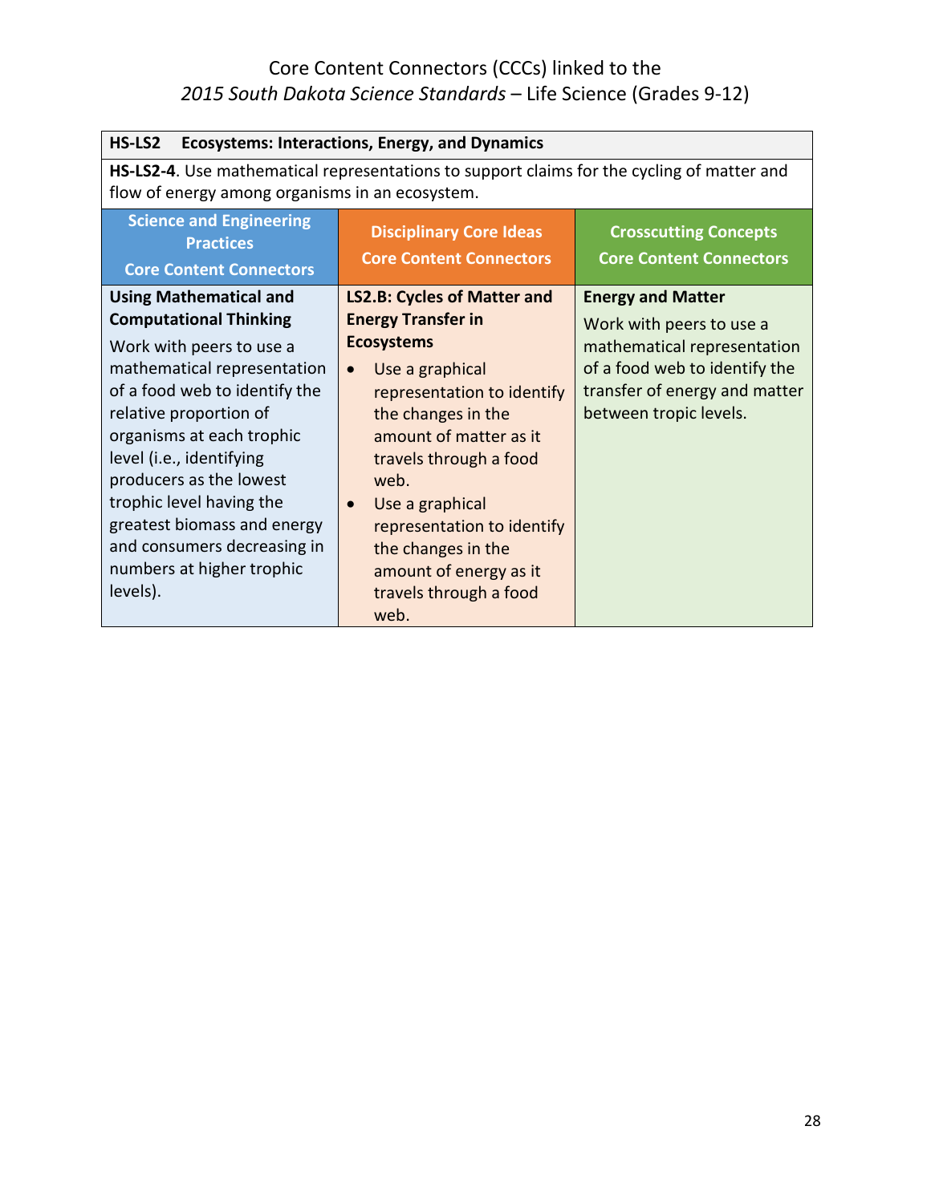Core Content Connectors (CCCs) linked to the
*2015 South Dakota Science Standards* – Life Science (Grades 9-12)

| **HS-LS2 Ecosystems: Interactions, Energy, and Dynamics** | | |
|---|---|---|
| **HS-LS2-4**. Use mathematical representations to support claims for the cycling of matter and flow of energy among organisms in an ecosystem. | | |
| **Science and Engineering Practices Core Content Connectors** | **Disciplinary Core Ideas Core Content Connectors** | **Crosscutting Concepts Core Content Connectors** |
| **Using Mathematical and Computational Thinking**<br>Work with peers to use a mathematical representation of a food web to identify the relative proportion of organisms at each trophic level (i.e., identifying producers as the lowest trophic level having the greatest biomass and energy and consumers decreasing in numbers at higher trophic levels). | **LS2.B: Cycles of Matter and Energy Transfer in Ecosystems**<br>• Use a graphical representation to identify the changes in the amount of matter as it travels through a food web.<br>• Use a graphical representation to identify the changes in the amount of energy as it travels through a food web. | **Energy and Matter**<br>Work with peers to use a mathematical representation of a food web to identify the transfer of energy and matter between tropic levels. |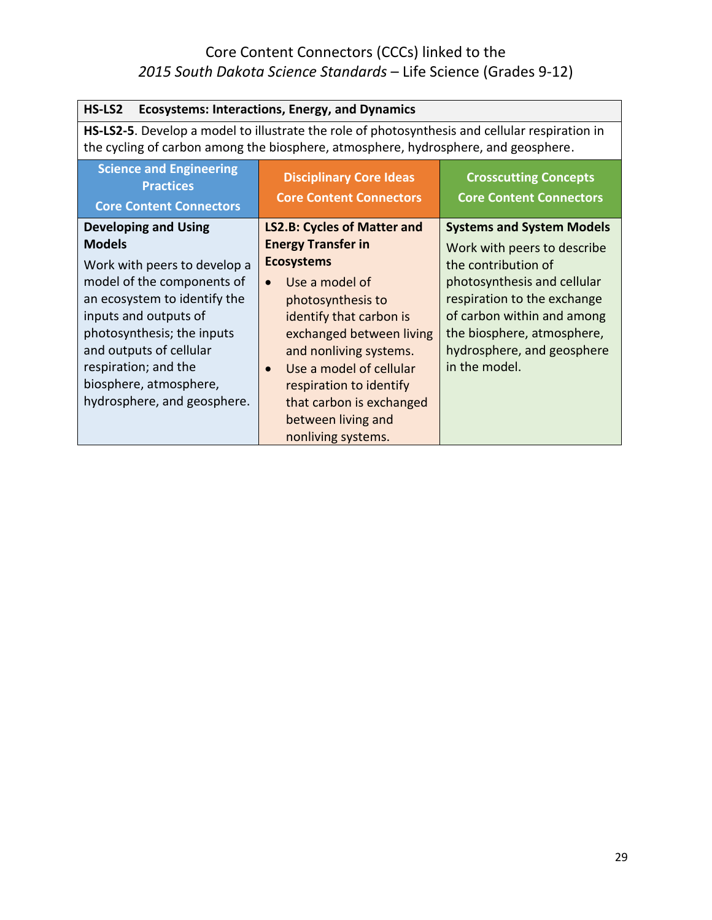Core Content Connectors (CCCs) linked to the
*2015 South Dakota Science Standards* – Life Science (Grades 9-12)

| **HS-LS2 Ecosystems: Interactions, Energy, and Dynamics** | | |
|---|---|---|
| **HS-LS2-5**. Develop a model to illustrate the role of photosynthesis and cellular respiration in the cycling of carbon among the biosphere, atmosphere, hydrosphere, and geosphere. | | |
| **Science and Engineering Practices Core Content Connectors** | **Disciplinary Core Ideas Core Content Connectors** | **Crosscutting Concepts Core Content Connectors** |
| **Developing and Using Models**<br>Work with peers to develop a model of the components of an ecosystem to identify the inputs and outputs of photosynthesis; the inputs and outputs of cellular respiration; and the biosphere, atmosphere, hydrosphere, and geosphere. | **LS2.B: Cycles of Matter and Energy Transfer in Ecosystems**<br>• Use a model of photosynthesis to identify that carbon is exchanged between living and nonliving systems.<br>• Use a model of cellular respiration to identify that carbon is exchanged between living and nonliving systems. | **Systems and System Models**<br>Work with peers to describe the contribution of photosynthesis and cellular respiration to the exchange of carbon within and among the biosphere, atmosphere, hydrosphere, and geosphere in the model. |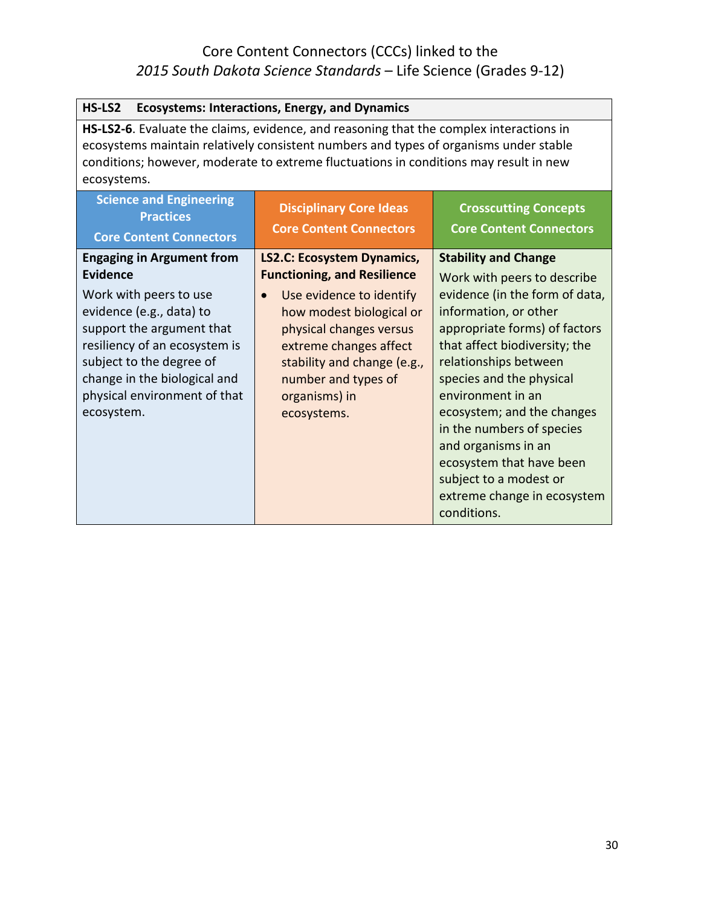# Core Content Connectors (CCCs) linked to the *2015 South Dakota Science Standards* – Life Science (Grades 9-12)

| **HS-LS2 Ecosystems: Interactions, Energy, and Dynamics** | | |
|---|---|---|
| **HS-LS2-6**. Evaluate the claims, evidence, and reasoning that the complex interactions in ecosystems maintain relatively consistent numbers and types of organisms under stable conditions; however, moderate to extreme fluctuations in conditions may result in new ecosystems. | | |
| **Science and Engineering Practices Core Content Connectors** | **Disciplinary Core Ideas Core Content Connectors** | **Crosscutting Concepts Core Content Connectors** |
| **Engaging in Argument from Evidence** Work with peers to use evidence (e.g., data) to support the argument that resiliency of an ecosystem is subject to the degree of change in the biological and physical environment of that ecosystem. | **LS2.C: Ecosystem Dynamics, Functioning, and Resilience** • Use evidence to identify how modest biological or physical changes versus extreme changes affect stability and change (e.g., number and types of organisms) in ecosystems. | **Stability and Change** Work with peers to describe evidence (in the form of data, information, or other appropriate forms) of factors that affect biodiversity; the relationships between species and the physical environment in an ecosystem; and the changes in the numbers of species and organisms in an ecosystem that have been subject to a modest or extreme change in ecosystem conditions. |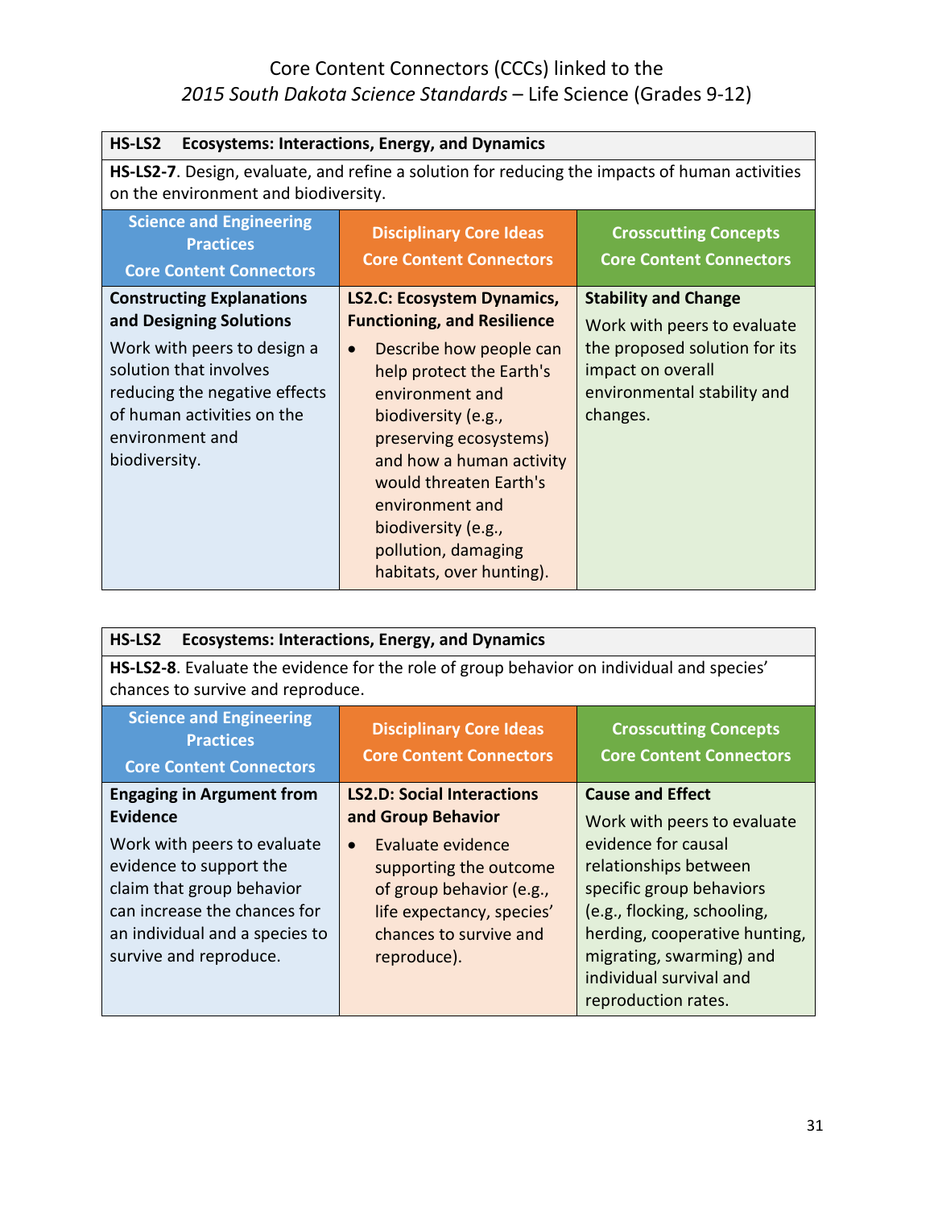# Core Content Connectors (CCCs) linked to the *2015 South Dakota Science Standards* – Life Science (Grades 9-12)

| **HS-LS2 Ecosystems: Interactions, Energy, and Dynamics** | | |
|---|---|---|
| **HS-LS2-7**. Design, evaluate, and refine a solution for reducing the impacts of human activities on the environment and biodiversity. | | |
| **Science and Engineering Practices Core Content Connectors** | **Disciplinary Core Ideas Core Content Connectors** | **Crosscutting Concepts Core Content Connectors** |
| **Constructing Explanations and Designing Solutions**<br>Work with peers to design a solution that involves reducing the negative effects of human activities on the environment and biodiversity. | **LS2.C: Ecosystem Dynamics, Functioning, and Resilience**<br>• Describe how people can help protect the Earth's environment and biodiversity (e.g., preserving ecosystems) and how a human activity would threaten Earth's environment and biodiversity (e.g., pollution, damaging habitats, over hunting). | **Stability and Change**<br>Work with peers to evaluate the proposed solution for its impact on overall environmental stability and changes. |

| **HS-LS2 Ecosystems: Interactions, Energy, and Dynamics** | | |
|---|---|---|
| **HS-LS2-8**. Evaluate the evidence for the role of group behavior on individual and species' chances to survive and reproduce. | | |
| **Science and Engineering Practices Core Content Connectors** | **Disciplinary Core Ideas Core Content Connectors** | **Crosscutting Concepts Core Content Connectors** |
| **Engaging in Argument from Evidence**<br>Work with peers to evaluate evidence to support the claim that group behavior can increase the chances for an individual and a species to survive and reproduce. | **LS2.D: Social Interactions and Group Behavior**<br>• Evaluate evidence supporting the outcome of group behavior (e.g., life expectancy, species' chances to survive and reproduce). | **Cause and Effect**<br>Work with peers to evaluate evidence for causal relationships between specific group behaviors (e.g., flocking, schooling, herding, cooperative hunting, migrating, swarming) and individual survival and reproduction rates. |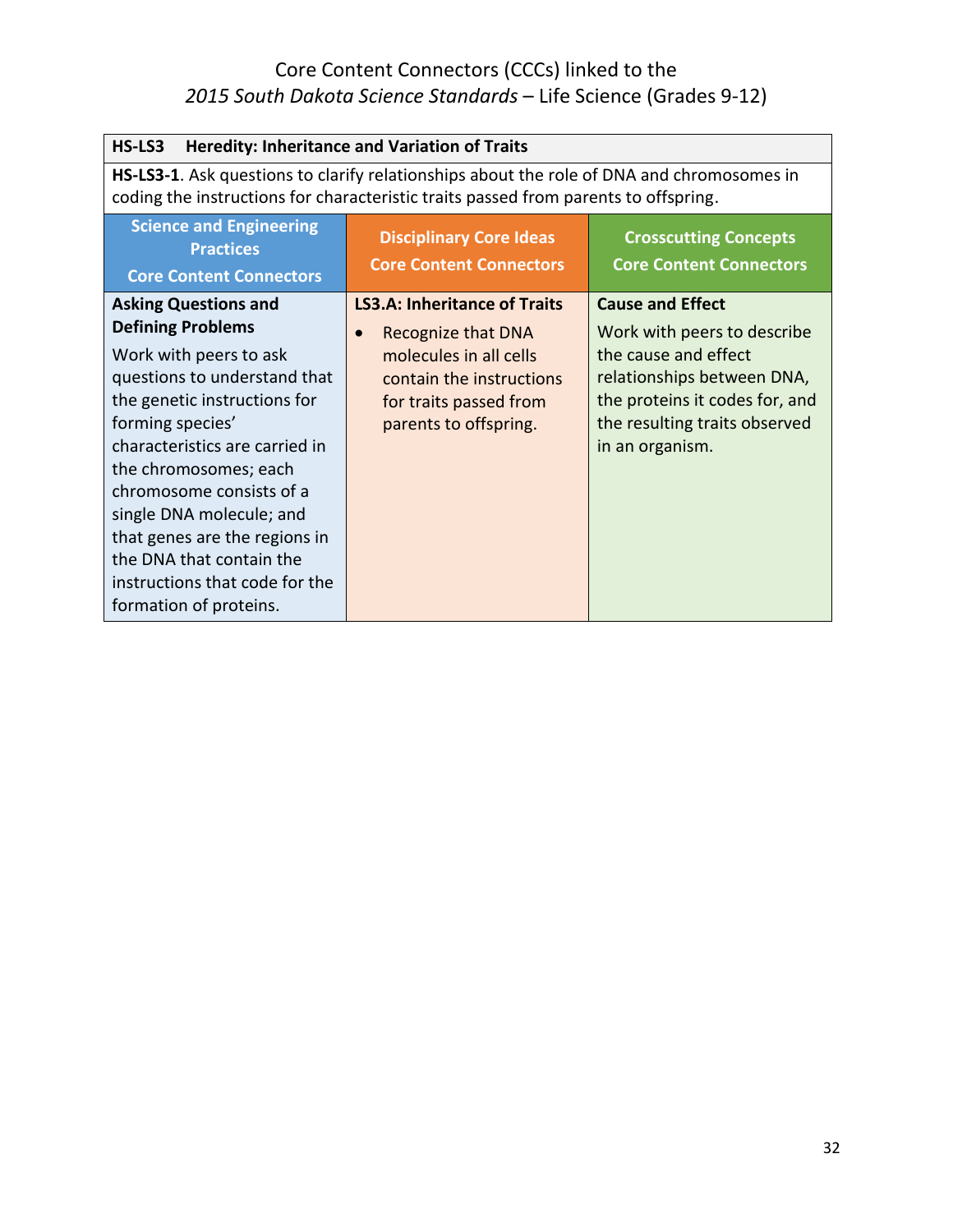# Core Content Connectors (CCCs) linked to the *2015 South Dakota Science Standards* – Life Science (Grades 9-12)

| **HS-LS3 Heredity: Inheritance and Variation of Traits** | | |
|---|---|---|
| **HS-LS3-1**. Ask questions to clarify relationships about the role of DNA and chromosomes in coding the instructions for characteristic traits passed from parents to offspring. | | |
| **Science and Engineering Practices Core Content Connectors** | **Disciplinary Core Ideas Core Content Connectors** | **Crosscutting Concepts Core Content Connectors** |
| **Asking Questions and Defining Problems**<br>Work with peers to ask questions to understand that the genetic instructions for forming species' characteristics are carried in the chromosomes; each chromosome consists of a single DNA molecule; and that genes are the regions in the DNA that contain the instructions that code for the formation of proteins. | **LS3.A: Inheritance of Traits**<br>• Recognize that DNA molecules in all cells contain the instructions for traits passed from parents to offspring. | **Cause and Effect**<br>Work with peers to describe the cause and effect relationships between DNA, the proteins it codes for, and the resulting traits observed in an organism. |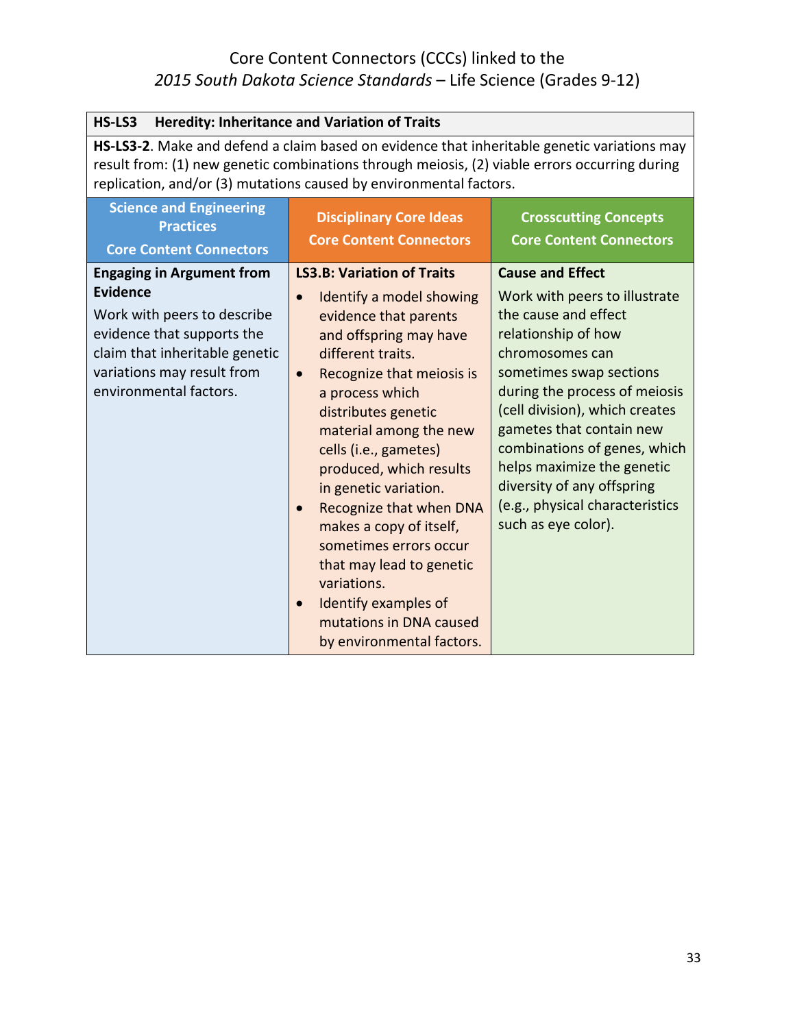Core Content Connectors (CCCs) linked to the
*2015 South Dakota Science Standards* – Life Science (Grades 9-12)

| **HS-LS3 Heredity: Inheritance and Variation of Traits** | | |
|---|---|---|
| **HS-LS3-2**. Make and defend a claim based on evidence that inheritable genetic variations may result from: (1) new genetic combinations through meiosis, (2) viable errors occurring during replication, and/or (3) mutations caused by environmental factors. | | |
| **Science and Engineering Practices Core Content Connectors** | **Disciplinary Core Ideas Core Content Connectors** | **Crosscutting Concepts Core Content Connectors** |
| **Engaging in Argument from Evidence**<br>Work with peers to describe evidence that supports the claim that inheritable genetic variations may result from environmental factors. | **LS3.B: Variation of Traits**<br>• Identify a model showing evidence that parents and offspring may have different traits.<br>• Recognize that meiosis is a process which distributes genetic material among the new cells (i.e., gametes) produced, which results in genetic variation.<br>• Recognize that when DNA makes a copy of itself, sometimes errors occur that may lead to genetic variations.<br>• Identify examples of mutations in DNA caused by environmental factors. | **Cause and Effect**<br>Work with peers to illustrate the cause and effect relationship of how chromosomes can sometimes swap sections during the process of meiosis (cell division), which creates gametes that contain new combinations of genes, which helps maximize the genetic diversity of any offspring (e.g., physical characteristics such as eye color). |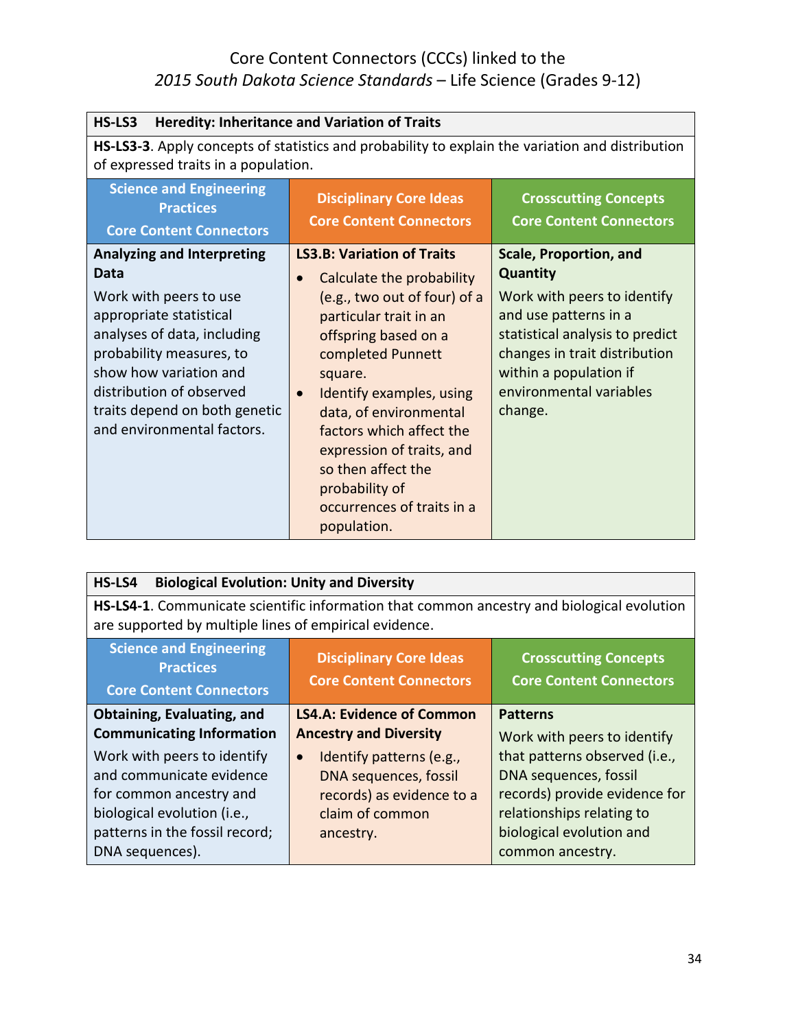Core Content Connectors (CCCs) linked to the
*2015 South Dakota Science Standards* – Life Science (Grades 9-12)

| **HS-LS3 Heredity: Inheritance and Variation of Traits** | | |
|---|---|---|
| **HS-LS3-3**. Apply concepts of statistics and probability to explain the variation and distribution of expressed traits in a population. | | |
| **Science and Engineering Practices Core Content Connectors** | **Disciplinary Core Ideas Core Content Connectors** | **Crosscutting Concepts Core Content Connectors** |
| **Analyzing and Interpreting Data** Work with peers to use appropriate statistical analyses of data, including probability measures, to show how variation and distribution of observed traits depend on both genetic and environmental factors. | **LS3.B: Variation of Traits** <br>• Calculate the probability (e.g., two out of four) of a particular trait in an offspring based on a completed Punnett square. <br>• Identify examples, using data, of environmental factors which affect the expression of traits, and so then affect the probability of occurrences of traits in a population. | **Scale, Proportion, and Quantity** Work with peers to identify and use patterns in a statistical analysis to predict changes in trait distribution within a population if environmental variables change. |

| **HS-LS4 Biological Evolution: Unity and Diversity** | | |
|---|---|---|
| **HS-LS4-1**. Communicate scientific information that common ancestry and biological evolution are supported by multiple lines of empirical evidence. | | |
| **Science and Engineering Practices Core Content Connectors** | **Disciplinary Core Ideas Core Content Connectors** | **Crosscutting Concepts Core Content Connectors** |
| **Obtaining, Evaluating, and Communicating Information** Work with peers to identify and communicate evidence for common ancestry and biological evolution (i.e., patterns in the fossil record; DNA sequences). | **LS4.A: Evidence of Common Ancestry and Diversity** <br>• Identify patterns (e.g., DNA sequences, fossil records) as evidence to a claim of common ancestry. | **Patterns** Work with peers to identify that patterns observed (i.e., DNA sequences, fossil records) provide evidence for relationships relating to biological evolution and common ancestry. |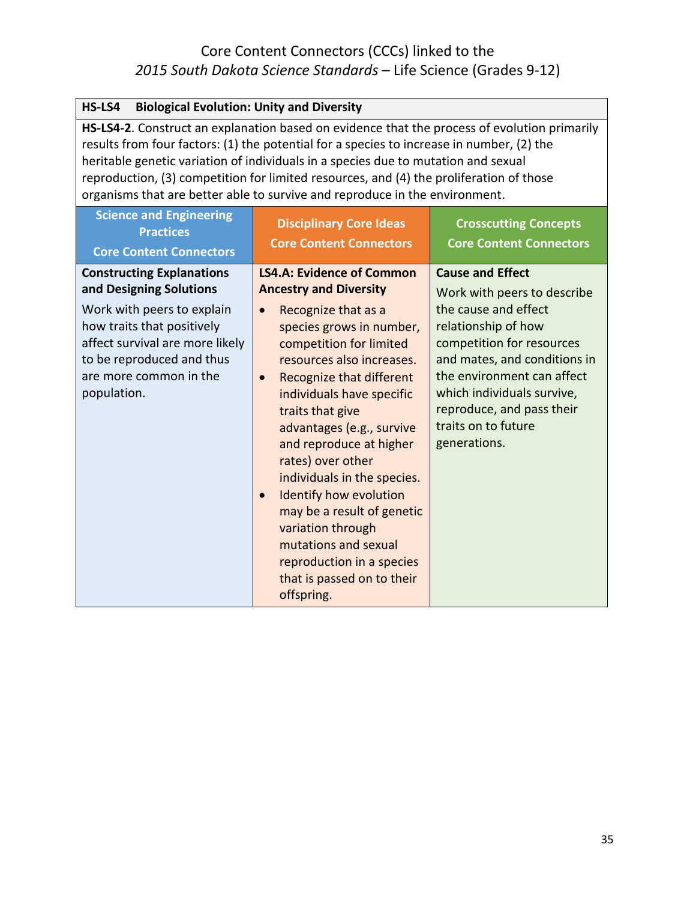# Core Content Connectors (CCCs) linked to the *2015 South Dakota Science Standards* – Life Science (Grades 9-12)

| **HS-LS4 Biological Evolution: Unity and Diversity** | | |
|---|---|---|
| **HS-LS4-2**. Construct an explanation based on evidence that the process of evolution primarily results from four factors: (1) the potential for a species to increase in number, (2) the heritable genetic variation of individuals in a species due to mutation and sexual reproduction, (3) competition for limited resources, and (4) the proliferation of those organisms that are better able to survive and reproduce in the environment. | | |
| **Science and Engineering Practices Core Content Connectors** | **Disciplinary Core Ideas Core Content Connectors** | **Crosscutting Concepts Core Content Connectors** |
| **Constructing Explanations and Designing Solutions**<br>Work with peers to explain how traits that positively affect survival are more likely to be reproduced and thus are more common in the population. | **LS4.A: Evidence of Common Ancestry and Diversity**<br>• Recognize that as a species grows in number, competition for limited resources also increases.<br>• Recognize that different individuals have specific traits that give advantages (e.g., survive and reproduce at higher rates) over other individuals in the species.<br>• Identify how evolution may be a result of genetic variation through mutations and sexual reproduction in a species that is passed on to their offspring. | **Cause and Effect**<br>Work with peers to describe the cause and effect relationship of how competition for resources and mates, and conditions in the environment can affect which individuals survive, reproduce, and pass their traits on to future generations. |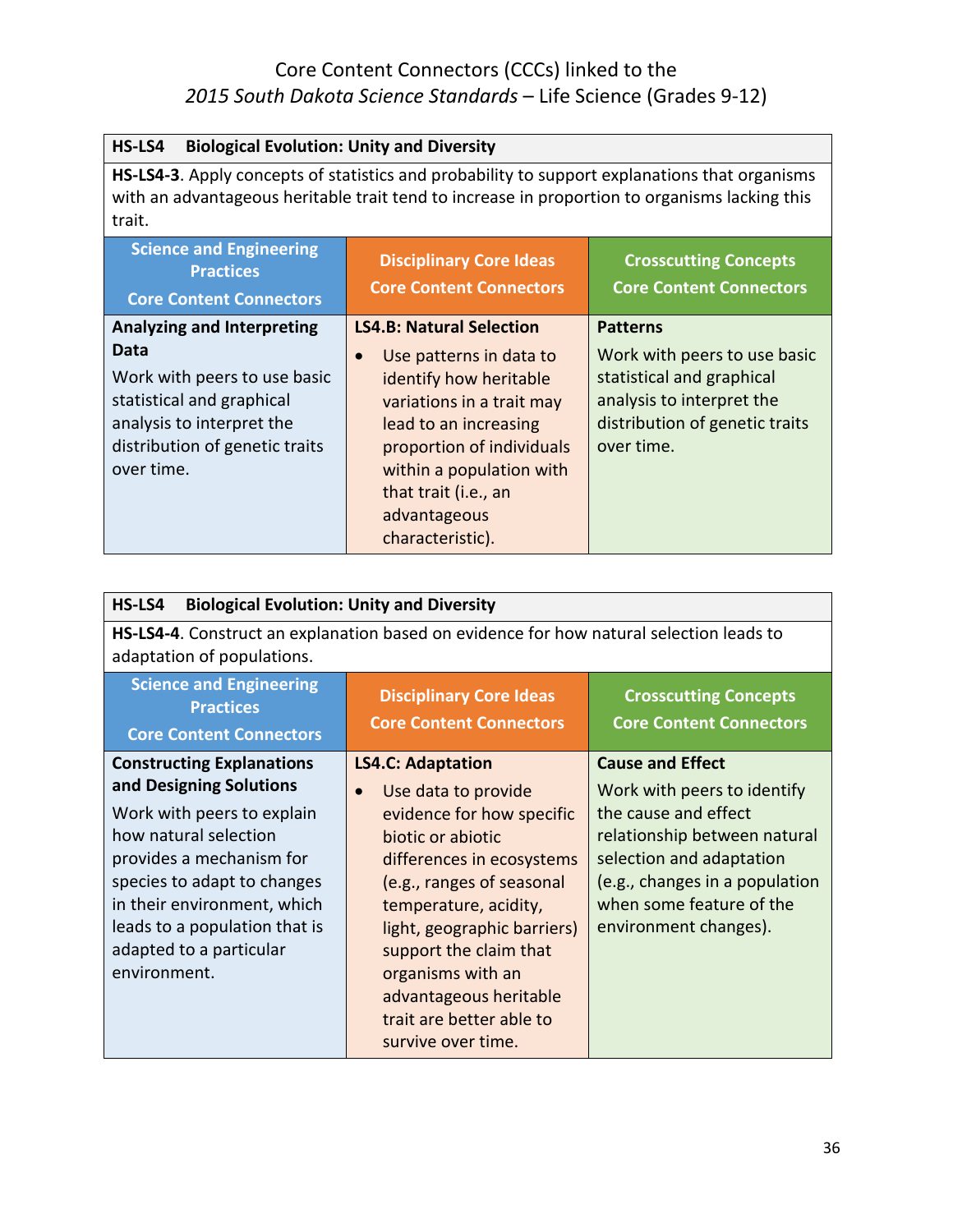# Core Content Connectors (CCCs) linked to the *2015 South Dakota Science Standards* – Life Science (Grades 9-12)

| **HS-LS4 Biological Evolution: Unity and Diversity** | | |
|---|---|---|
| **HS-LS4-3**. Apply concepts of statistics and probability to support explanations that organisms with an advantageous heritable trait tend to increase in proportion to organisms lacking this trait. | | |
| **Science and Engineering Practices Core Content Connectors** | **Disciplinary Core Ideas Core Content Connectors** | **Crosscutting Concepts Core Content Connectors** |
| **Analyzing and Interpreting Data**<br>Work with peers to use basic statistical and graphical analysis to interpret the distribution of genetic traits over time. | **LS4.B: Natural Selection**<br>• Use patterns in data to identify how heritable variations in a trait may lead to an increasing proportion of individuals within a population with that trait (i.e., an advantageous characteristic). | **Patterns**<br>Work with peers to use basic statistical and graphical analysis to interpret the distribution of genetic traits over time. |

| **HS-LS4 Biological Evolution: Unity and Diversity** | | |
|---|---|---|
| **HS-LS4-4**. Construct an explanation based on evidence for how natural selection leads to adaptation of populations. | | |
| **Science and Engineering Practices Core Content Connectors** | **Disciplinary Core Ideas Core Content Connectors** | **Crosscutting Concepts Core Content Connectors** |
| **Constructing Explanations and Designing Solutions**<br>Work with peers to explain how natural selection provides a mechanism for species to adapt to changes in their environment, which leads to a population that is adapted to a particular environment. | **LS4.C: Adaptation**<br>• Use data to provide evidence for how specific biotic or abiotic differences in ecosystems (e.g., ranges of seasonal temperature, acidity, light, geographic barriers) support the claim that organisms with an advantageous heritable trait are better able to survive over time. | **Cause and Effect**<br>Work with peers to identify the cause and effect relationship between natural selection and adaptation (e.g., changes in a population when some feature of the environment changes). |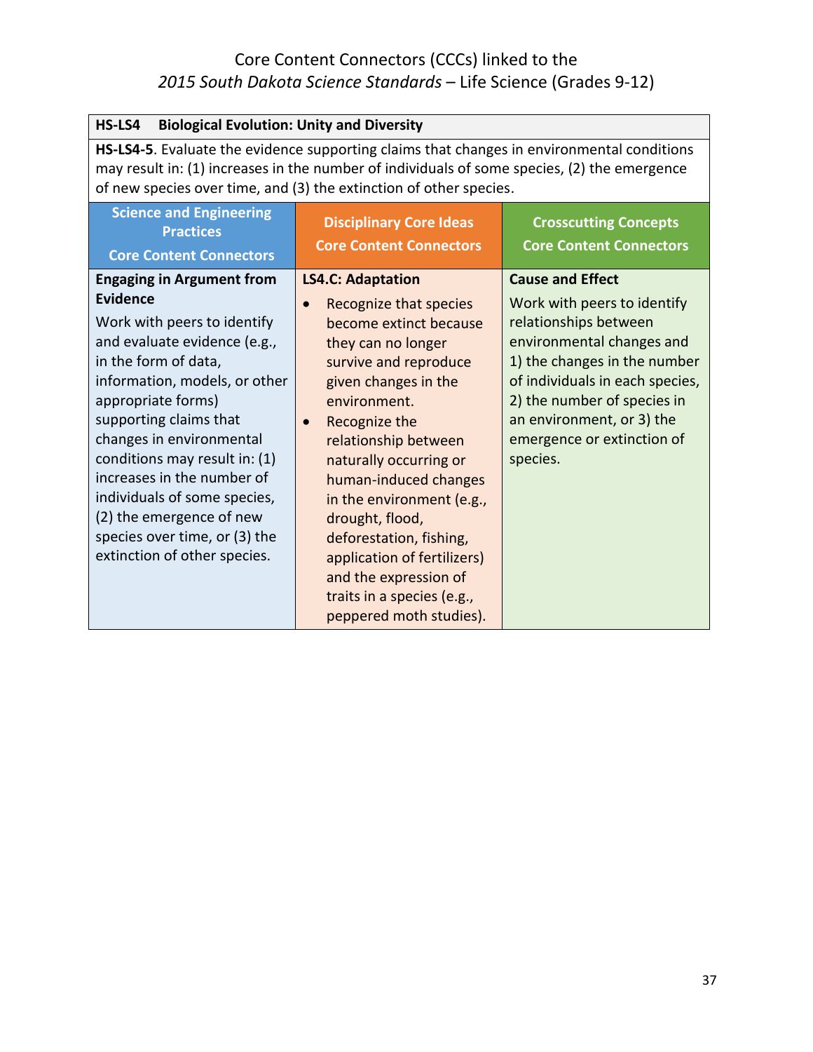# Core Content Connectors (CCCs) linked to the *2015 South Dakota Science Standards* – Life Science (Grades 9-12)

**HS-LS4 Biological Evolution: Unity and Diversity**

**HS-LS4-5**. Evaluate the evidence supporting claims that changes in environmental conditions may result in: (1) increases in the number of individuals of some species, (2) the emergence of new species over time, and (3) the extinction of other species.

| Science and Engineering Practices Core Content Connectors | Disciplinary Core Ideas Core Content Connectors | Crosscutting Concepts Core Content Connectors |
|---|---|---|
| **Engaging in Argument from Evidence**<br>Work with peers to identify and evaluate evidence (e.g., in the form of data, information, models, or other appropriate forms) supporting claims that changes in environmental conditions may result in: (1) increases in the number of individuals of some species, (2) the emergence of new species over time, or (3) the extinction of other species. | **LS4.C: Adaptation**<br>• Recognize that species become extinct because they can no longer survive and reproduce given changes in the environment.<br>• Recognize the relationship between naturally occurring or human-induced changes in the environment (e.g., drought, flood, deforestation, fishing, application of fertilizers) and the expression of traits in a species (e.g., peppered moth studies). | **Cause and Effect**<br>Work with peers to identify relationships between environmental changes and 1) the changes in the number of individuals in each species, 2) the number of species in an environment, or 3) the emergence or extinction of species. |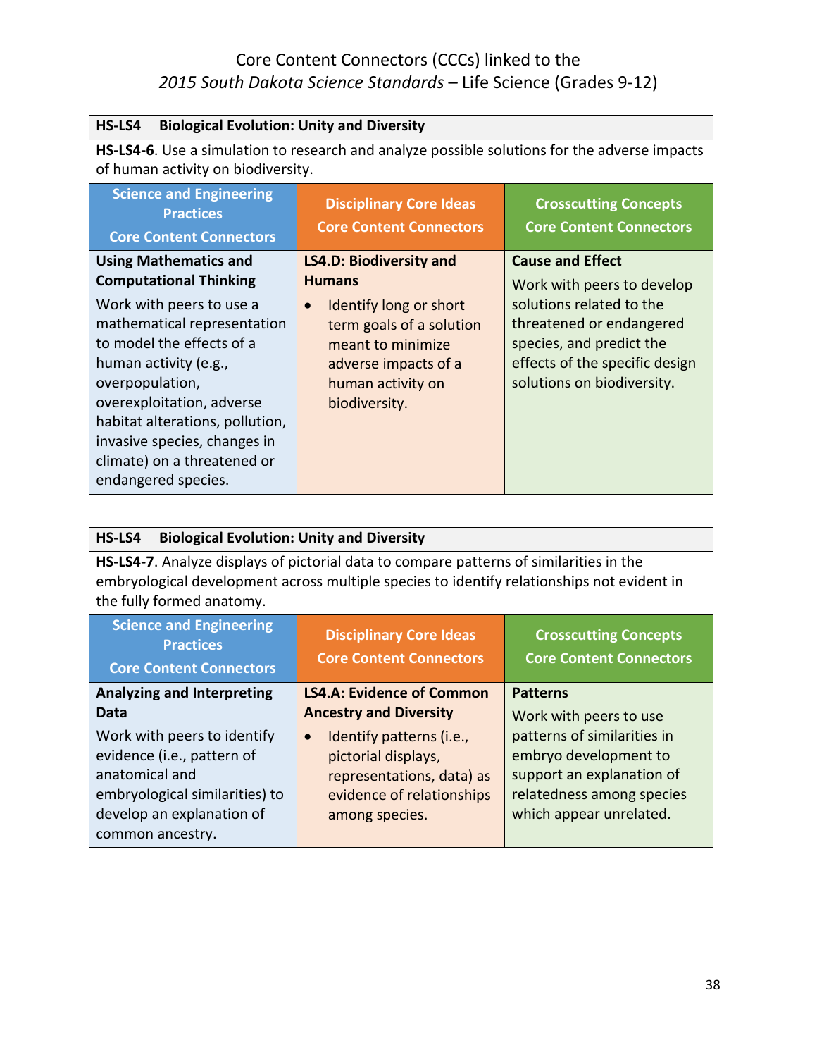# Core Content Connectors (CCCs) linked to the *2015 South Dakota Science Standards* – Life Science (Grades 9-12)

| **HS-LS4 Biological Evolution: Unity and Diversity** | | |
|---|---|---|
| **HS-LS4-6**. Use a simulation to research and analyze possible solutions for the adverse impacts of human activity on biodiversity. | | |
| **Science and Engineering Practices Core Content Connectors** | **Disciplinary Core Ideas Core Content Connectors** | **Crosscutting Concepts Core Content Connectors** |
| **Using Mathematics and Computational Thinking**<br>Work with peers to use a mathematical representation to model the effects of a human activity (e.g., overpopulation, overexploitation, adverse habitat alterations, pollution, invasive species, changes in climate) on a threatened or endangered species. | **LS4.D: Biodiversity and Humans**<br>• Identify long or short term goals of a solution meant to minimize adverse impacts of a human activity on biodiversity. | **Cause and Effect**<br>Work with peers to develop solutions related to the threatened or endangered species, and predict the effects of the specific design solutions on biodiversity. |

| **HS-LS4 Biological Evolution: Unity and Diversity** | | |
|---|---|---|
| **HS-LS4-7**. Analyze displays of pictorial data to compare patterns of similarities in the embryological development across multiple species to identify relationships not evident in the fully formed anatomy. | | |
| **Science and Engineering Practices Core Content Connectors** | **Disciplinary Core Ideas Core Content Connectors** | **Crosscutting Concepts Core Content Connectors** |
| **Analyzing and Interpreting Data**<br>Work with peers to identify evidence (i.e., pattern of anatomical and embryological similarities) to develop an explanation of common ancestry. | **LS4.A: Evidence of Common Ancestry and Diversity**<br>• Identify patterns (i.e., pictorial displays, representations, data) as evidence of relationships among species. | **Patterns**<br>Work with peers to use patterns of similarities in embryo development to support an explanation of relatedness among species which appear unrelated. |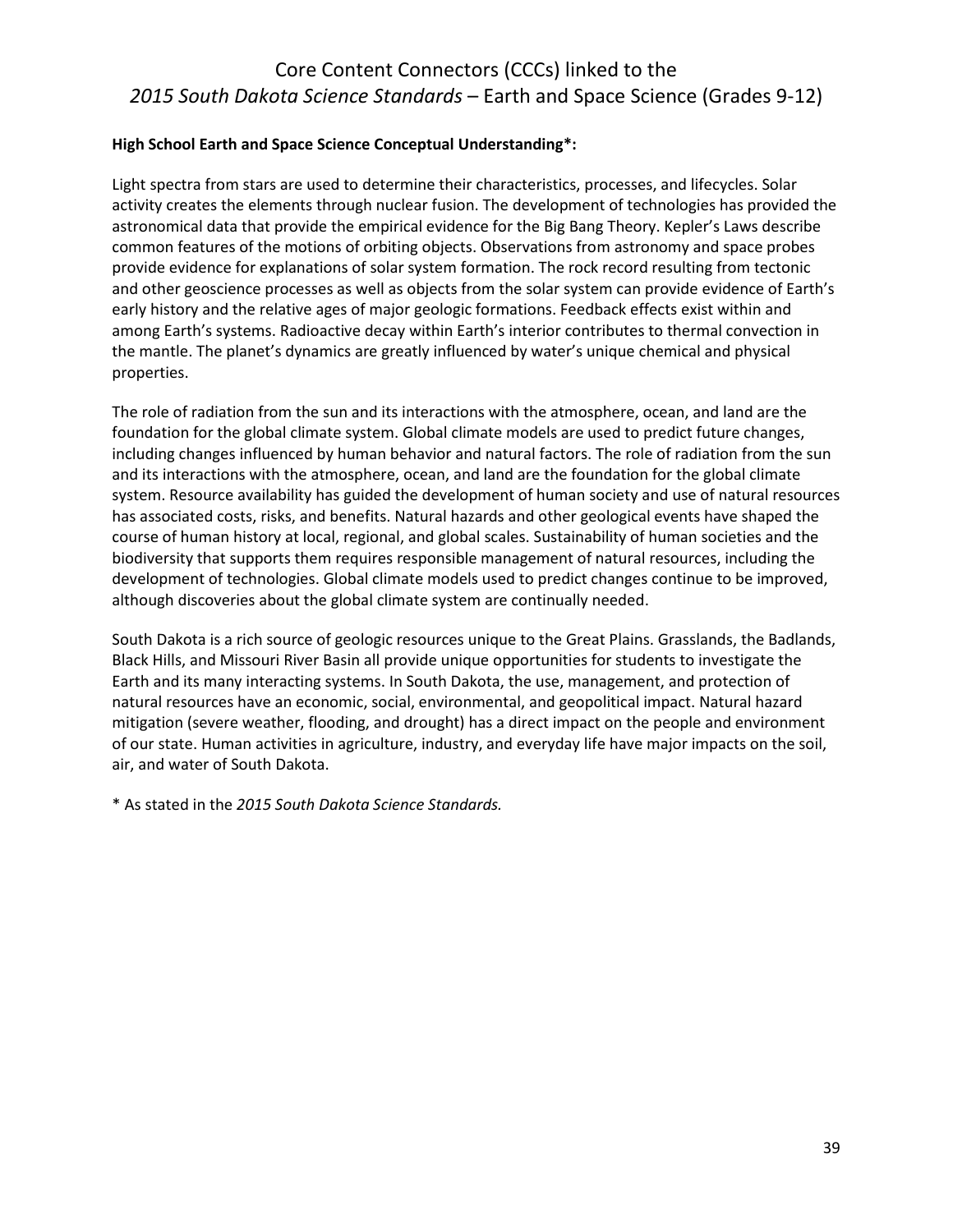# Core Content Connectors (CCCs) linked to the *2015 South Dakota Science Standards* – Earth and Space Science (Grades 9-12)

**High School Earth and Space Science Conceptual Understanding*:**

Light spectra from stars are used to determine their characteristics, processes, and lifecycles. Solar activity creates the elements through nuclear fusion. The development of technologies has provided the astronomical data that provide the empirical evidence for the Big Bang Theory. Kepler's Laws describe common features of the motions of orbiting objects. Observations from astronomy and space probes provide evidence for explanations of solar system formation. The rock record resulting from tectonic and other geoscience processes as well as objects from the solar system can provide evidence of Earth's early history and the relative ages of major geologic formations. Feedback effects exist within and among Earth's systems. Radioactive decay within Earth's interior contributes to thermal convection in the mantle. The planet's dynamics are greatly influenced by water's unique chemical and physical properties.

The role of radiation from the sun and its interactions with the atmosphere, ocean, and land are the foundation for the global climate system. Global climate models are used to predict future changes, including changes influenced by human behavior and natural factors. The role of radiation from the sun and its interactions with the atmosphere, ocean, and land are the foundation for the global climate system. Resource availability has guided the development of human society and use of natural resources has associated costs, risks, and benefits. Natural hazards and other geological events have shaped the course of human history at local, regional, and global scales. Sustainability of human societies and the biodiversity that supports them requires responsible management of natural resources, including the development of technologies. Global climate models used to predict changes continue to be improved, although discoveries about the global climate system are continually needed.

South Dakota is a rich source of geologic resources unique to the Great Plains. Grasslands, the Badlands, Black Hills, and Missouri River Basin all provide unique opportunities for students to investigate the Earth and its many interacting systems. In South Dakota, the use, management, and protection of natural resources have an economic, social, environmental, and geopolitical impact. Natural hazard mitigation (severe weather, flooding, and drought) has a direct impact on the people and environment of our state. Human activities in agriculture, industry, and everyday life have major impacts on the soil, air, and water of South Dakota.

* As stated in the *2015 South Dakota Science Standards.*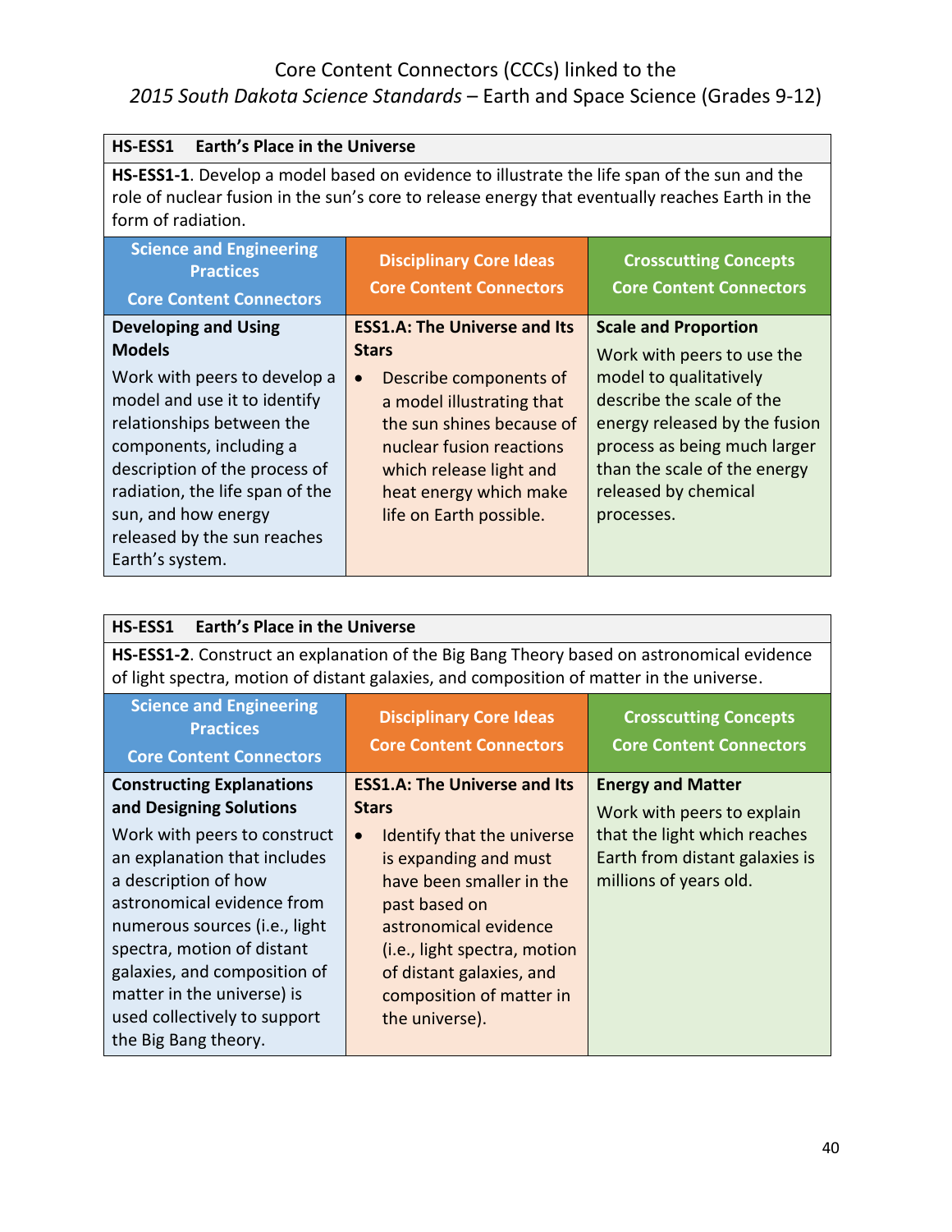# Core Content Connectors (CCCs) linked to the *2015 South Dakota Science Standards* – Earth and Space Science (Grades 9-12)

| **HS-ESS1 Earth's Place in the Universe** | | |
|---|---|---|
| **HS-ESS1-1**. Develop a model based on evidence to illustrate the life span of the sun and the role of nuclear fusion in the sun's core to release energy that eventually reaches Earth in the form of radiation. | | |
| **Science and Engineering Practices Core Content Connectors** | **Disciplinary Core Ideas Core Content Connectors** | **Crosscutting Concepts Core Content Connectors** |
| **Developing and Using Models** Work with peers to develop a model and use it to identify relationships between the components, including a description of the process of radiation, the life span of the sun, and how energy released by the sun reaches Earth's system. | **ESS1.A: The Universe and Its Stars** <br>• Describe components of a model illustrating that the sun shines because of nuclear fusion reactions which release light and heat energy which make life on Earth possible. | **Scale and Proportion** Work with peers to use the model to qualitatively describe the scale of the energy released by the fusion process as being much larger than the scale of the energy released by chemical processes. |

| **HS-ESS1 Earth's Place in the Universe** | | |
|---|---|---|
| **HS-ESS1-2**. Construct an explanation of the Big Bang Theory based on astronomical evidence of light spectra, motion of distant galaxies, and composition of matter in the universe. | | |
| **Science and Engineering Practices Core Content Connectors** | **Disciplinary Core Ideas Core Content Connectors** | **Crosscutting Concepts Core Content Connectors** |
| **Constructing Explanations and Designing Solutions** Work with peers to construct an explanation that includes a description of how astronomical evidence from numerous sources (i.e., light spectra, motion of distant galaxies, and composition of matter in the universe) is used collectively to support the Big Bang theory. | **ESS1.A: The Universe and Its Stars** <br>• Identify that the universe is expanding and must have been smaller in the past based on astronomical evidence (i.e., light spectra, motion of distant galaxies, and composition of matter in the universe). | **Energy and Matter** Work with peers to explain that the light which reaches Earth from distant galaxies is millions of years old. |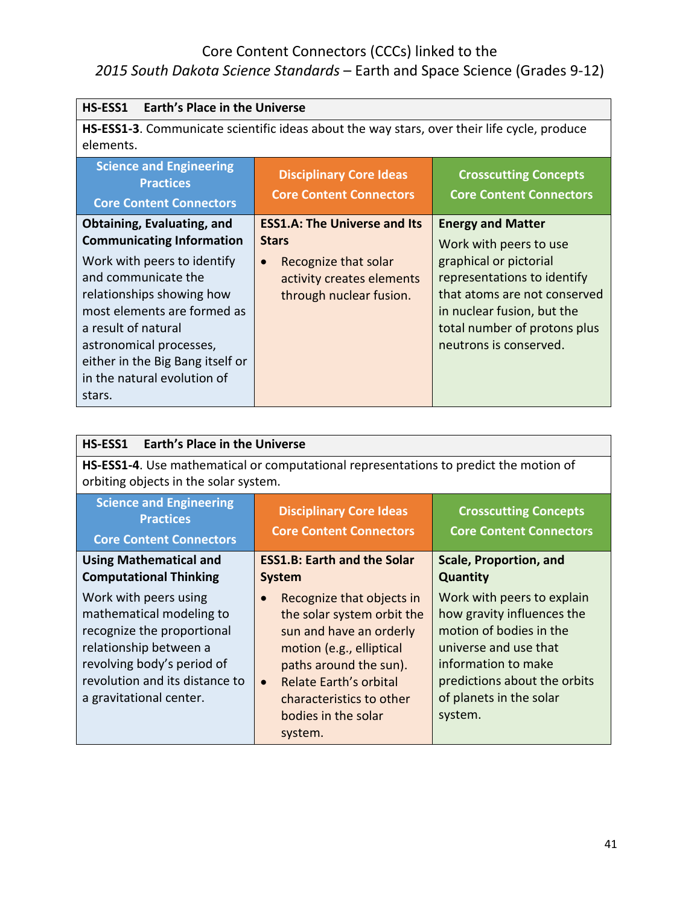# Core Content Connectors (CCCs) linked to the *2015 South Dakota Science Standards* – Earth and Space Science (Grades 9-12)

| **HS-ESS1 Earth's Place in the Universe** | | |
|---|---|---|
| **HS-ESS1-3**. Communicate scientific ideas about the way stars, over their life cycle, produce elements. | | |
| **Science and Engineering Practices Core Content Connectors** | **Disciplinary Core Ideas Core Content Connectors** | **Crosscutting Concepts Core Content Connectors** |
| **Obtaining, Evaluating, and Communicating Information**<br>Work with peers to identify and communicate the relationships showing how most elements are formed as a result of natural astronomical processes, either in the Big Bang itself or in the natural evolution of stars. | **ESS1.A: The Universe and Its Stars**<br>• Recognize that solar activity creates elements through nuclear fusion. | **Energy and Matter**<br>Work with peers to use graphical or pictorial representations to identify that atoms are not conserved in nuclear fusion, but the total number of protons plus neutrons is conserved. |

| **HS-ESS1 Earth's Place in the Universe** | | |
|---|---|---|
| **HS-ESS1-4**. Use mathematical or computational representations to predict the motion of orbiting objects in the solar system. | | |
| **Science and Engineering Practices Core Content Connectors** | **Disciplinary Core Ideas Core Content Connectors** | **Crosscutting Concepts Core Content Connectors** |
| **Using Mathematical and Computational Thinking**<br>Work with peers using mathematical modeling to recognize the proportional relationship between a revolving body's period of revolution and its distance to a gravitational center. | **ESS1.B: Earth and the Solar System**<br>• Recognize that objects in the solar system orbit the sun and have an orderly motion (e.g., elliptical paths around the sun).<br>• Relate Earth's orbital characteristics to other bodies in the solar system. | **Scale, Proportion, and Quantity**<br>Work with peers to explain how gravity influences the motion of bodies in the universe and use that information to make predictions about the orbits of planets in the solar system. |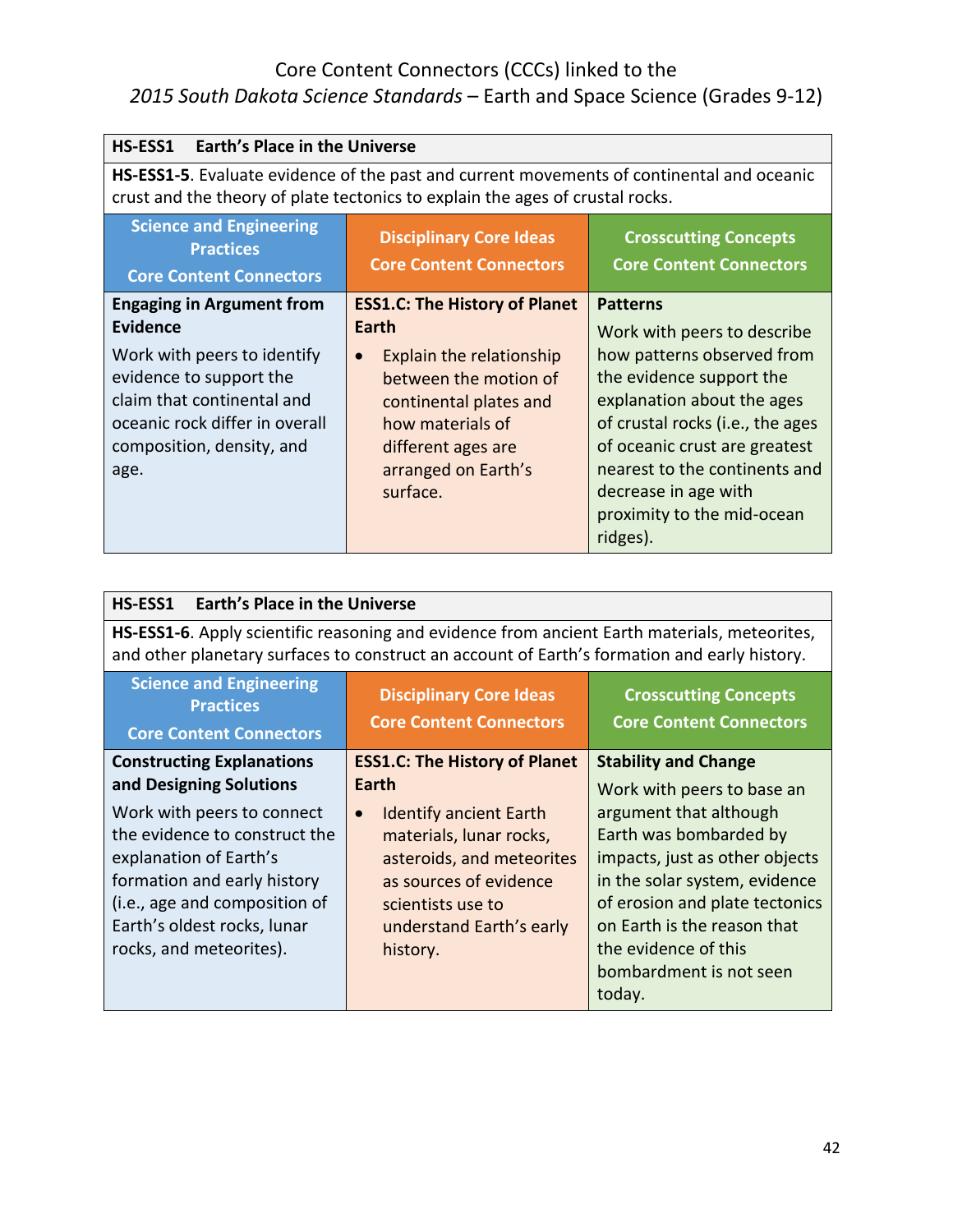# Core Content Connectors (CCCs) linked to the *2015 South Dakota Science Standards* – Earth and Space Science (Grades 9-12)

| **HS-ESS1 Earth's Place in the Universe** | | |
|---|---|---|
| **HS-ESS1-5**. Evaluate evidence of the past and current movements of continental and oceanic crust and the theory of plate tectonics to explain the ages of crustal rocks. | | |
| **Science and Engineering Practices Core Content Connectors** | **Disciplinary Core Ideas Core Content Connectors** | **Crosscutting Concepts Core Content Connectors** |
| **Engaging in Argument from Evidence**<br>Work with peers to identify evidence to support the claim that continental and oceanic rock differ in overall composition, density, and age. | **ESS1.C: The History of Planet Earth**<br>• Explain the relationship between the motion of continental plates and how materials of different ages are arranged on Earth's surface. | **Patterns**<br>Work with peers to describe how patterns observed from the evidence support the explanation about the ages of crustal rocks (i.e., the ages of oceanic crust are greatest nearest to the continents and decrease in age with proximity to the mid-ocean ridges). |

| **HS-ESS1 Earth's Place in the Universe** | | |
|---|---|---|
| **HS-ESS1-6**. Apply scientific reasoning and evidence from ancient Earth materials, meteorites, and other planetary surfaces to construct an account of Earth's formation and early history. | | |
| **Science and Engineering Practices Core Content Connectors** | **Disciplinary Core Ideas Core Content Connectors** | **Crosscutting Concepts Core Content Connectors** |
| **Constructing Explanations and Designing Solutions**<br>Work with peers to connect the evidence to construct the explanation of Earth's formation and early history (i.e., age and composition of Earth's oldest rocks, lunar rocks, and meteorites). | **ESS1.C: The History of Planet Earth**<br>• Identify ancient Earth materials, lunar rocks, asteroids, and meteorites as sources of evidence scientists use to understand Earth's early history. | **Stability and Change**<br>Work with peers to base an argument that although Earth was bombarded by impacts, just as other objects in the solar system, evidence of erosion and plate tectonics on Earth is the reason that the evidence of this bombardment is not seen today. |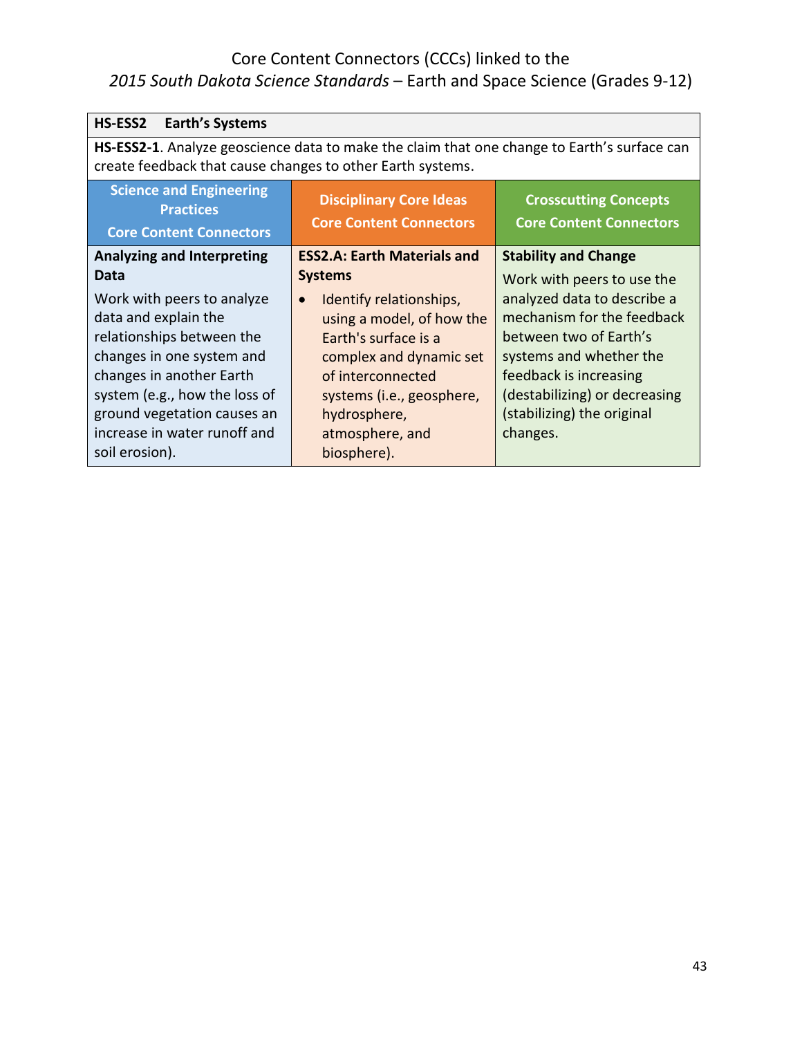# Core Content Connectors (CCCs) linked to the *2015 South Dakota Science Standards* – Earth and Space Science (Grades 9-12)

| **HS-ESS2 Earth's Systems** | | |
|---|---|---|
| **HS-ESS2-1**. Analyze geoscience data to make the claim that one change to Earth's surface can create feedback that cause changes to other Earth systems. | | |
| **Science and Engineering Practices Core Content Connectors** | **Disciplinary Core Ideas Core Content Connectors** | **Crosscutting Concepts Core Content Connectors** |
| **Analyzing and Interpreting Data** Work with peers to analyze data and explain the relationships between the changes in one system and changes in another Earth system (e.g., how the loss of ground vegetation causes an increase in water runoff and soil erosion). | **ESS2.A: Earth Materials and Systems** • Identify relationships, using a model, of how the Earth's surface is a complex and dynamic set of interconnected systems (i.e., geosphere, hydrosphere, atmosphere, and biosphere). | **Stability and Change** Work with peers to use the analyzed data to describe a mechanism for the feedback between two of Earth's systems and whether the feedback is increasing (destabilizing) or decreasing (stabilizing) the original changes. |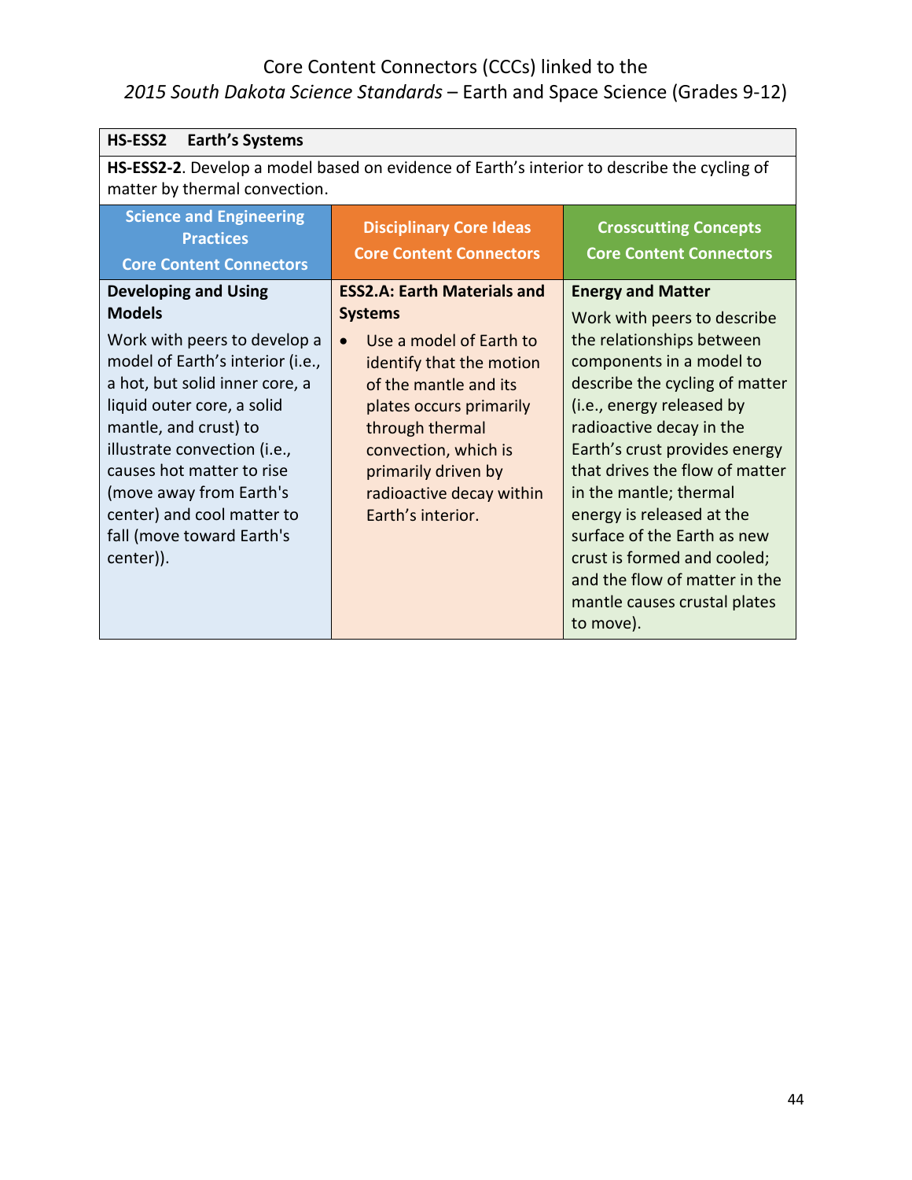Core Content Connectors (CCCs) linked to the
*2015 South Dakota Science Standards* – Earth and Space Science (Grades 9-12)

| **HS-ESS2 Earth's Systems** | | |
|---|---|---|
| **HS-ESS2-2**. Develop a model based on evidence of Earth's interior to describe the cycling of matter by thermal convection. | | |
| **Science and Engineering Practices Core Content Connectors** | **Disciplinary Core Ideas Core Content Connectors** | **Crosscutting Concepts Core Content Connectors** |
| **Developing and Using Models**<br>Work with peers to develop a model of Earth's interior (i.e., a hot, but solid inner core, a liquid outer core, a solid mantle, and crust) to illustrate convection (i.e., causes hot matter to rise (move away from Earth's center) and cool matter to fall (move toward Earth's center)). | **ESS2.A: Earth Materials and Systems**<br>• Use a model of Earth to identify that the motion of the mantle and its plates occurs primarily through thermal convection, which is primarily driven by radioactive decay within Earth's interior. | **Energy and Matter**<br>Work with peers to describe the relationships between components in a model to describe the cycling of matter (i.e., energy released by radioactive decay in the Earth's crust provides energy that drives the flow of matter in the mantle; thermal energy is released at the surface of the Earth as new crust is formed and cooled; and the flow of matter in the mantle causes crustal plates to move). |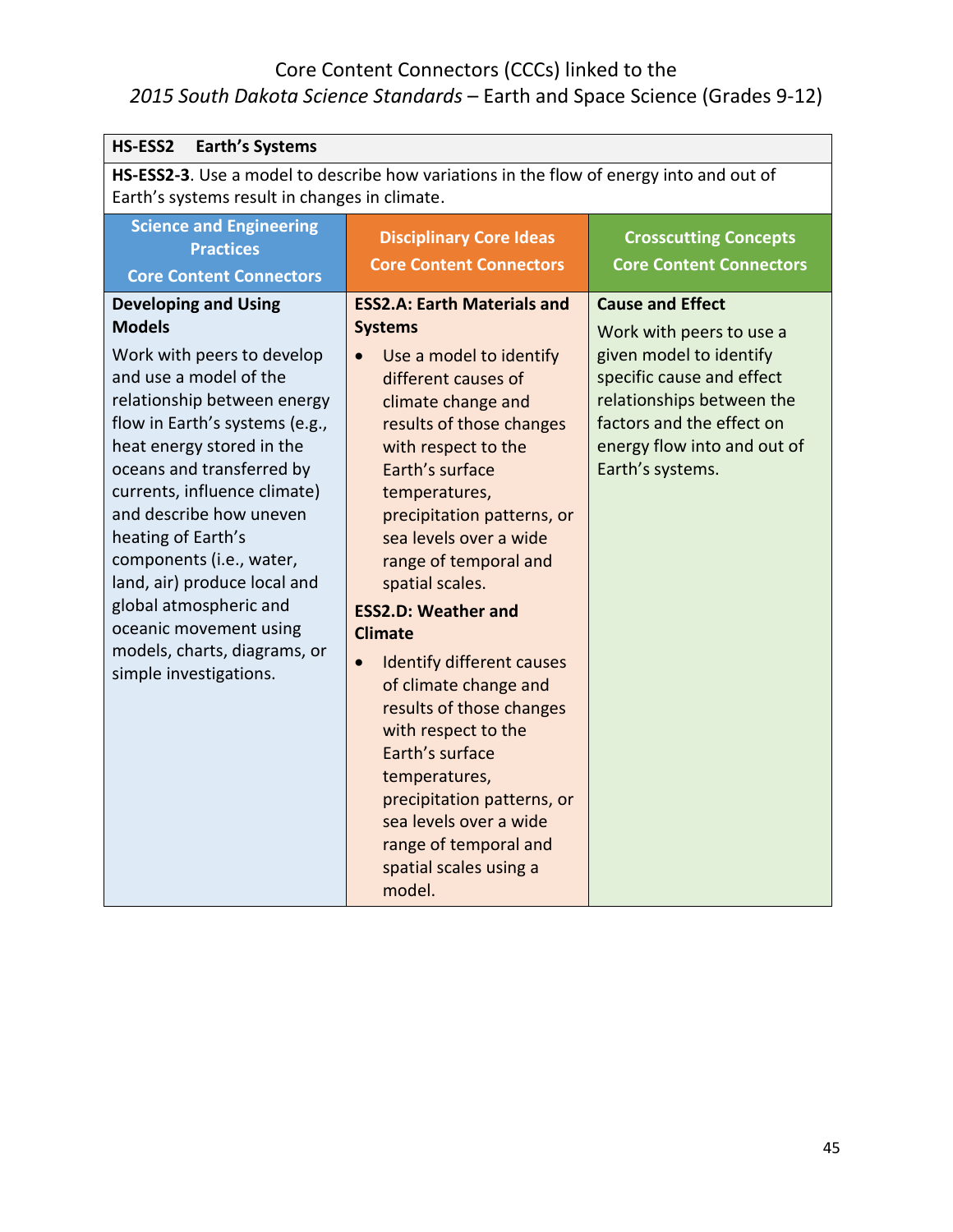# Core Content Connectors (CCCs) linked to the *2015 South Dakota Science Standards* – Earth and Space Science (Grades 9-12)

| **HS-ESS2 Earth's Systems** | | |
|---|---|---|
| **HS-ESS2-3**. Use a model to describe how variations in the flow of energy into and out of Earth's systems result in changes in climate. | | |
| **Science and Engineering Practices Core Content Connectors** | **Disciplinary Core Ideas Core Content Connectors** | **Crosscutting Concepts Core Content Connectors** |
| **Developing and Using Models**<br>Work with peers to develop and use a model of the relationship between energy flow in Earth's systems (e.g., heat energy stored in the oceans and transferred by currents, influence climate) and describe how uneven heating of Earth's components (i.e., water, land, air) produce local and global atmospheric and oceanic movement using models, charts, diagrams, or simple investigations. | **ESS2.A: Earth Materials and Systems**<br>• Use a model to identify different causes of climate change and results of those changes with respect to the Earth's surface temperatures, precipitation patterns, or sea levels over a wide range of temporal and spatial scales.<br>**ESS2.D: Weather and Climate**<br>• Identify different causes of climate change and results of those changes with respect to the Earth's surface temperatures, precipitation patterns, or sea levels over a wide range of temporal and spatial scales using a model. | **Cause and Effect**<br>Work with peers to use a given model to identify specific cause and effect relationships between the factors and the effect on energy flow into and out of Earth's systems. |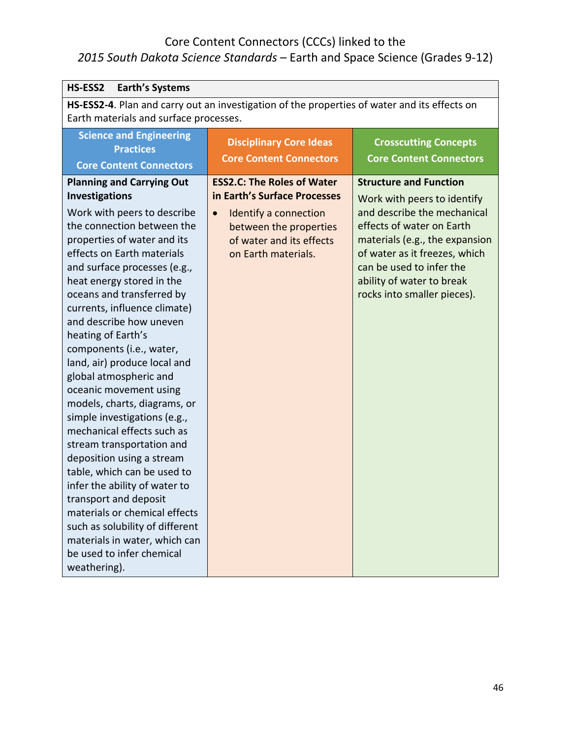Core Content Connectors (CCCs) linked to the
*2015 South Dakota Science Standards* – Earth and Space Science (Grades 9-12)

| **HS-ESS2 Earth's Systems** | | |
|---|---|---|
| **HS-ESS2-4**. Plan and carry out an investigation of the properties of water and its effects on Earth materials and surface processes. | | |
| **Science and Engineering Practices Core Content Connectors** | **Disciplinary Core Ideas Core Content Connectors** | **Crosscutting Concepts Core Content Connectors** |
| **Planning and Carrying Out Investigations**<br>Work with peers to describe the connection between the properties of water and its effects on Earth materials and surface processes (e.g., heat energy stored in the oceans and transferred by currents, influence climate) and describe how uneven heating of Earth's components (i.e., water, land, air) produce local and global atmospheric and oceanic movement using models, charts, diagrams, or simple investigations (e.g., mechanical effects such as stream transportation and deposition using a stream table, which can be used to infer the ability of water to transport and deposit materials or chemical effects such as solubility of different materials in water, which can be used to infer chemical weathering). | **ESS2.C: The Roles of Water in Earth's Surface Processes**<br>• Identify a connection between the properties of water and its effects on Earth materials. | **Structure and Function**<br>Work with peers to identify and describe the mechanical effects of water on Earth materials (e.g., the expansion of water as it freezes, which can be used to infer the ability of water to break rocks into smaller pieces). |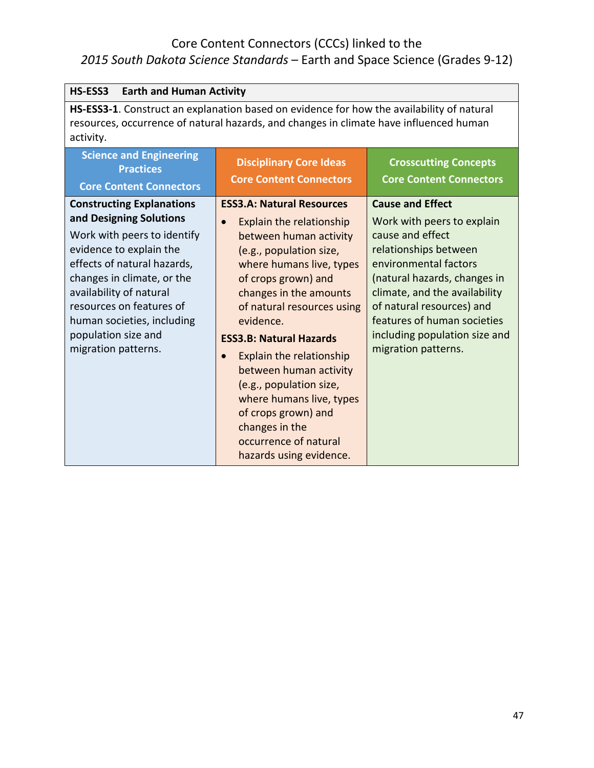Core Content Connectors (CCCs) linked to the
*2015 South Dakota Science Standards* – Earth and Space Science (Grades 9-12)

| **HS-ESS3 Earth and Human Activity** | | |
|---|---|---|
| **HS-ESS3-1**. Construct an explanation based on evidence for how the availability of natural resources, occurrence of natural hazards, and changes in climate have influenced human activity. | | |
| **Science and Engineering Practices**<br><br>**Core Content Connectors** | **Disciplinary Core Ideas**<br><br>**Core Content Connectors** | **Crosscutting Concepts**<br><br>**Core Content Connectors** |
| **Constructing Explanations and Designing Solutions**<br><br>Work with peers to identify evidence to explain the effects of natural hazards, changes in climate, or the availability of natural resources on features of human societies, including population size and migration patterns. | **ESS3.A: Natural Resources**<br><br>• Explain the relationship between human activity (e.g., population size, where humans live, types of crops grown) and changes in the amounts of natural resources using evidence.<br><br>**ESS3.B: Natural Hazards**<br><br>• Explain the relationship between human activity (e.g., population size, where humans live, types of crops grown) and changes in the occurrence of natural hazards using evidence. | **Cause and Effect**<br><br>Work with peers to explain cause and effect relationships between environmental factors (natural hazards, changes in climate, and the availability of natural resources) and features of human societies including population size and migration patterns. |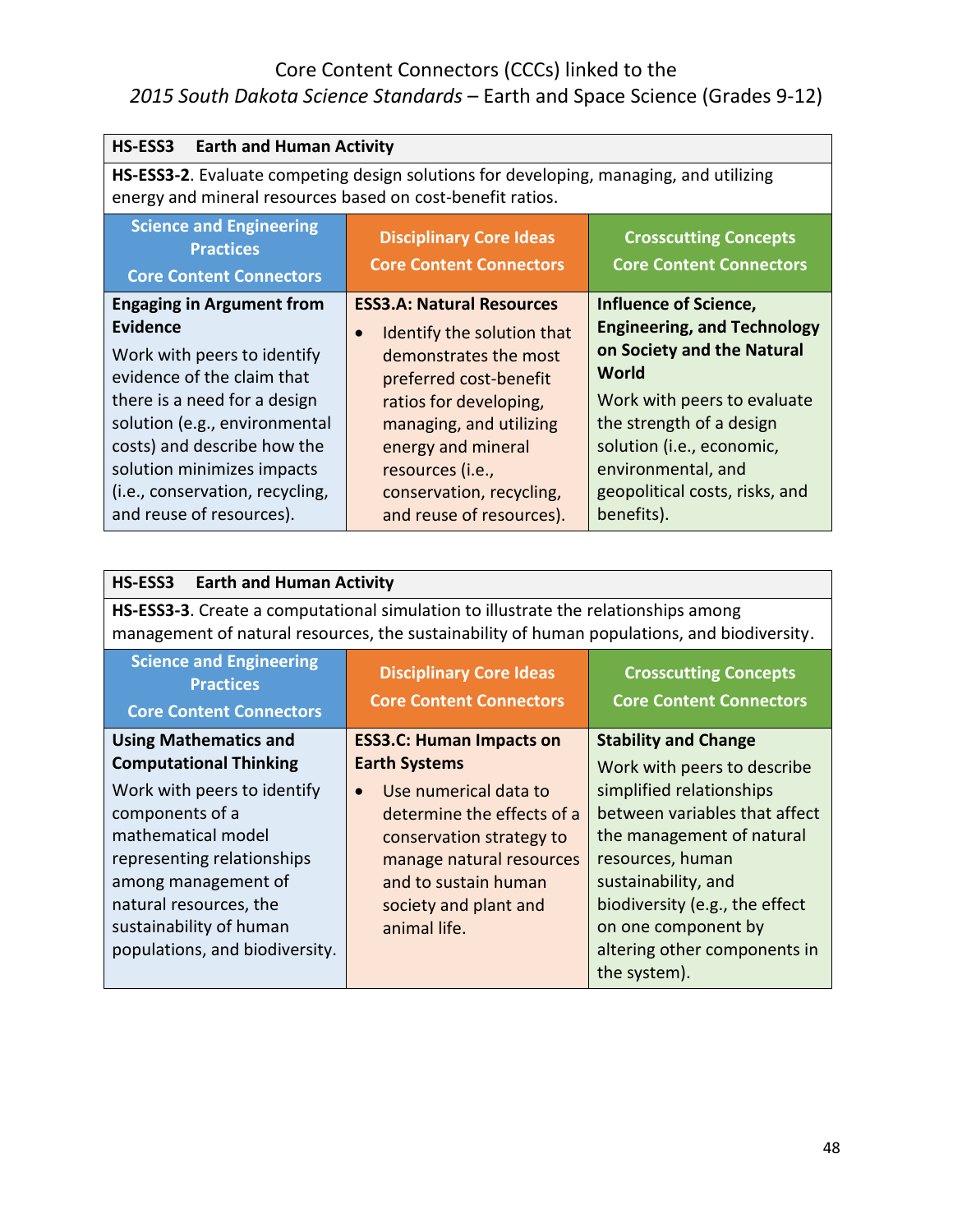Core Content Connectors (CCCs) linked to the
*2015 South Dakota Science Standards* – Earth and Space Science (Grades 9-12)

| **HS-ESS3 Earth and Human Activity** | | |
|---|---|---|
| **HS-ESS3-2**. Evaluate competing design solutions for developing, managing, and utilizing energy and mineral resources based on cost-benefit ratios. | | |
| **Science and Engineering Practices Core Content Connectors** | **Disciplinary Core Ideas Core Content Connectors** | **Crosscutting Concepts Core Content Connectors** |
| **Engaging in Argument from Evidence** Work with peers to identify evidence of the claim that there is a need for a design solution (e.g., environmental costs) and describe how the solution minimizes impacts (i.e., conservation, recycling, and reuse of resources). | **ESS3.A: Natural Resources** • Identify the solution that demonstrates the most preferred cost-benefit ratios for developing, managing, and utilizing energy and mineral resources (i.e., conservation, recycling, and reuse of resources). | **Influence of Science, Engineering, and Technology on Society and the Natural World** Work with peers to evaluate the strength of a design solution (i.e., economic, environmental, and geopolitical costs, risks, and benefits). |

| **HS-ESS3 Earth and Human Activity** | | |
|---|---|---|
| **HS-ESS3-3**. Create a computational simulation to illustrate the relationships among management of natural resources, the sustainability of human populations, and biodiversity. | | |
| **Science and Engineering Practices Core Content Connectors** | **Disciplinary Core Ideas Core Content Connectors** | **Crosscutting Concepts Core Content Connectors** |
| **Using Mathematics and Computational Thinking** Work with peers to identify components of a mathematical model representing relationships among management of natural resources, the sustainability of human populations, and biodiversity. | **ESS3.C: Human Impacts on Earth Systems** • Use numerical data to determine the effects of a conservation strategy to manage natural resources and to sustain human society and plant and animal life. | **Stability and Change** Work with peers to describe simplified relationships between variables that affect the management of natural resources, human sustainability, and biodiversity (e.g., the effect on one component by altering other components in the system). |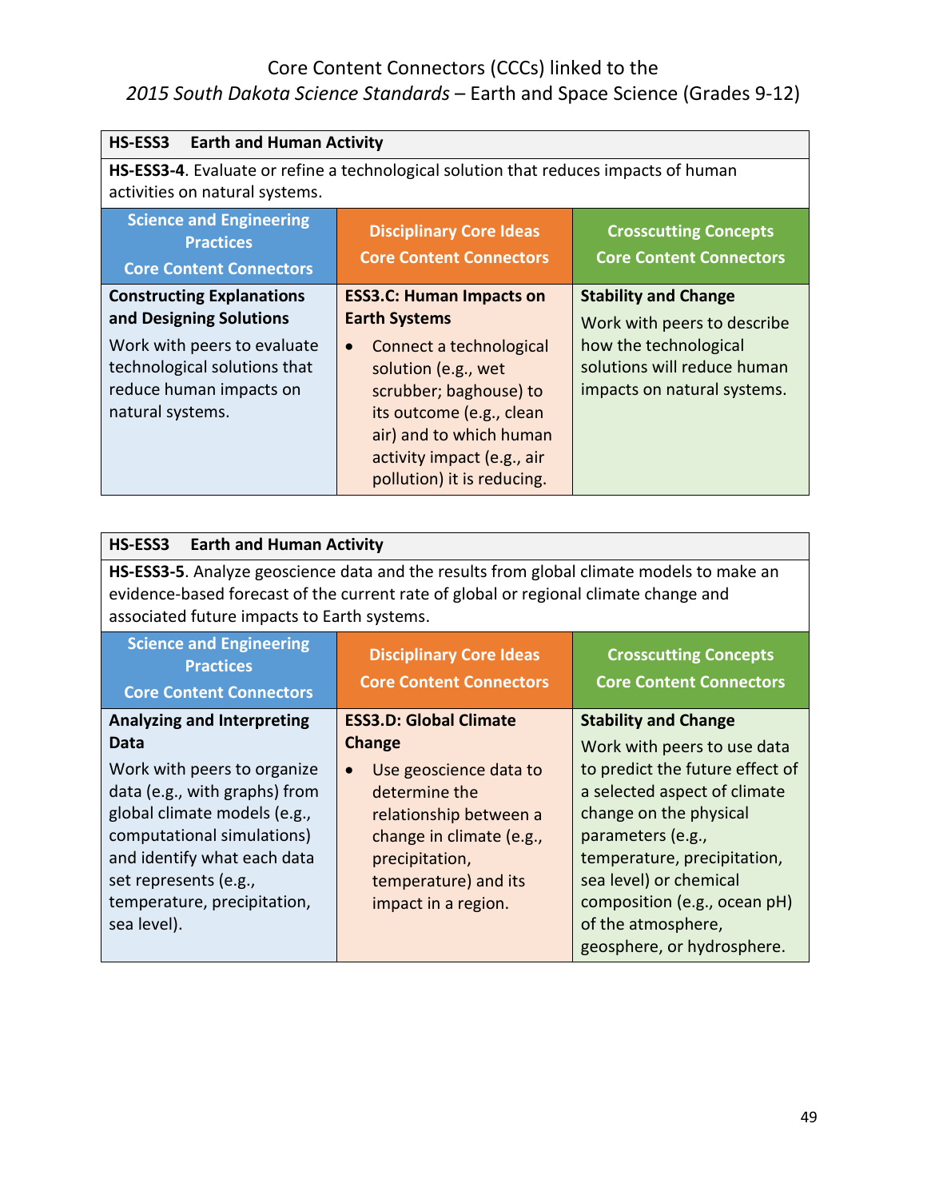# Core Content Connectors (CCCs) linked to the *2015 South Dakota Science Standards* – Earth and Space Science (Grades 9-12)

| **HS-ESS3 Earth and Human Activity** | | |
|---|---|---|
| **HS-ESS3-4**. Evaluate or refine a technological solution that reduces impacts of human activities on natural systems. | | |
| **Science and Engineering Practices Core Content Connectors** | **Disciplinary Core Ideas Core Content Connectors** | **Crosscutting Concepts Core Content Connectors** |
| **Constructing Explanations and Designing Solutions**<br>Work with peers to evaluate technological solutions that reduce human impacts on natural systems. | **ESS3.C: Human Impacts on Earth Systems**<br>• Connect a technological solution (e.g., wet scrubber; baghouse) to its outcome (e.g., clean air) and to which human activity impact (e.g., air pollution) it is reducing. | **Stability and Change**<br>Work with peers to describe how the technological solutions will reduce human impacts on natural systems. |

| **HS-ESS3 Earth and Human Activity** | | |
|---|---|---|
| **HS-ESS3-5**. Analyze geoscience data and the results from global climate models to make an evidence-based forecast of the current rate of global or regional climate change and associated future impacts to Earth systems. | | |
| **Science and Engineering Practices Core Content Connectors** | **Disciplinary Core Ideas Core Content Connectors** | **Crosscutting Concepts Core Content Connectors** |
| **Analyzing and Interpreting Data**<br>Work with peers to organize data (e.g., with graphs) from global climate models (e.g., computational simulations) and identify what each data set represents (e.g., temperature, precipitation, sea level). | **ESS3.D: Global Climate Change**<br>• Use geoscience data to determine the relationship between a change in climate (e.g., precipitation, temperature) and its impact in a region. | **Stability and Change**<br>Work with peers to use data to predict the future effect of a selected aspect of climate change on the physical parameters (e.g., temperature, precipitation, sea level) or chemical composition (e.g., ocean pH) of the atmosphere, geosphere, or hydrosphere. |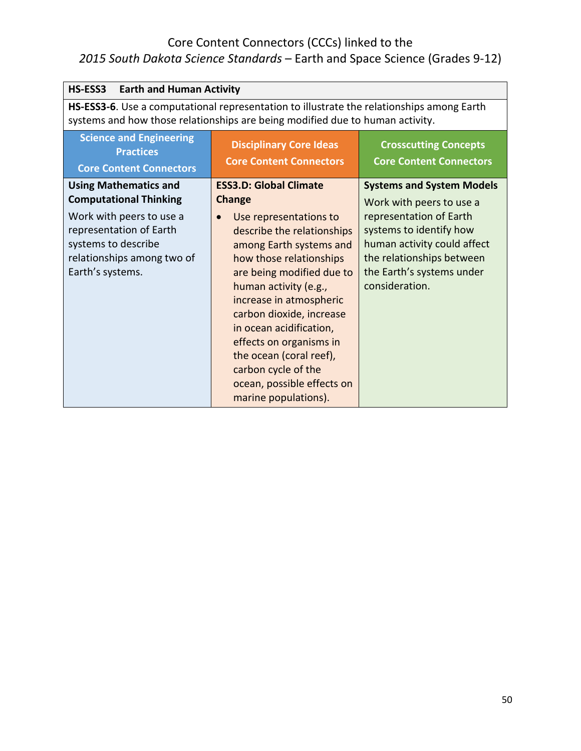Core Content Connectors (CCCs) linked to the
*2015 South Dakota Science Standards* – Earth and Space Science (Grades 9-12)

| **HS-ESS3 Earth and Human Activity** | | |
|---|---|---|
| **HS-ESS3-6**. Use a computational representation to illustrate the relationships among Earth systems and how those relationships are being modified due to human activity. | | |
| **Science and Engineering Practices Core Content Connectors** | **Disciplinary Core Ideas Core Content Connectors** | **Crosscutting Concepts Core Content Connectors** |
| **Using Mathematics and Computational Thinking**<br>Work with peers to use a representation of Earth systems to describe relationships among two of Earth's systems. | **ESS3.D: Global Climate Change**<br>• Use representations to describe the relationships among Earth systems and how those relationships are being modified due to human activity (e.g., increase in atmospheric carbon dioxide, increase in ocean acidification, effects on organisms in the ocean (coral reef), carbon cycle of the ocean, possible effects on marine populations). | **Systems and System Models**<br>Work with peers to use a representation of Earth systems to identify how human activity could affect the relationships between the Earth's systems under consideration. |